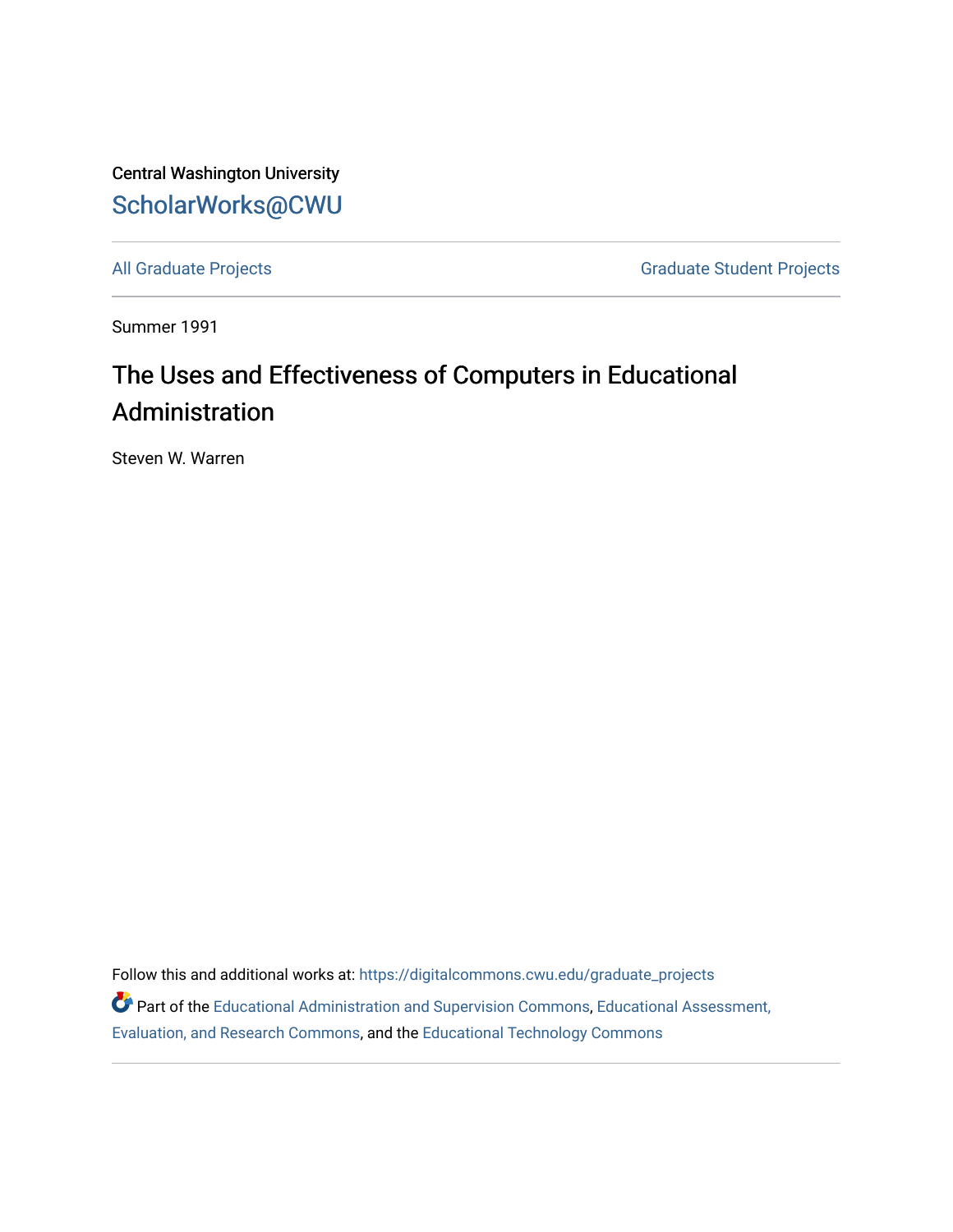Central Washington University

ScholarWorks@CWU

All Graduate Projects

Graduate Student Projects

Summer 1991

# The Uses and Effectiveness of Computers in Educational Administration

Steven W. Warren

Follow this and additional works at: https://digitalcommons.cwu.edu/graduate_projects

Part of the Educational Administration and Supervision Commons, Educational Assessment, Evaluation, and Research Commons, and the Educational Technology Commons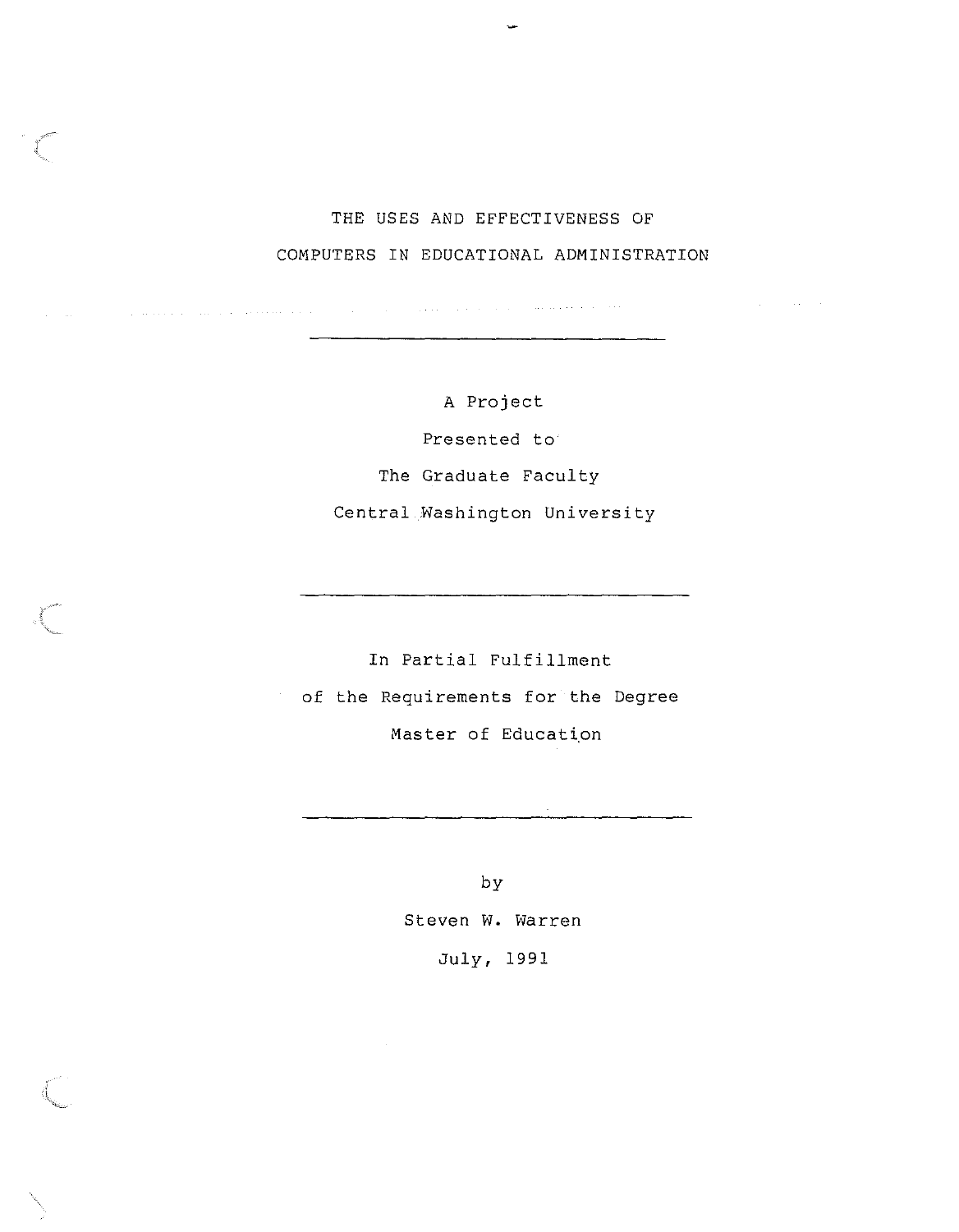# THE USES AND EFFECTIVENESS OF COMPUTERS IN EDUCATIONAL ADMINISTRATION

---

A Project

Presented to

The Graduate Faculty

Central Washington University

---

In Partial Fulfillment

of the Requirements for the Degree

Master of Education

---

by

Steven W. Warren

July, 1991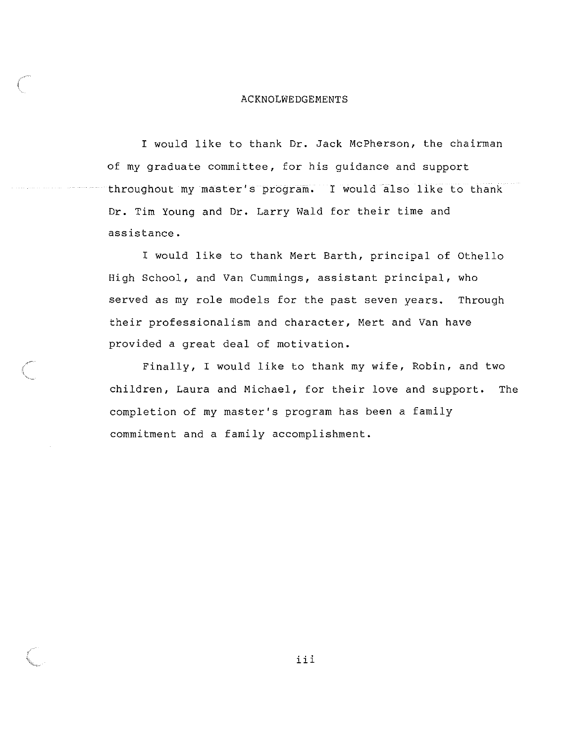# ACKNOLWEDGEMENTS

I would like to thank Dr. Jack McPherson, the chairman of my graduate committee, for his guidance and support throughout my master's program. I would also like to thank Dr. Tim Young and Dr. Larry Wald for their time and assistance.

I would like to thank Mert Barth, principal of Othello High School, and Van Cummings, assistant principal, who served as my role models for the past seven years. Through their professionalism and character, Mert and Van have provided a great deal of motivation.

Finally, I would like to thank my wife, Robin, and two children, Laura and Michael, for their love and support. The completion of my master's program has been a family commitment and a family accomplishment.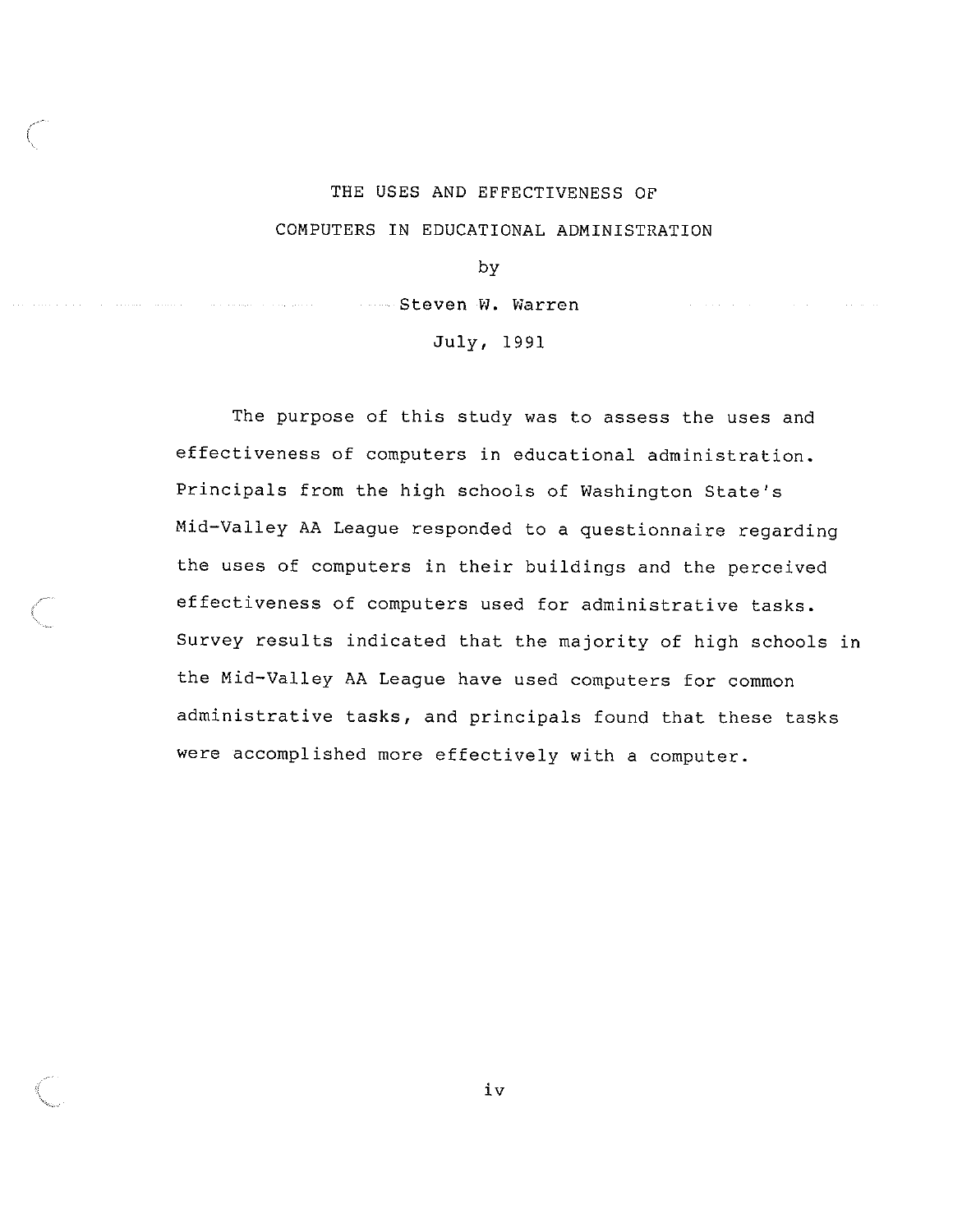# THE USES AND EFFECTIVENESS OF COMPUTERS IN EDUCATIONAL ADMINISTRATION

by

Steven W. Warren

July, 1991

The purpose of this study was to assess the uses and effectiveness of computers in educational administration. Principals from the high schools of Washington State's Mid-Valley AA League responded to a questionnaire regarding the uses of computers in their buildings and the perceived effectiveness of computers used for administrative tasks. Survey results indicated that the majority of high schools in the Mid-Valley AA League have used computers for common administrative tasks, and principals found that these tasks were accomplished more effectively with a computer.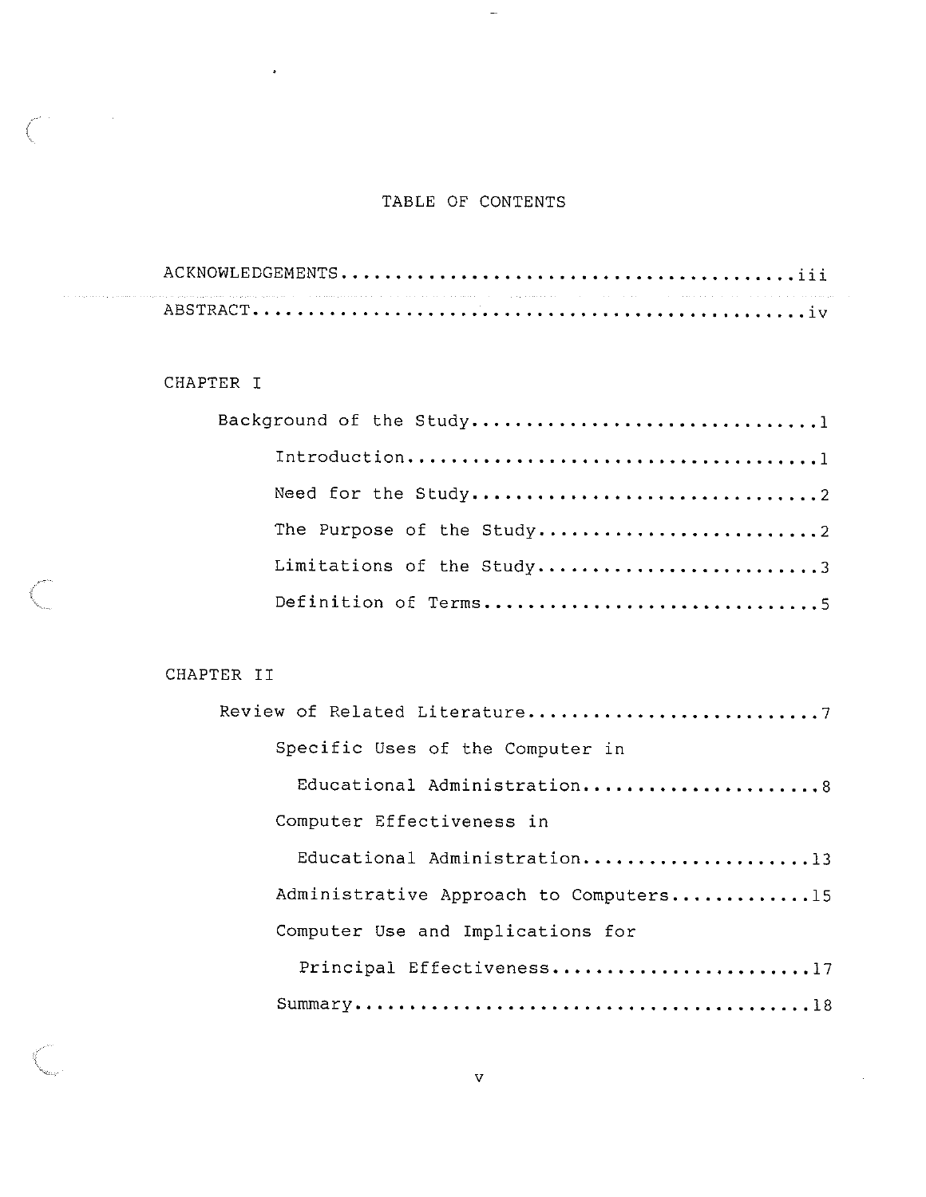# TABLE OF CONTENTS

ACKNOWLEDGEMENTS..........................................iii

ABSTRACT..................................................iv

## CHAPTER I

- Background of the Study...............................1
  - Introduction.....................................1
  - Need for the Study...............................2
  - The Purpose of the Study.........................2
  - Limitations of the Study.........................3
  - Definition of Terms..............................5

## CHAPTER II

- Review of Related Literature..........................7
  - Specific Uses of the Computer in Educational Administration.....................8
  - Computer Effectiveness in Educational Administration....................13
  - Administrative Approach to Computers............15
  - Computer Use and Implications for Principal Effectiveness.......................17
  - Summary.........................................18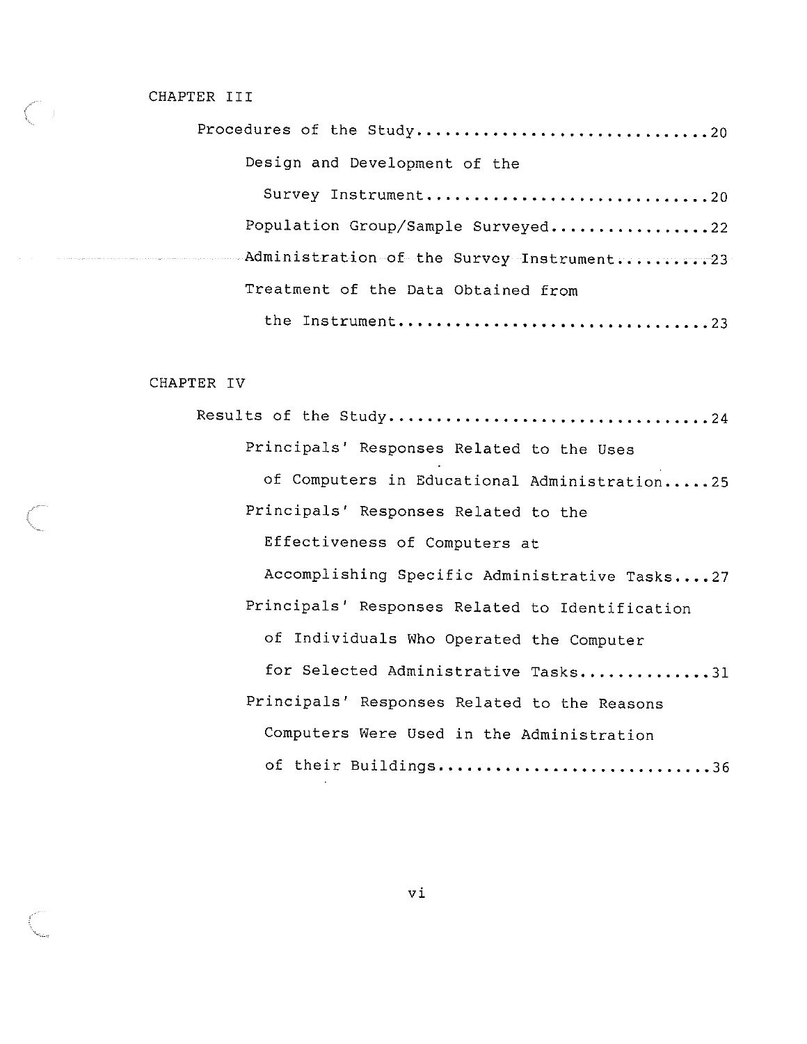CHAPTER III

Procedures of the Study..............................20

Design and Development of the Survey Instrument..............................20

Population Group/Sample Surveyed.................22

Administration of the Survey Instrument..........23

Treatment of the Data Obtained from the Instrument.................................23

CHAPTER IV

Results of the Study.................................24

Principals' Responses Related to the Uses of Computers in Educational Administration.....25

Principals' Responses Related to the Effectiveness of Computers at Accomplishing Specific Administrative Tasks....27

Principals' Responses Related to Identification of Individuals Who Operated the Computer for Selected Administrative Tasks..............31

Principals' Responses Related to the Reasons Computers Were Used in the Administration of their Buildings............................36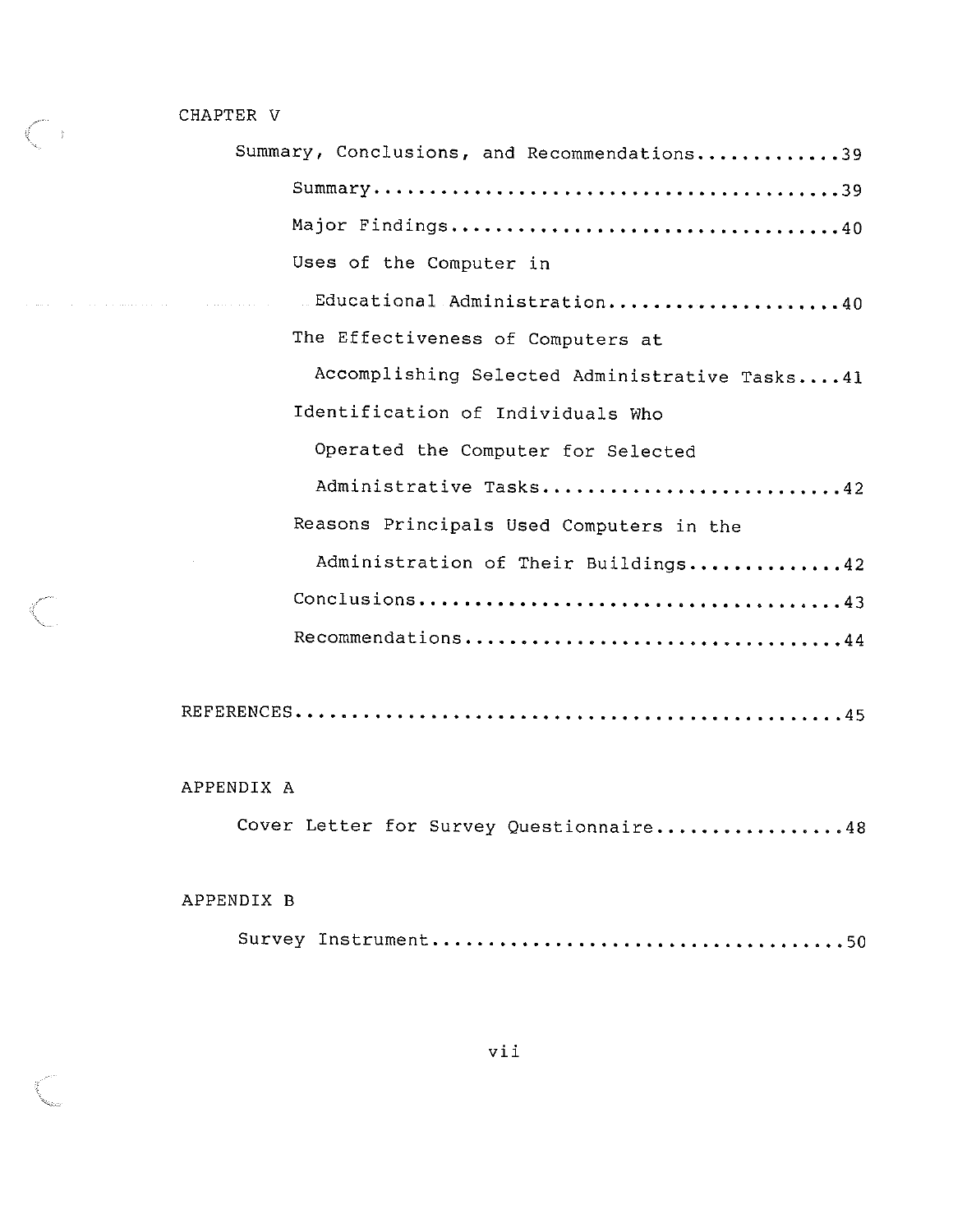CHAPTER V

Summary, Conclusions, and Recommendations............39

Summary..........................................39

Major Findings...................................40

Uses of the Computer in Educational Administration.....................40

The Effectiveness of Computers at Accomplishing Selected Administrative Tasks....41

Identification of Individuals Who Operated the Computer for Selected Administrative Tasks...........................42

Reasons Principals Used Computers in the Administration of Their Buildings..............42

Conclusions......................................43

Recommendations..................................44

REFERENCES.................................................45

APPENDIX A

Cover Letter for Survey Questionnaire.................48

APPENDIX B

Survey Instrument....................................50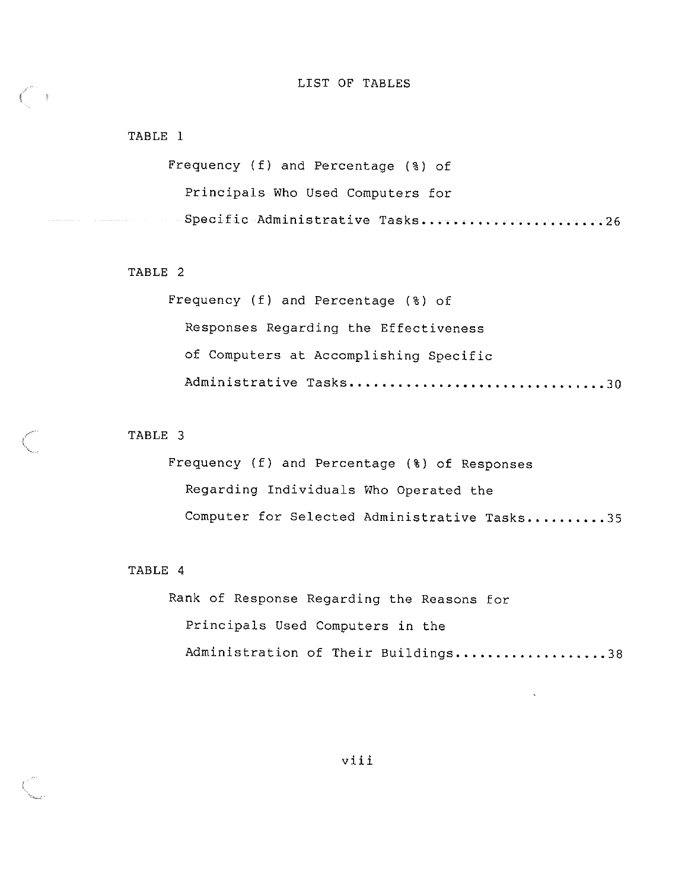# LIST OF TABLES

TABLE 1

Frequency (f) and Percentage (%) of Principals Who Used Computers for Specific Administrative Tasks........................26

TABLE 2

Frequency (f) and Percentage (%) of Responses Regarding the Effectiveness of Computers at Accomplishing Specific Administrative Tasks................................30

TABLE 3

Frequency (f) and Percentage (%) of Responses Regarding Individuals Who Operated the Computer for Selected Administrative Tasks..........35

TABLE 4

Rank of Response Regarding the Reasons for Principals Used Computers in the Administration of Their Buildings..................38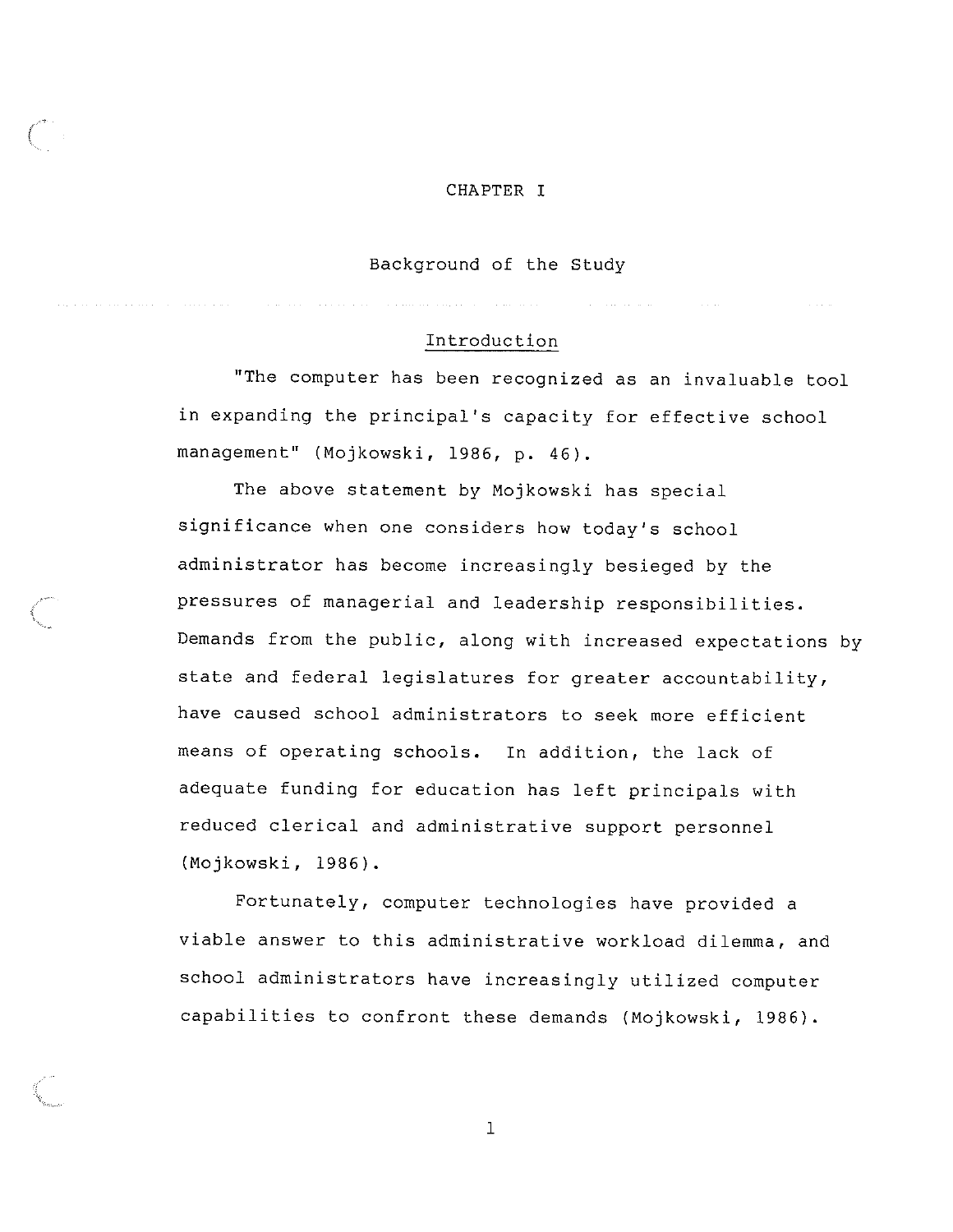# CHAPTER I

## Background of the Study

### Introduction

"The computer has been recognized as an invaluable tool in expanding the principal's capacity for effective school management" (Mojkowski, 1986, p. 46).

The above statement by Mojkowski has special significance when one considers how today's school administrator has become increasingly besieged by the pressures of managerial and leadership responsibilities. Demands from the public, along with increased expectations by state and federal legislatures for greater accountability, have caused school administrators to seek more efficient means of operating schools. In addition, the lack of adequate funding for education has left principals with reduced clerical and administrative support personnel (Mojkowski, 1986).

Fortunately, computer technologies have provided a viable answer to this administrative workload dilemma, and school administrators have increasingly utilized computer capabilities to confront these demands (Mojkowski, 1986).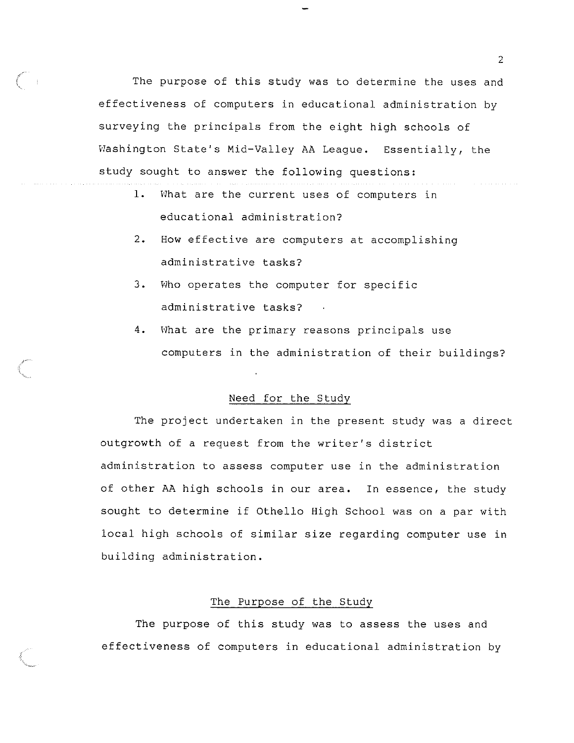The purpose of this study was to determine the uses and effectiveness of computers in educational administration by surveying the principals from the eight high schools of Washington State's Mid-Valley AA League. Essentially, the study sought to answer the following questions:

1. What are the current uses of computers in educational administration?
2. How effective are computers at accomplishing administrative tasks?
3. Who operates the computer for specific administrative tasks?
4. What are the primary reasons principals use computers in the administration of their buildings?

## Need for the Study

The project undertaken in the present study was a direct outgrowth of a request from the writer's district administration to assess computer use in the administration of other AA high schools in our area. In essence, the study sought to determine if Othello High School was on a par with local high schools of similar size regarding computer use in building administration.

## The Purpose of the Study

The purpose of this study was to assess the uses and effectiveness of computers in educational administration by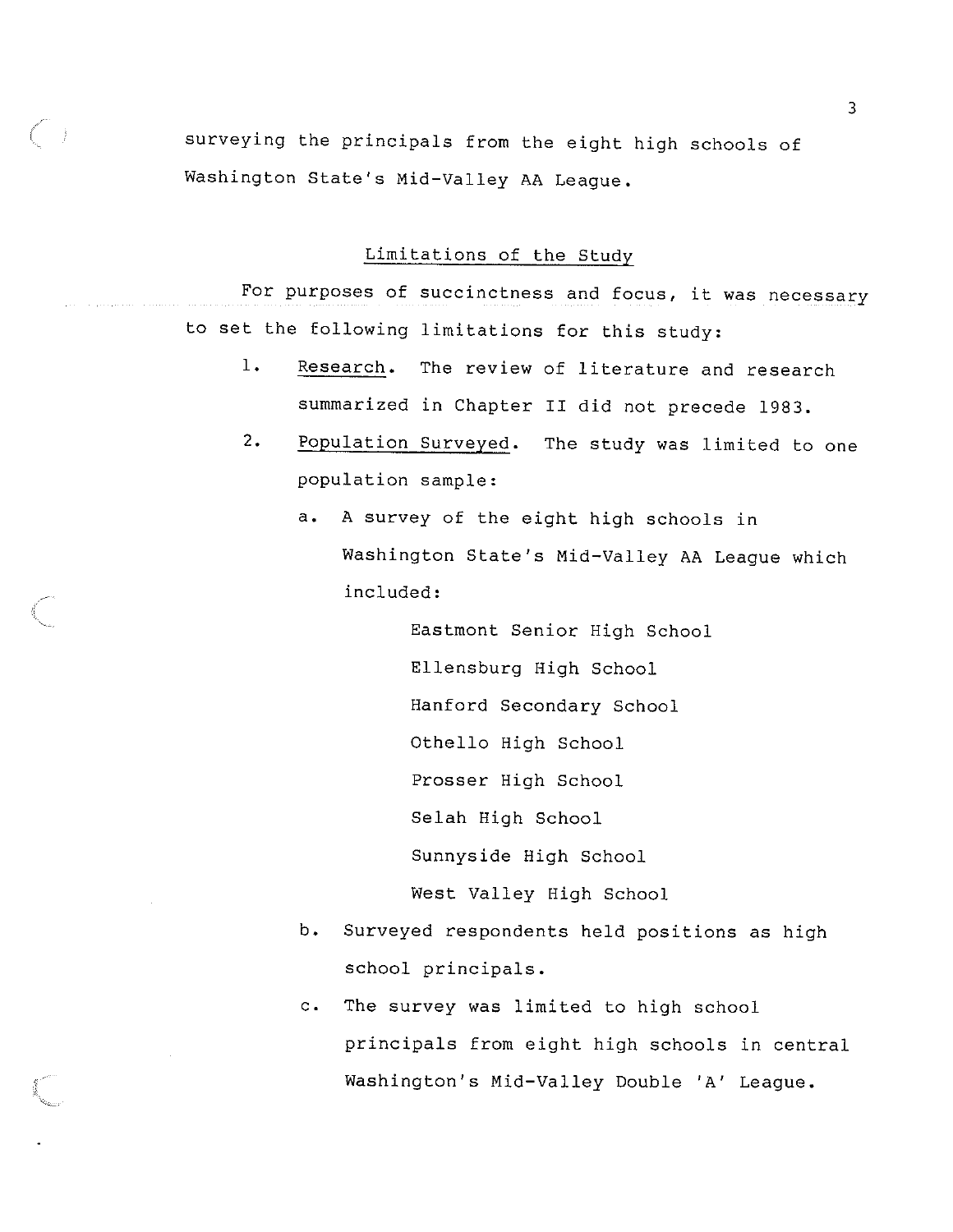surveying the principals from the eight high schools of Washington State's Mid-Valley AA League.

## Limitations of the Study

For purposes of succinctness and focus, it was necessary to set the following limitations for this study:

1. Research. The review of literature and research summarized in Chapter II did not precede 1983.
2. Population Surveyed. The study was limited to one population sample:
   a. A survey of the eight high schools in Washington State's Mid-Valley AA League which included:

      Eastmont Senior High School
      Ellensburg High School
      Hanford Secondary School
      Othello High School
      Prosser High School
      Selah High School
      Sunnyside High School
      West Valley High School

   b. Surveyed respondents held positions as high school principals.
   c. The survey was limited to high school principals from eight high schools in central Washington's Mid-Valley Double 'A' League.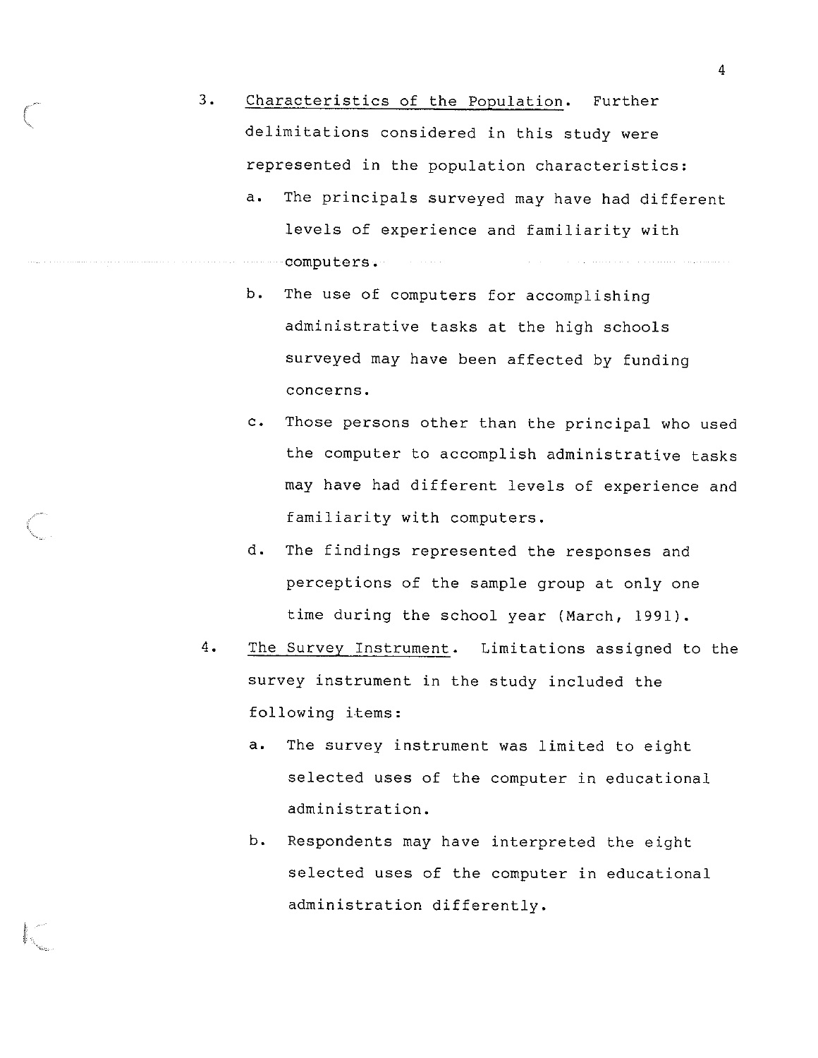3. Characteristics of the Population. Further delimitations considered in this study were represented in the population characteristics:

   a. The principals surveyed may have had different levels of experience and familiarity with computers.

   b. The use of computers for accomplishing administrative tasks at the high schools surveyed may have been affected by funding concerns.

   c. Those persons other than the principal who used the computer to accomplish administrative tasks may have had different levels of experience and familiarity with computers.

   d. The findings represented the responses and perceptions of the sample group at only one time during the school year (March, 1991).

4. The Survey Instrument. Limitations assigned to the survey instrument in the study included the following items:

   a. The survey instrument was limited to eight selected uses of the computer in educational administration.

   b. Respondents may have interpreted the eight selected uses of the computer in educational administration differently.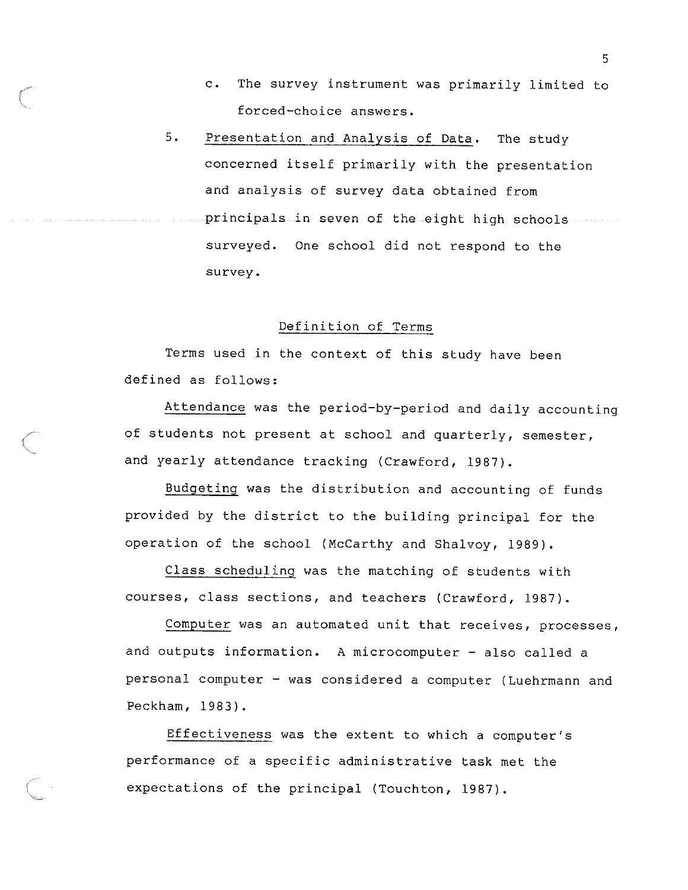c. The survey instrument was primarily limited to forced-choice answers.

5. Presentation and Analysis of Data. The study concerned itself primarily with the presentation and analysis of survey data obtained from principals in seven of the eight high schools surveyed. One school did not respond to the survey.

## Definition of Terms

Terms used in the context of this study have been defined as follows:

Attendance was the period-by-period and daily accounting of students not present at school and quarterly, semester, and yearly attendance tracking (Crawford, 1987).

Budgeting was the distribution and accounting of funds provided by the district to the building principal for the operation of the school (McCarthy and Shalvoy, 1989).

Class scheduling was the matching of students with courses, class sections, and teachers (Crawford, 1987).

Computer was an automated unit that receives, processes, and outputs information. A microcomputer - also called a personal computer - was considered a computer (Luehrmann and Peckham, 1983).

Effectiveness was the extent to which a computer's performance of a specific administrative task met the expectations of the principal (Touchton, 1987).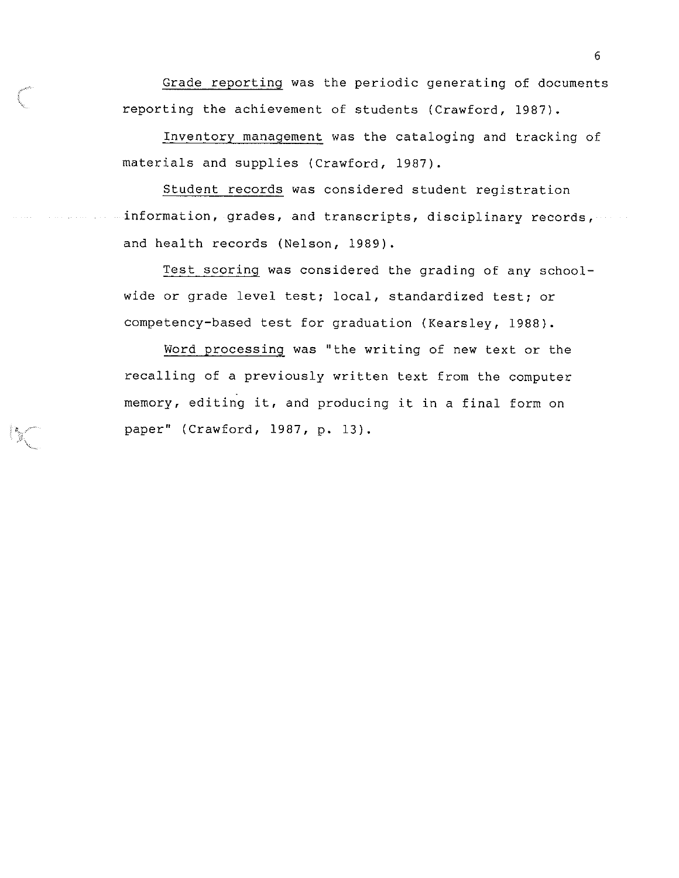Grade reporting was the periodic generating of documents reporting the achievement of students (Crawford, 1987).

Inventory management was the cataloging and tracking of materials and supplies (Crawford, 1987).

Student records was considered student registration information, grades, and transcripts, disciplinary records, and health records (Nelson, 1989).

Test scoring was considered the grading of any school-wide or grade level test; local, standardized test; or competency-based test for graduation (Kearsley, 1988).

Word processing was "the writing of new text or the recalling of a previously written text from the computer memory, editing it, and producing it in a final form on paper" (Crawford, 1987, p. 13).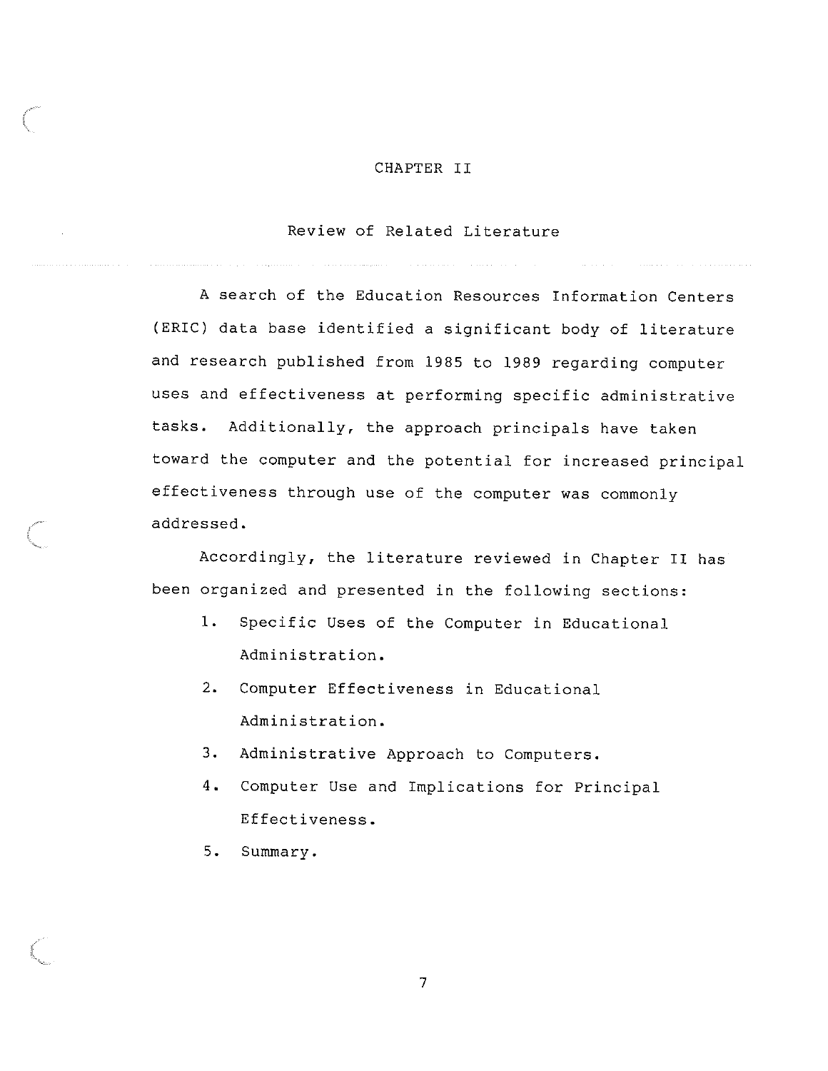# CHAPTER II

## Review of Related Literature

A search of the Education Resources Information Centers (ERIC) data base identified a significant body of literature and research published from 1985 to 1989 regarding computer uses and effectiveness at performing specific administrative tasks. Additionally, the approach principals have taken toward the computer and the potential for increased principal effectiveness through use of the computer was commonly addressed.

Accordingly, the literature reviewed in Chapter II has been organized and presented in the following sections:

1. Specific Uses of the Computer in Educational Administration.
2. Computer Effectiveness in Educational Administration.
3. Administrative Approach to Computers.
4. Computer Use and Implications for Principal Effectiveness.
5. Summary.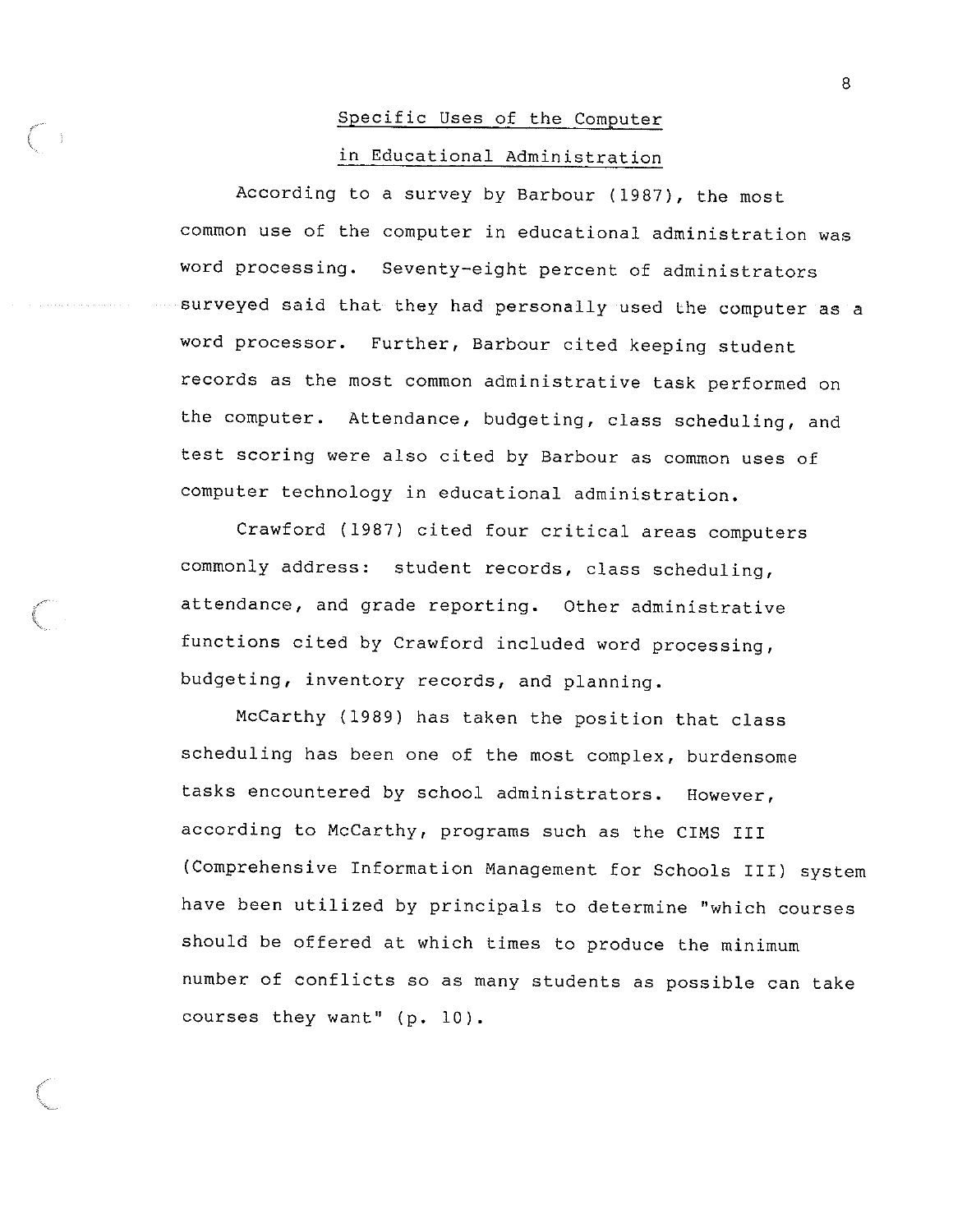## Specific Uses of the Computer in Educational Administration

According to a survey by Barbour (1987), the most common use of the computer in educational administration was word processing. Seventy-eight percent of administrators surveyed said that they had personally used the computer as a word processor. Further, Barbour cited keeping student records as the most common administrative task performed on the computer. Attendance, budgeting, class scheduling, and test scoring were also cited by Barbour as common uses of computer technology in educational administration.

Crawford (1987) cited four critical areas computers commonly address: student records, class scheduling, attendance, and grade reporting. Other administrative functions cited by Crawford included word processing, budgeting, inventory records, and planning.

McCarthy (1989) has taken the position that class scheduling has been one of the most complex, burdensome tasks encountered by school administrators. However, according to McCarthy, programs such as the CIMS III (Comprehensive Information Management for Schools III) system have been utilized by principals to determine "which courses should be offered at which times to produce the minimum number of conflicts so as many students as possible can take courses they want" (p. 10).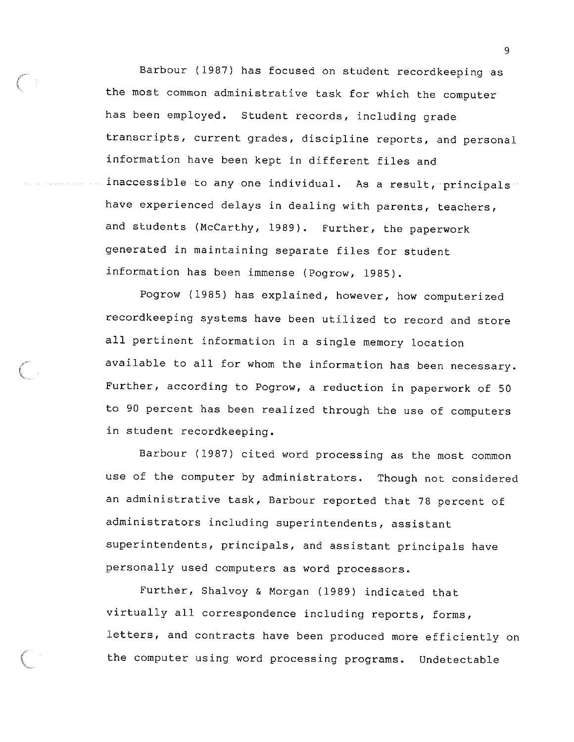Barbour (1987) has focused on student recordkeeping as the most common administrative task for which the computer has been employed. Student records, including grade transcripts, current grades, discipline reports, and personal information have been kept in different files and inaccessible to any one individual. As a result, principals have experienced delays in dealing with parents, teachers, and students (McCarthy, 1989). Further, the paperwork generated in maintaining separate files for student information has been immense (Pogrow, 1985).

Pogrow (1985) has explained, however, how computerized recordkeeping systems have been utilized to record and store all pertinent information in a single memory location available to all for whom the information has been necessary. Further, according to Pogrow, a reduction in paperwork of 50 to 90 percent has been realized through the use of computers in student recordkeeping.

Barbour (1987) cited word processing as the most common use of the computer by administrators. Though not considered an administrative task, Barbour reported that 78 percent of administrators including superintendents, assistant superintendents, principals, and assistant principals have personally used computers as word processors.

Further, Shalvoy & Morgan (1989) indicated that virtually all correspondence including reports, forms, letters, and contracts have been produced more efficiently on the computer using word processing programs. Undetectable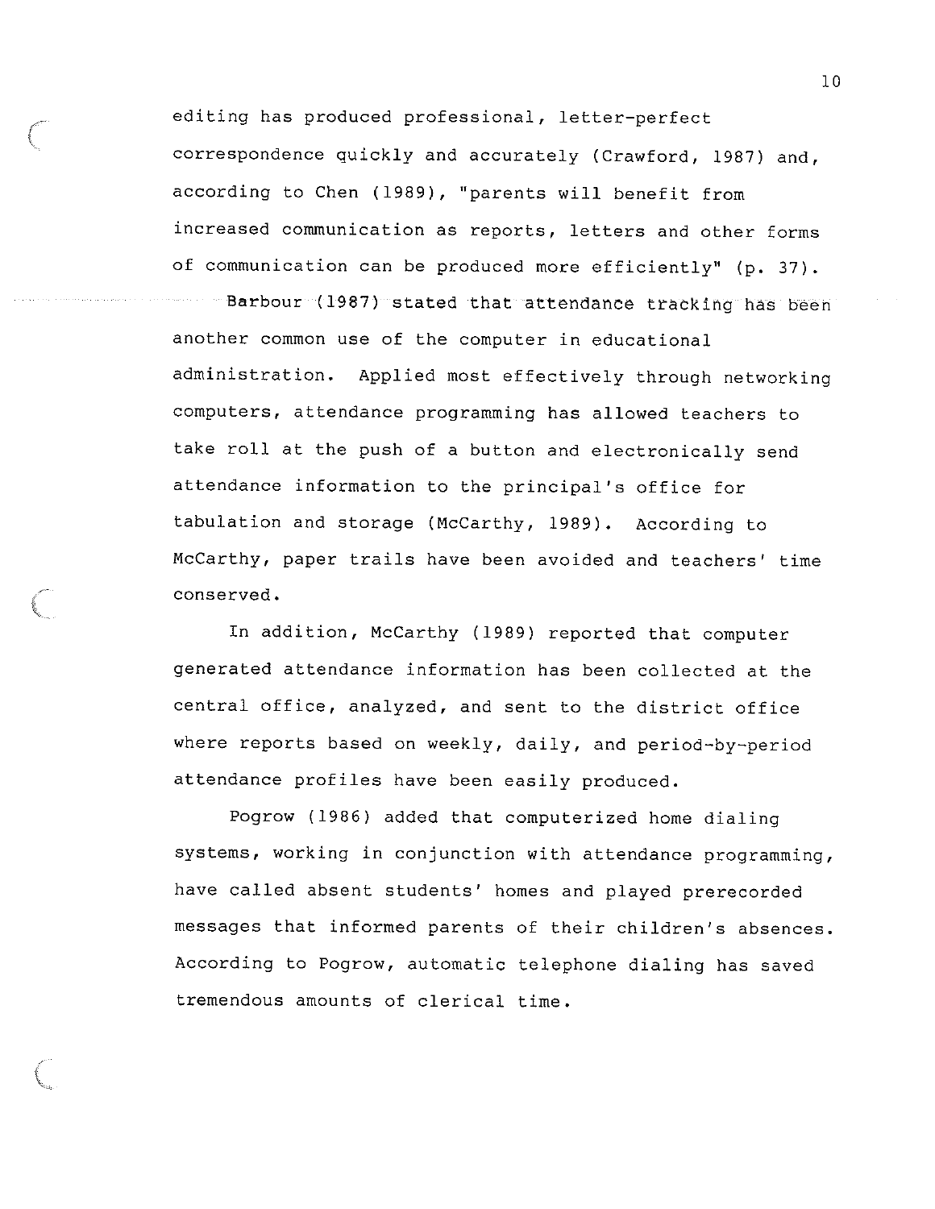editing has produced professional, letter-perfect correspondence quickly and accurately (Crawford, 1987) and, according to Chen (1989), "parents will benefit from increased communication as reports, letters and other forms of communication can be produced more efficiently" (p. 37).

Barbour (1987) stated that attendance tracking has been another common use of the computer in educational administration. Applied most effectively through networking computers, attendance programming has allowed teachers to take roll at the push of a button and electronically send attendance information to the principal's office for tabulation and storage (McCarthy, 1989). According to McCarthy, paper trails have been avoided and teachers' time conserved.

In addition, McCarthy (1989) reported that computer generated attendance information has been collected at the central office, analyzed, and sent to the district office where reports based on weekly, daily, and period-by-period attendance profiles have been easily produced.

Pogrow (1986) added that computerized home dialing systems, working in conjunction with attendance programming, have called absent students' homes and played prerecorded messages that informed parents of their children's absences. According to Pogrow, automatic telephone dialing has saved tremendous amounts of clerical time.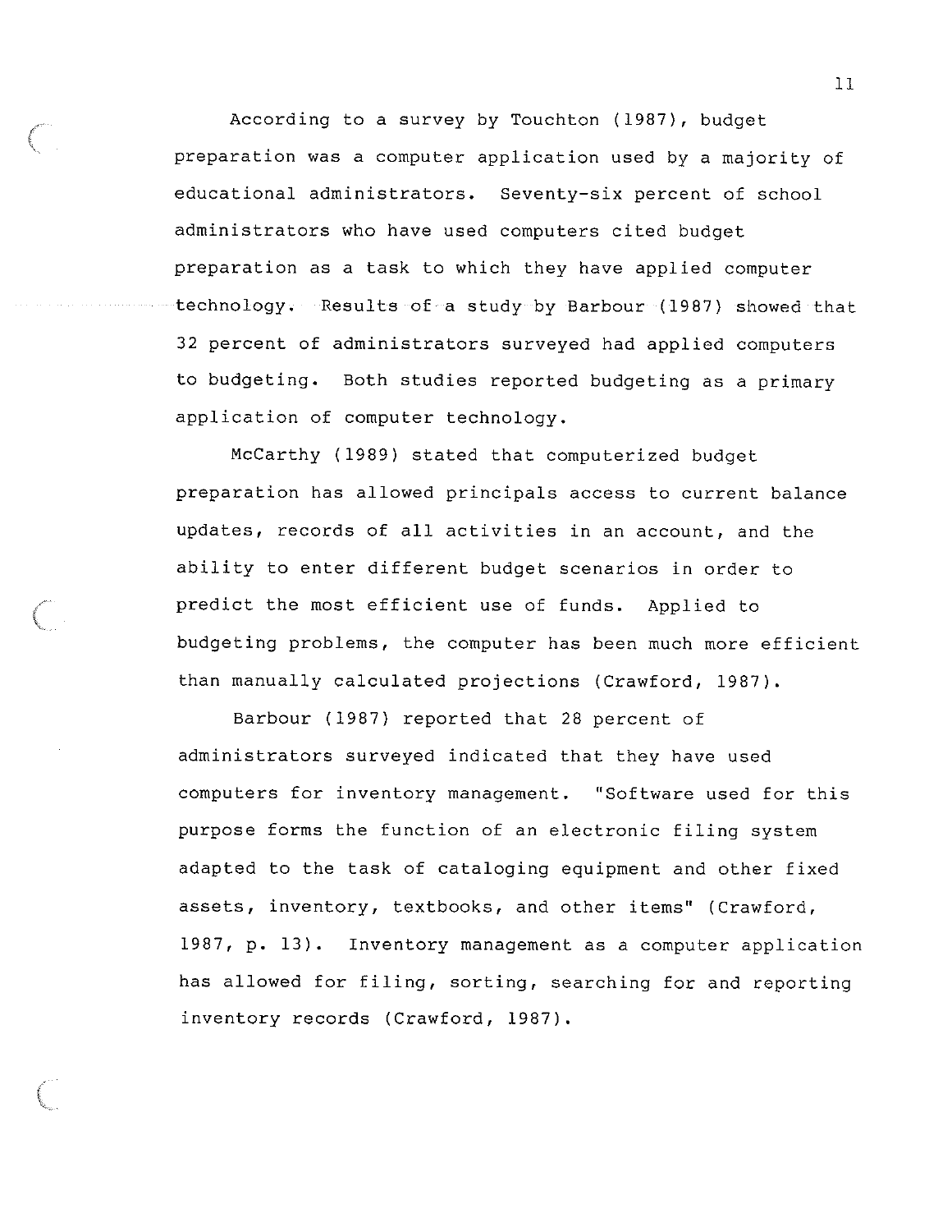According to a survey by Touchton (1987), budget preparation was a computer application used by a majority of educational administrators. Seventy-six percent of school administrators who have used computers cited budget preparation as a task to which they have applied computer technology. Results of a study by Barbour (1987) showed that 32 percent of administrators surveyed had applied computers to budgeting. Both studies reported budgeting as a primary application of computer technology.

McCarthy (1989) stated that computerized budget preparation has allowed principals access to current balance updates, records of all activities in an account, and the ability to enter different budget scenarios in order to predict the most efficient use of funds. Applied to budgeting problems, the computer has been much more efficient than manually calculated projections (Crawford, 1987).

Barbour (1987) reported that 28 percent of administrators surveyed indicated that they have used computers for inventory management. "Software used for this purpose forms the function of an electronic filing system adapted to the task of cataloging equipment and other fixed assets, inventory, textbooks, and other items" (Crawford, 1987, p. 13). Inventory management as a computer application has allowed for filing, sorting, searching for and reporting inventory records (Crawford, 1987).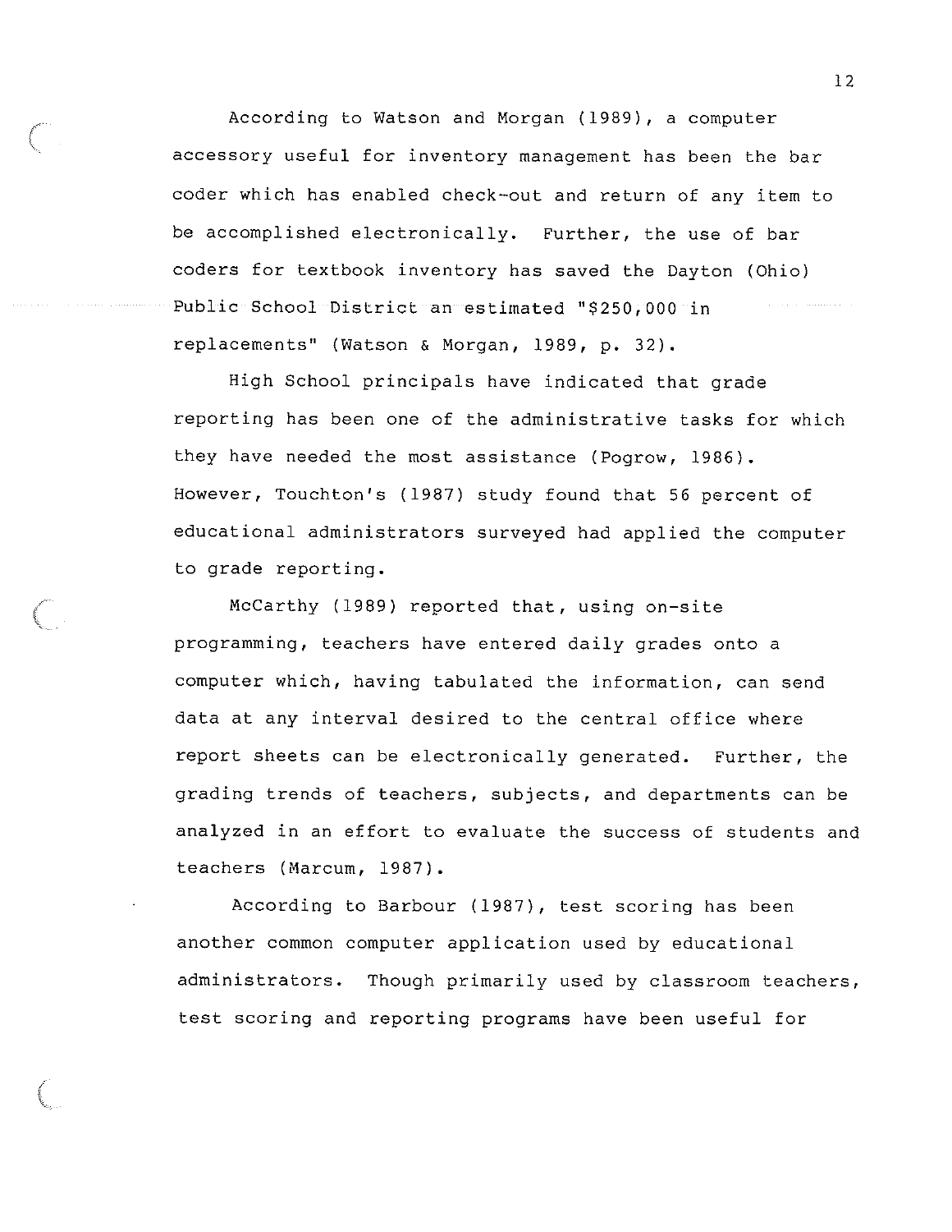According to Watson and Morgan (1989), a computer accessory useful for inventory management has been the bar coder which has enabled check-out and return of any item to be accomplished electronically. Further, the use of bar coders for textbook inventory has saved the Dayton (Ohio) Public School District an estimated "$250,000 in replacements" (Watson & Morgan, 1989, p. 32).

High School principals have indicated that grade reporting has been one of the administrative tasks for which they have needed the most assistance (Pogrow, 1986). However, Touchton's (1987) study found that 56 percent of educational administrators surveyed had applied the computer to grade reporting.

McCarthy (1989) reported that, using on-site programming, teachers have entered daily grades onto a computer which, having tabulated the information, can send data at any interval desired to the central office where report sheets can be electronically generated. Further, the grading trends of teachers, subjects, and departments can be analyzed in an effort to evaluate the success of students and teachers (Marcum, 1987).

According to Barbour (1987), test scoring has been another common computer application used by educational administrators. Though primarily used by classroom teachers, test scoring and reporting programs have been useful for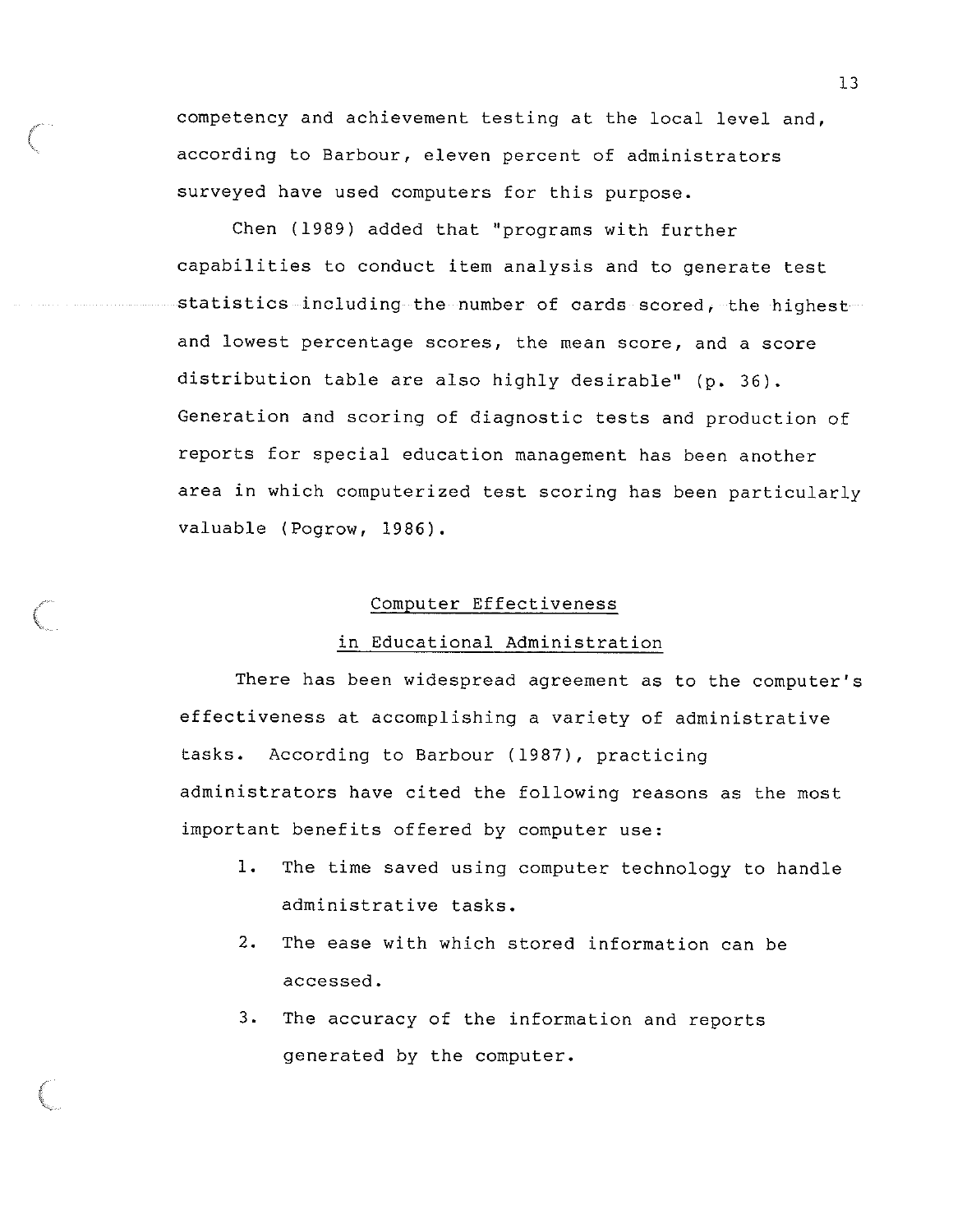competency and achievement testing at the local level and, according to Barbour, eleven percent of administrators surveyed have used computers for this purpose.

Chen (1989) added that "programs with further capabilities to conduct item analysis and to generate test statistics including the number of cards scored, the highest and lowest percentage scores, the mean score, and a score distribution table are also highly desirable" (p. 36). Generation and scoring of diagnostic tests and production of reports for special education management has been another area in which computerized test scoring has been particularly valuable (Pogrow, 1986).

## Computer Effectiveness in Educational Administration

There has been widespread agreement as to the computer's effectiveness at accomplishing a variety of administrative tasks. According to Barbour (1987), practicing administrators have cited the following reasons as the most important benefits offered by computer use:

1. The time saved using computer technology to handle administrative tasks.
2. The ease with which stored information can be accessed.
3. The accuracy of the information and reports generated by the computer.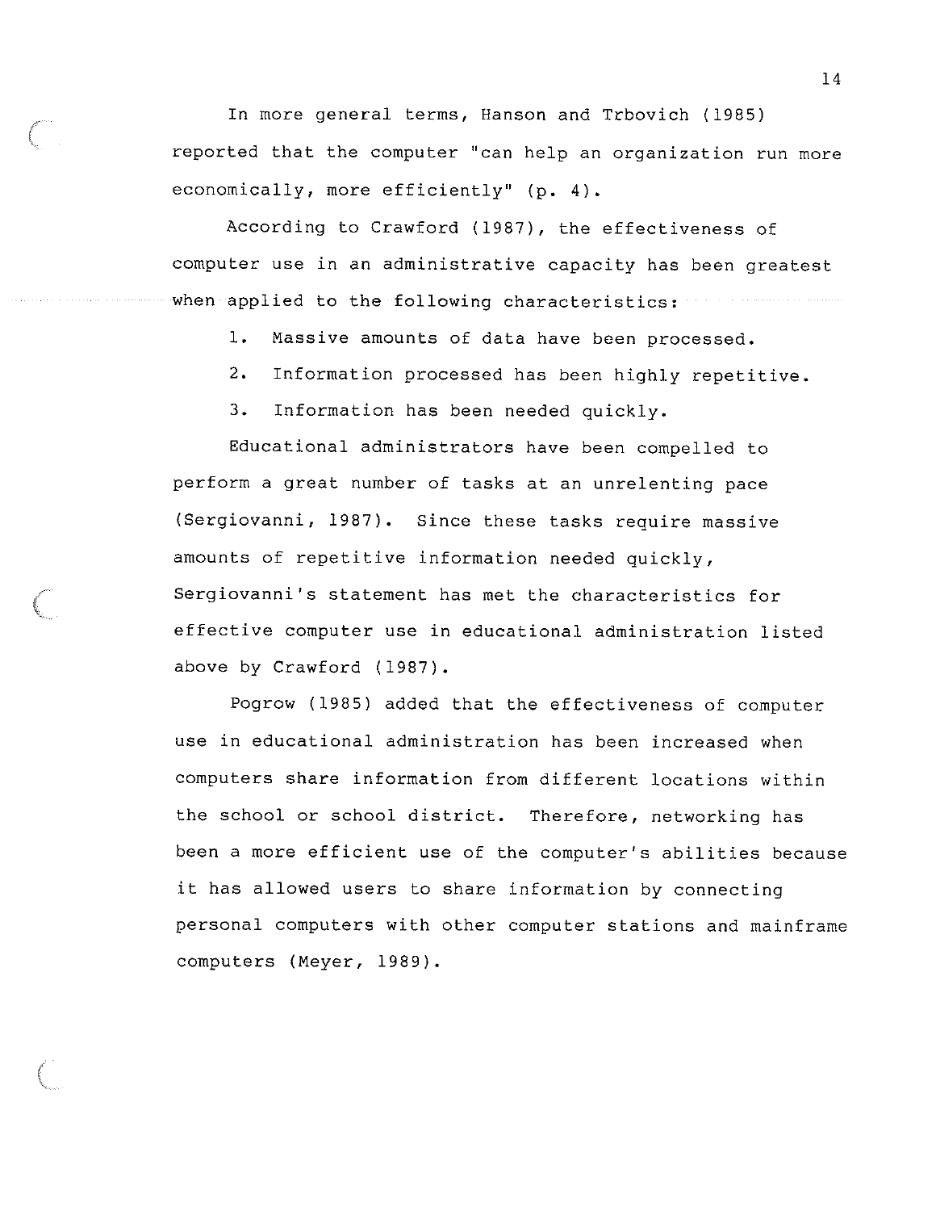In more general terms, Hanson and Trbovich (1985) reported that the computer "can help an organization run more economically, more efficiently" (p. 4).

According to Crawford (1987), the effectiveness of computer use in an administrative capacity has been greatest when applied to the following characteristics:

1. Massive amounts of data have been processed.
2. Information processed has been highly repetitive.
3. Information has been needed quickly.

Educational administrators have been compelled to perform a great number of tasks at an unrelenting pace (Sergiovanni, 1987). Since these tasks require massive amounts of repetitive information needed quickly, Sergiovanni's statement has met the characteristics for effective computer use in educational administration listed above by Crawford (1987).

Pogrow (1985) added that the effectiveness of computer use in educational administration has been increased when computers share information from different locations within the school or school district. Therefore, networking has been a more efficient use of the computer's abilities because it has allowed users to share information by connecting personal computers with other computer stations and mainframe computers (Meyer, 1989).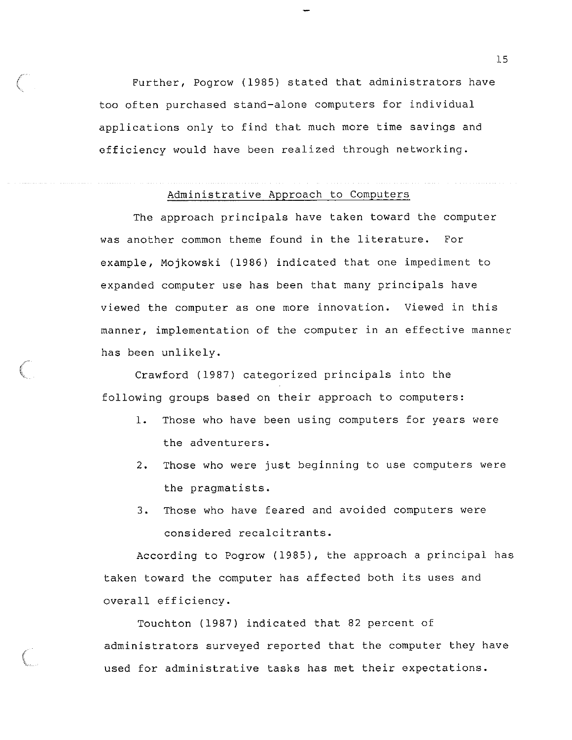Further, Pogrow (1985) stated that administrators have too often purchased stand-alone computers for individual applications only to find that much more time savings and efficiency would have been realized through networking.

## Administrative Approach to Computers

The approach principals have taken toward the computer was another common theme found in the literature. For example, Mojkowski (1986) indicated that one impediment to expanded computer use has been that many principals have viewed the computer as one more innovation. Viewed in this manner, implementation of the computer in an effective manner has been unlikely.

Crawford (1987) categorized principals into the following groups based on their approach to computers:

1. Those who have been using computers for years were the adventurers.
2. Those who were just beginning to use computers were the pragmatists.
3. Those who have feared and avoided computers were considered recalcitrants.

According to Pogrow (1985), the approach a principal has taken toward the computer has affected both its uses and overall efficiency.

Touchton (1987) indicated that 82 percent of administrators surveyed reported that the computer they have used for administrative tasks has met their expectations.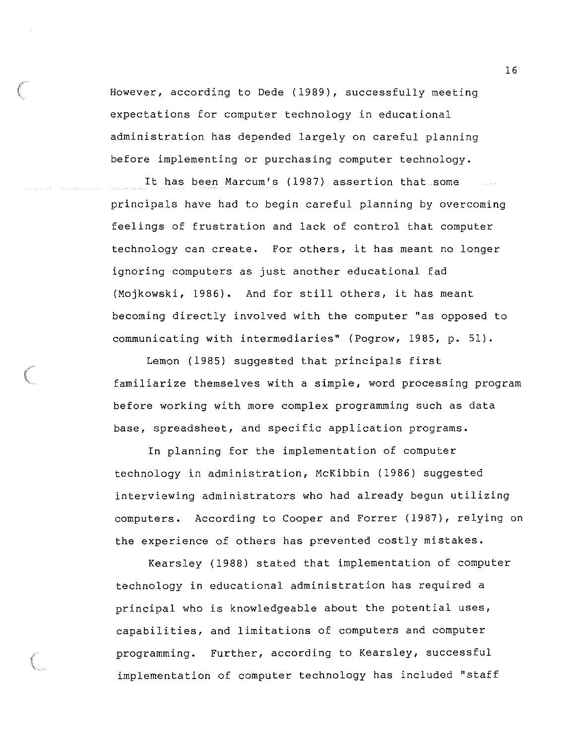However, according to Dede (1989), successfully meeting expectations for computer technology in educational administration has depended largely on careful planning before implementing or purchasing computer technology.

It has been Marcum's (1987) assertion that some principals have had to begin careful planning by overcoming feelings of frustration and lack of control that computer technology can create. For others, it has meant no longer ignoring computers as just another educational fad (Mojkowski, 1986). And for still others, it has meant becoming directly involved with the computer "as opposed to communicating with intermediaries" (Pogrow, 1985, p. 51).

Lemon (1985) suggested that principals first familiarize themselves with a simple, word processing program before working with more complex programming such as data base, spreadsheet, and specific application programs.

In planning for the implementation of computer technology in administration, McKibbin (1986) suggested interviewing administrators who had already begun utilizing computers. According to Cooper and Forrer (1987), relying on the experience of others has prevented costly mistakes.

Kearsley (1988) stated that implementation of computer technology in educational administration has required a principal who is knowledgeable about the potential uses, capabilities, and limitations of computers and computer programming. Further, according to Kearsley, successful implementation of computer technology has included "staff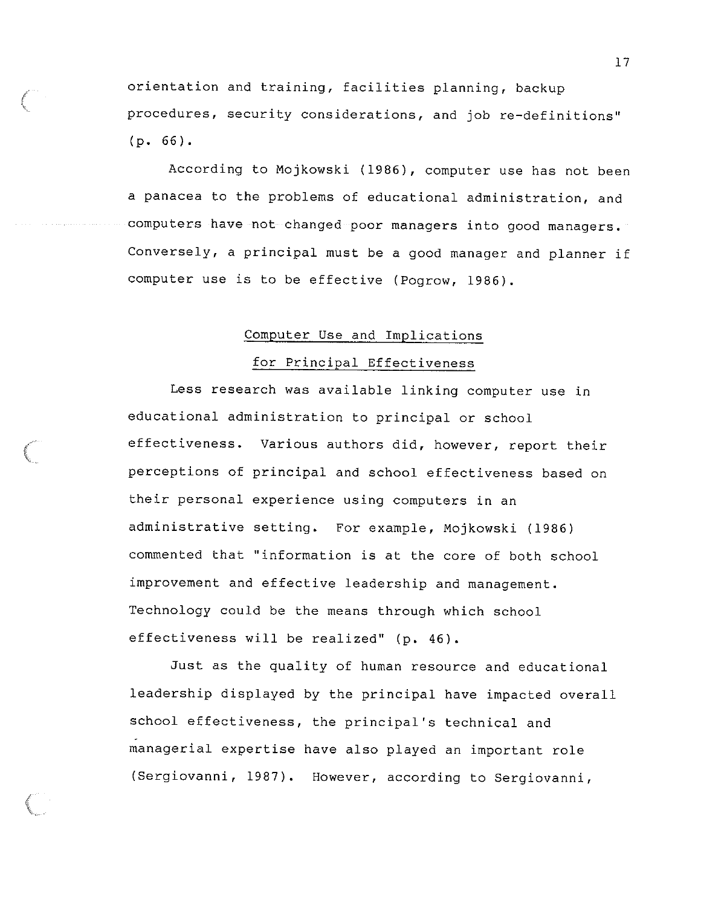orientation and training, facilities planning, backup procedures, security considerations, and job re-definitions" (p. 66).

According to Mojkowski (1986), computer use has not been a panacea to the problems of educational administration, and computers have not changed poor managers into good managers. Conversely, a principal must be a good manager and planner if computer use is to be effective (Pogrow, 1986).

## Computer Use and Implications for Principal Effectiveness

Less research was available linking computer use in educational administration to principal or school effectiveness. Various authors did, however, report their perceptions of principal and school effectiveness based on their personal experience using computers in an administrative setting. For example, Mojkowski (1986) commented that "information is at the core of both school improvement and effective leadership and management. Technology could be the means through which school effectiveness will be realized" (p. 46).

Just as the quality of human resource and educational leadership displayed by the principal have impacted overall school effectiveness, the principal's technical and managerial expertise have also played an important role (Sergiovanni, 1987). However, according to Sergiovanni,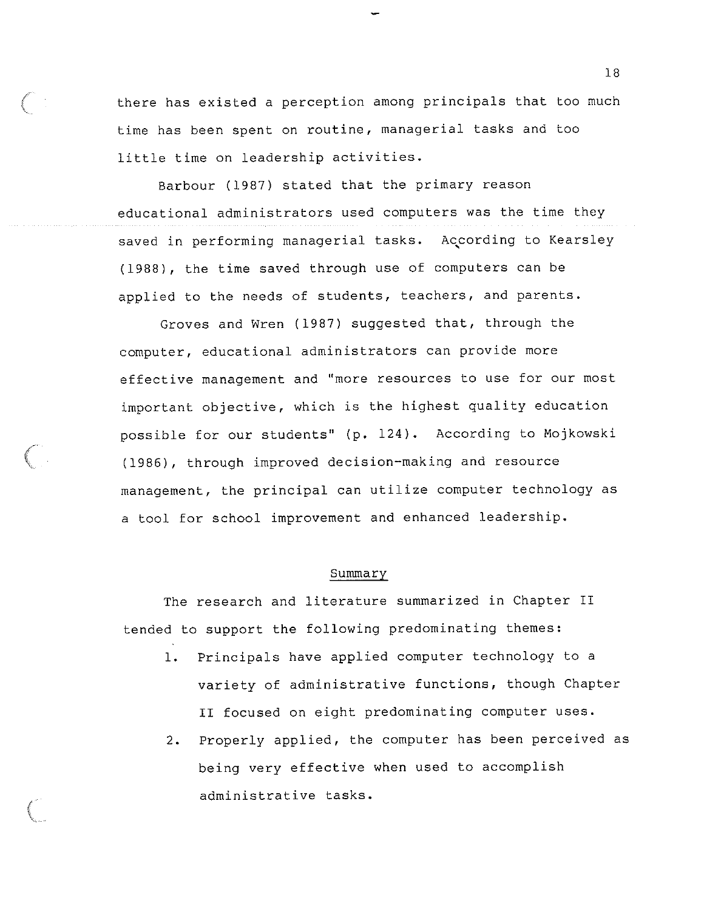there has existed a perception among principals that too much time has been spent on routine, managerial tasks and too little time on leadership activities.

Barbour (1987) stated that the primary reason educational administrators used computers was the time they saved in performing managerial tasks. According to Kearsley (1988), the time saved through use of computers can be applied to the needs of students, teachers, and parents.

Groves and Wren (1987) suggested that, through the computer, educational administrators can provide more effective management and "more resources to use for our most important objective, which is the highest quality education possible for our students" (p. 124). According to Mojkowski (1986), through improved decision-making and resource management, the principal can utilize computer technology as a tool for school improvement and enhanced leadership.

## Summary

The research and literature summarized in Chapter II tended to support the following predominating themes:

1. Principals have applied computer technology to a variety of administrative functions, though Chapter II focused on eight predominating computer uses.
2. Properly applied, the computer has been perceived as being very effective when used to accomplish administrative tasks.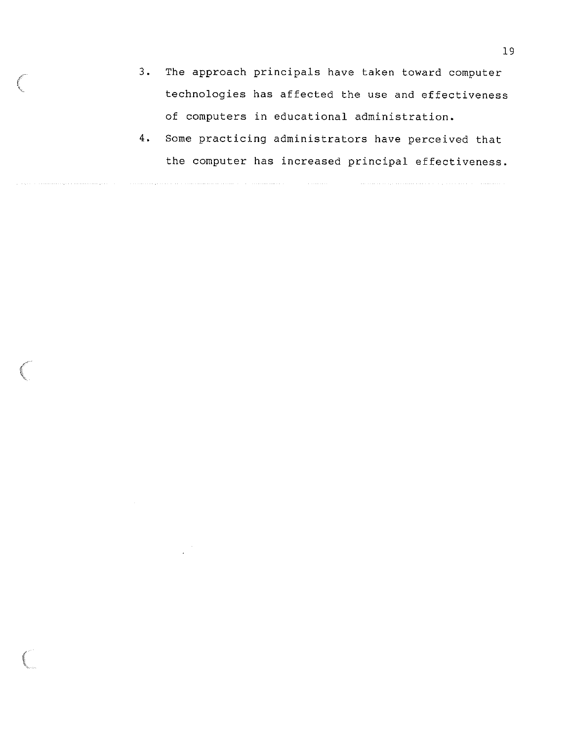3. The approach principals have taken toward computer technologies has affected the use and effectiveness of computers in educational administration.
4. Some practicing administrators have perceived that the computer has increased principal effectiveness.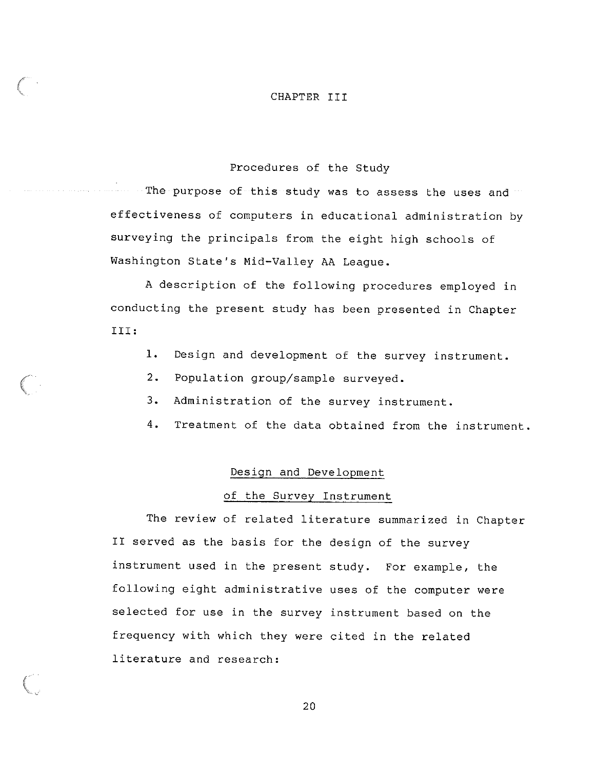# CHAPTER III

## Procedures of the Study

The purpose of this study was to assess the uses and effectiveness of computers in educational administration by surveying the principals from the eight high schools of Washington State's Mid-Valley AA League.

A description of the following procedures employed in conducting the present study has been presented in Chapter III:

1. Design and development of the survey instrument.
2. Population group/sample surveyed.
3. Administration of the survey instrument.
4. Treatment of the data obtained from the instrument.

### Design and Development of the Survey Instrument

The review of related literature summarized in Chapter II served as the basis for the design of the survey instrument used in the present study. For example, the following eight administrative uses of the computer were selected for use in the survey instrument based on the frequency with which they were cited in the related literature and research: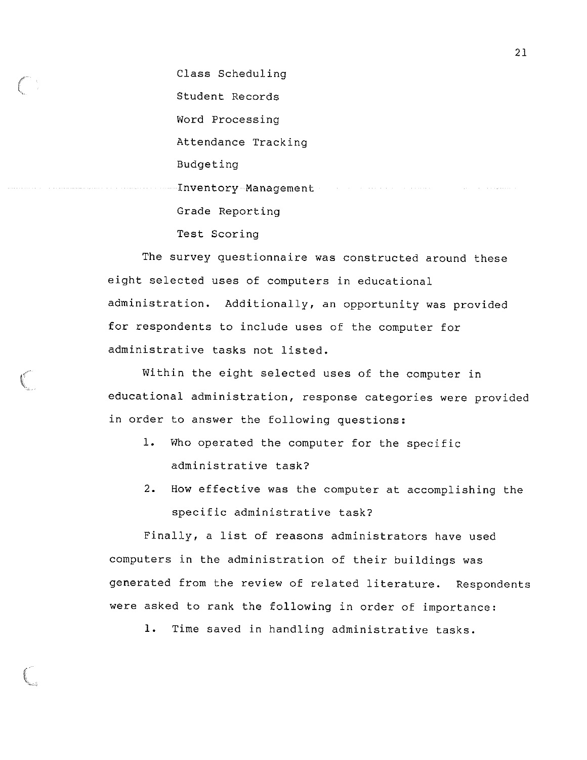Class Scheduling

Student Records

Word Processing

Attendance Tracking

Budgeting

Inventory Management

Grade Reporting

Test Scoring

The survey questionnaire was constructed around these eight selected uses of computers in educational administration. Additionally, an opportunity was provided for respondents to include uses of the computer for administrative tasks not listed.

Within the eight selected uses of the computer in educational administration, response categories were provided in order to answer the following questions:

1. Who operated the computer for the specific administrative task?
2. How effective was the computer at accomplishing the specific administrative task?

Finally, a list of reasons administrators have used computers in the administration of their buildings was generated from the review of related literature. Respondents were asked to rank the following in order of importance:

1. Time saved in handling administrative tasks.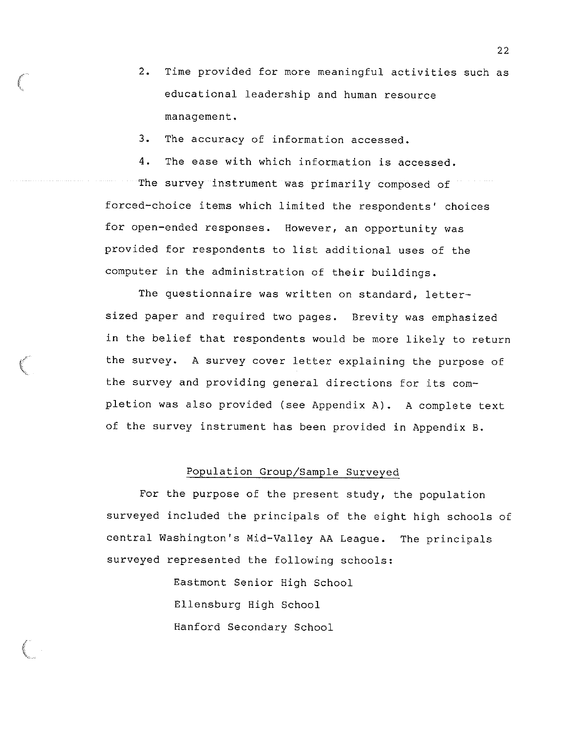2. Time provided for more meaningful activities such as educational leadership and human resource management.
3. The accuracy of information accessed.
4. The ease with which information is accessed.

The survey instrument was primarily composed of forced-choice items which limited the respondents' choices for open-ended responses. However, an opportunity was provided for respondents to list additional uses of the computer in the administration of their buildings.

The questionnaire was written on standard, letter-sized paper and required two pages. Brevity was emphasized in the belief that respondents would be more likely to return the survey. A survey cover letter explaining the purpose of the survey and providing general directions for its completion was also provided (see Appendix A). A complete text of the survey instrument has been provided in Appendix B.

## Population Group/Sample Surveyed

For the purpose of the present study, the population surveyed included the principals of the eight high schools of central Washington's Mid-Valley AA League. The principals surveyed represented the following schools:

Eastmont Senior High School
Ellensburg High School
Hanford Secondary School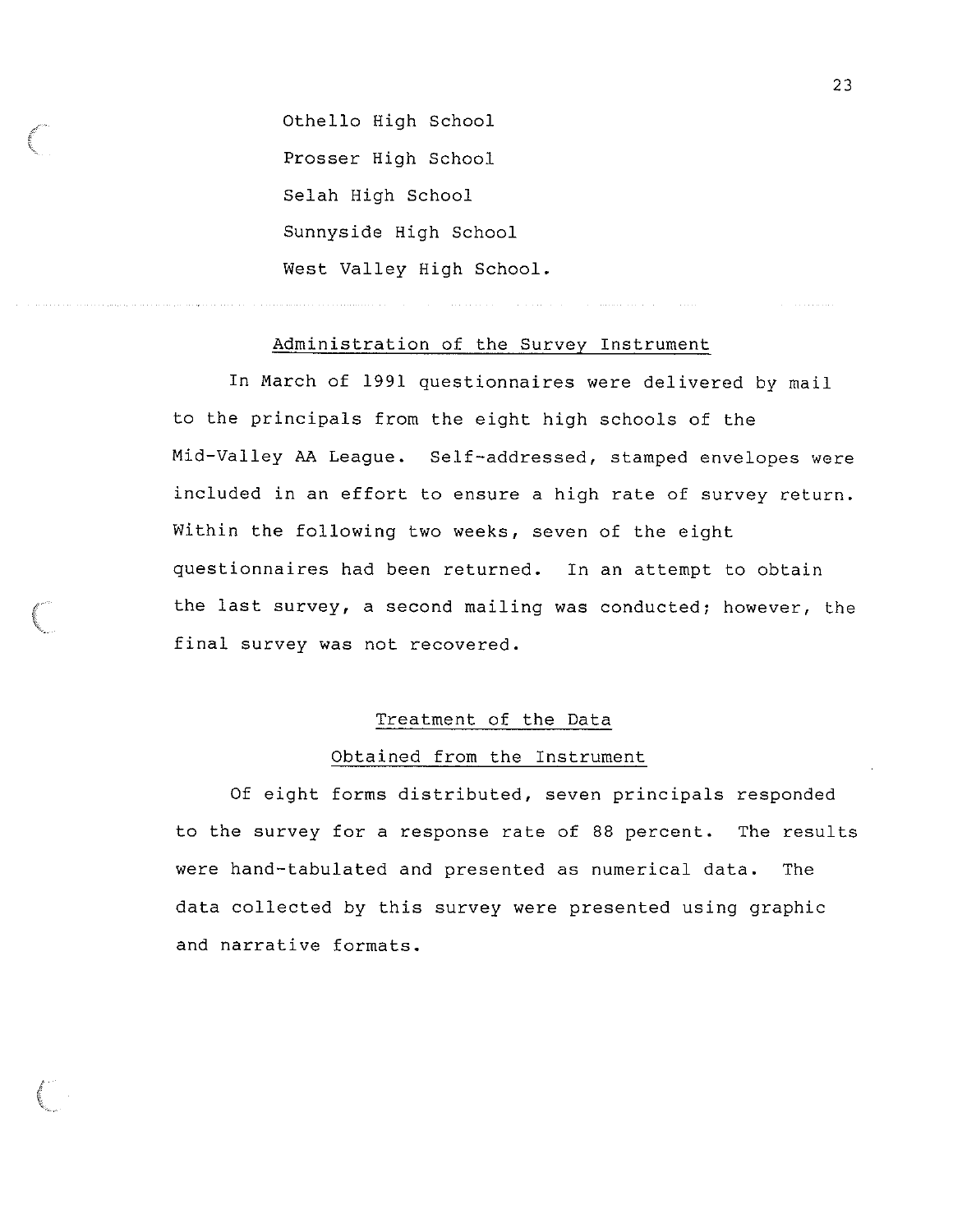Othello High School

Prosser High School

Selah High School

Sunnyside High School

West Valley High School.

## Administration of the Survey Instrument

In March of 1991 questionnaires were delivered by mail to the principals from the eight high schools of the Mid-Valley AA League. Self-addressed, stamped envelopes were included in an effort to ensure a high rate of survey return. Within the following two weeks, seven of the eight questionnaires had been returned. In an attempt to obtain the last survey, a second mailing was conducted; however, the final survey was not recovered.

## Treatment of the Data Obtained from the Instrument

Of eight forms distributed, seven principals responded to the survey for a response rate of 88 percent. The results were hand-tabulated and presented as numerical data. The data collected by this survey were presented using graphic and narrative formats.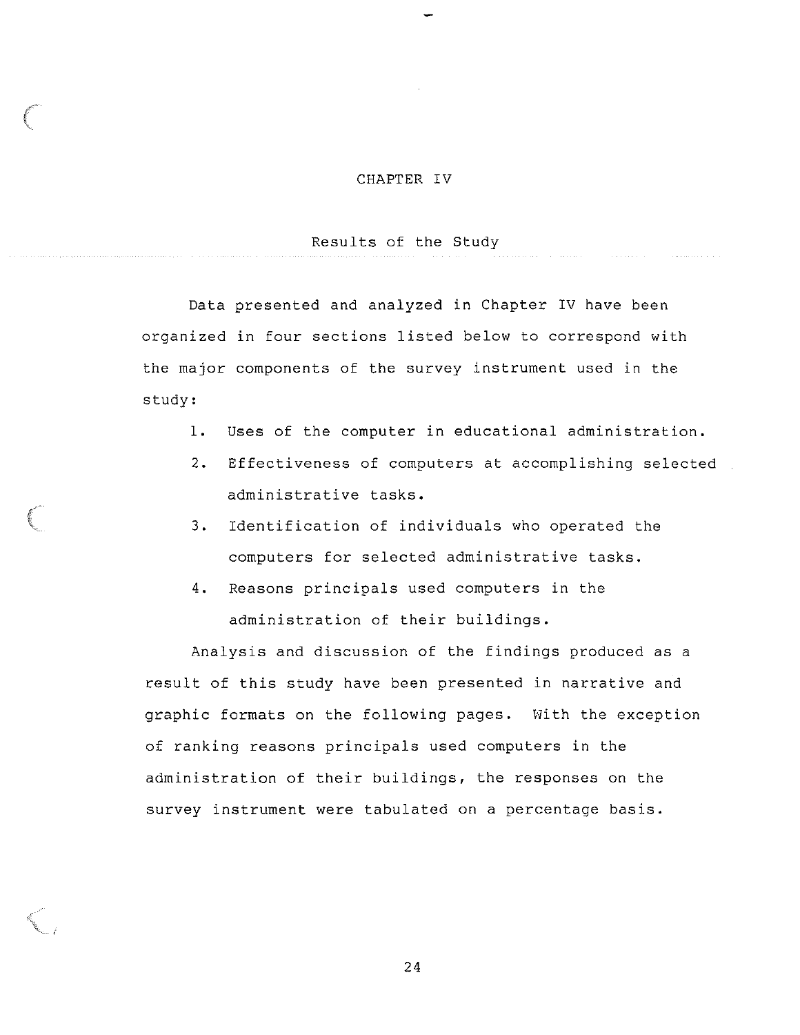# CHAPTER IV

## Results of the Study

Data presented and analyzed in Chapter IV have been organized in four sections listed below to correspond with the major components of the survey instrument used in the study:

1. Uses of the computer in educational administration.
2. Effectiveness of computers at accomplishing selected administrative tasks.
3. Identification of individuals who operated the computers for selected administrative tasks.
4. Reasons principals used computers in the administration of their buildings.

Analysis and discussion of the findings produced as a result of this study have been presented in narrative and graphic formats on the following pages. With the exception of ranking reasons principals used computers in the administration of their buildings, the responses on the survey instrument were tabulated on a percentage basis.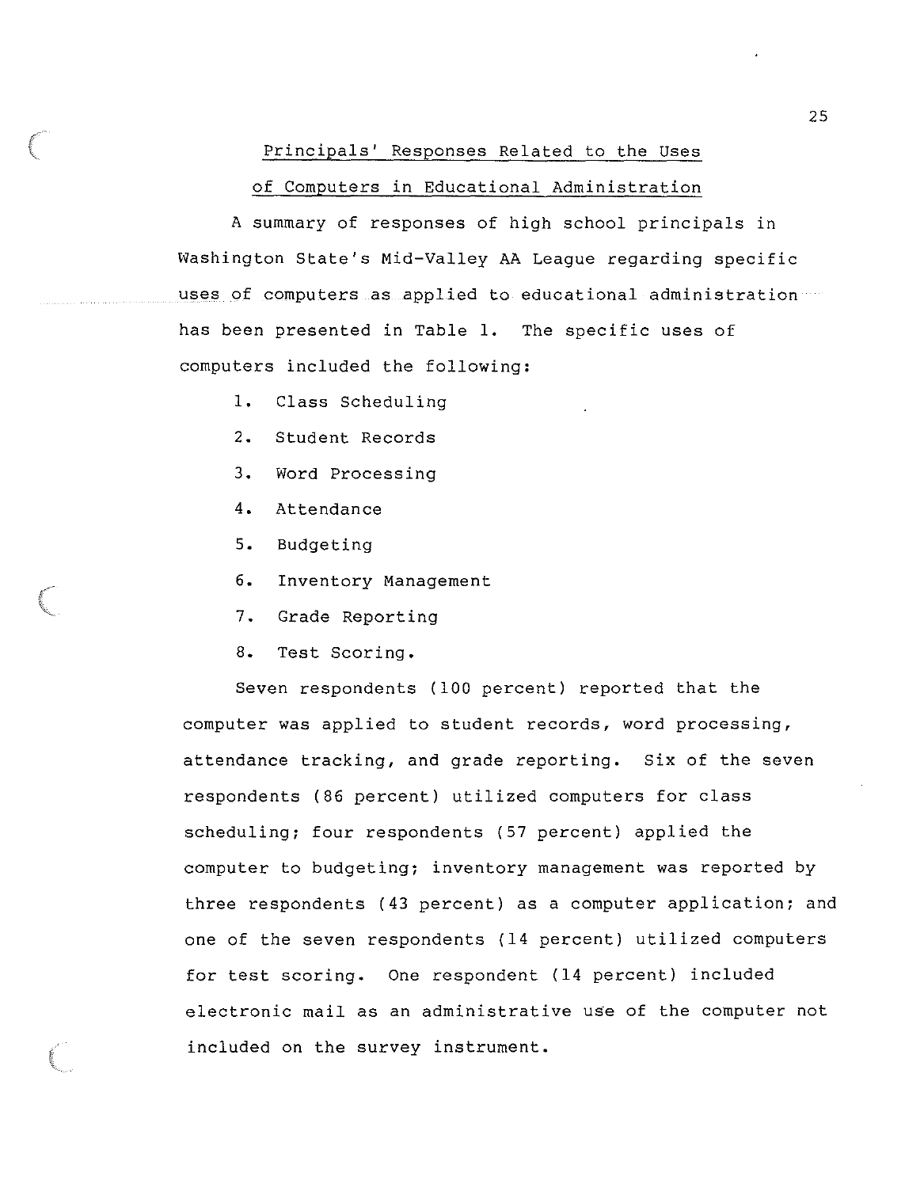## Principals' Responses Related to the Uses of Computers in Educational Administration

A summary of responses of high school principals in Washington State's Mid-Valley AA League regarding specific uses of computers as applied to educational administration has been presented in Table 1. The specific uses of computers included the following:

1. Class Scheduling
2. Student Records
3. Word Processing
4. Attendance
5. Budgeting
6. Inventory Management
7. Grade Reporting
8. Test Scoring.

Seven respondents (100 percent) reported that the computer was applied to student records, word processing, attendance tracking, and grade reporting. Six of the seven respondents (86 percent) utilized computers for class scheduling; four respondents (57 percent) applied the computer to budgeting; inventory management was reported by three respondents (43 percent) as a computer application; and one of the seven respondents (14 percent) utilized computers for test scoring. One respondent (14 percent) included electronic mail as an administrative use of the computer not included on the survey instrument.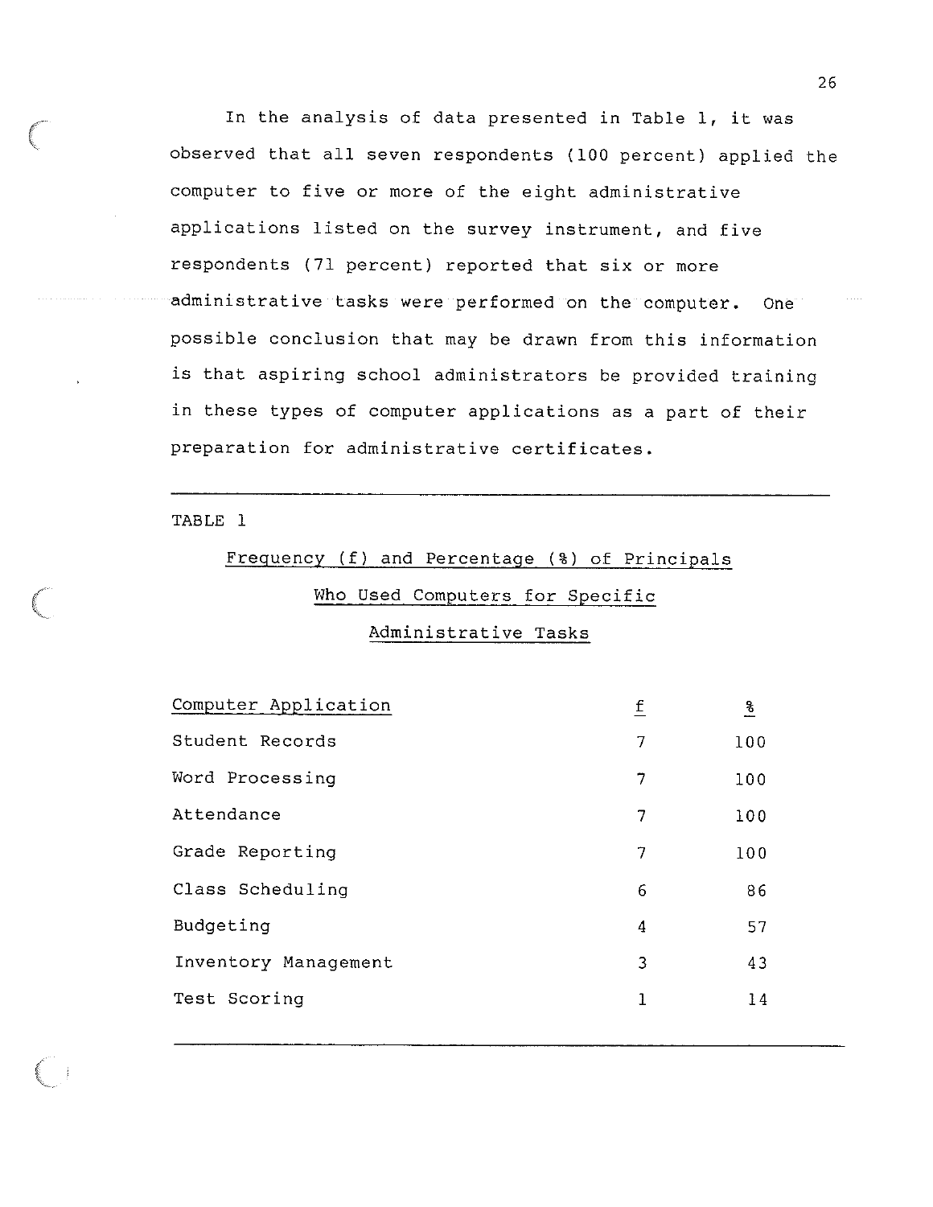In the analysis of data presented in Table 1, it was observed that all seven respondents (100 percent) applied the computer to five or more of the eight administrative applications listed on the survey instrument, and five respondents (71 percent) reported that six or more administrative tasks were performed on the computer. One possible conclusion that may be drawn from this information is that aspiring school administrators be provided training in these types of computer applications as a part of their preparation for administrative certificates.

TABLE 1

Frequency (f) and Percentage (%) of Principals Who Used Computers for Specific Administrative Tasks

| Computer Application | f | % |
|---|---|---|
| Student Records | 7 | 100 |
| Word Processing | 7 | 100 |
| Attendance | 7 | 100 |
| Grade Reporting | 7 | 100 |
| Class Scheduling | 6 | 86 |
| Budgeting | 4 | 57 |
| Inventory Management | 3 | 43 |
| Test Scoring | 1 | 14 |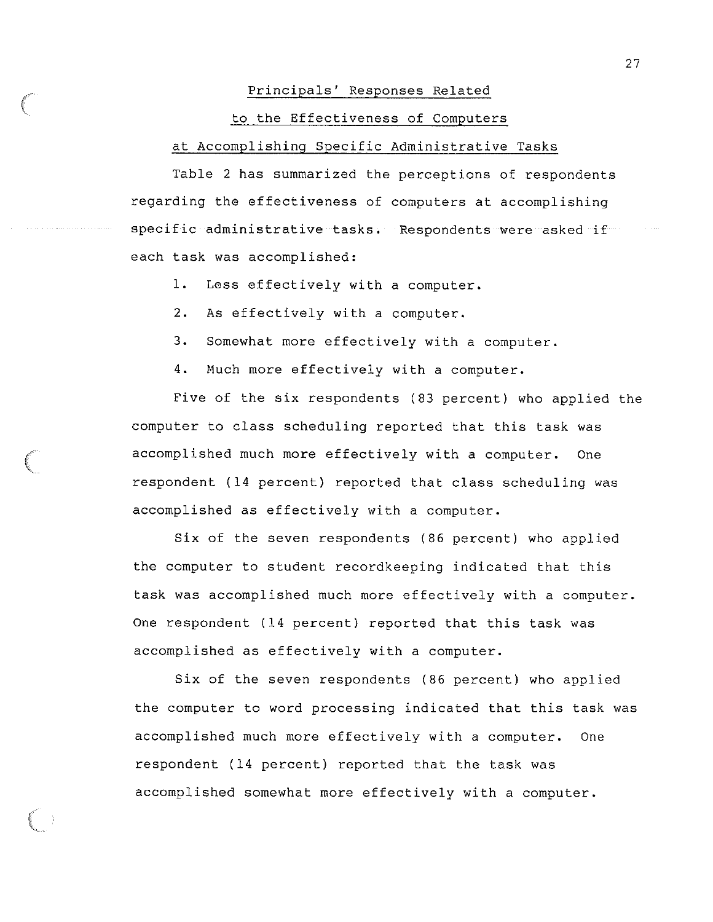## Principals' Responses Related to the Effectiveness of Computers at Accomplishing Specific Administrative Tasks

Table 2 has summarized the perceptions of respondents regarding the effectiveness of computers at accomplishing specific administrative tasks. Respondents were asked if each task was accomplished:

1. Less effectively with a computer.
2. As effectively with a computer.
3. Somewhat more effectively with a computer.
4. Much more effectively with a computer.

Five of the six respondents (83 percent) who applied the computer to class scheduling reported that this task was accomplished much more effectively with a computer. One respondent (14 percent) reported that class scheduling was accomplished as effectively with a computer.

Six of the seven respondents (86 percent) who applied the computer to student recordkeeping indicated that this task was accomplished much more effectively with a computer. One respondent (14 percent) reported that this task was accomplished as effectively with a computer.

Six of the seven respondents (86 percent) who applied the computer to word processing indicated that this task was accomplished much more effectively with a computer. One respondent (14 percent) reported that the task was accomplished somewhat more effectively with a computer.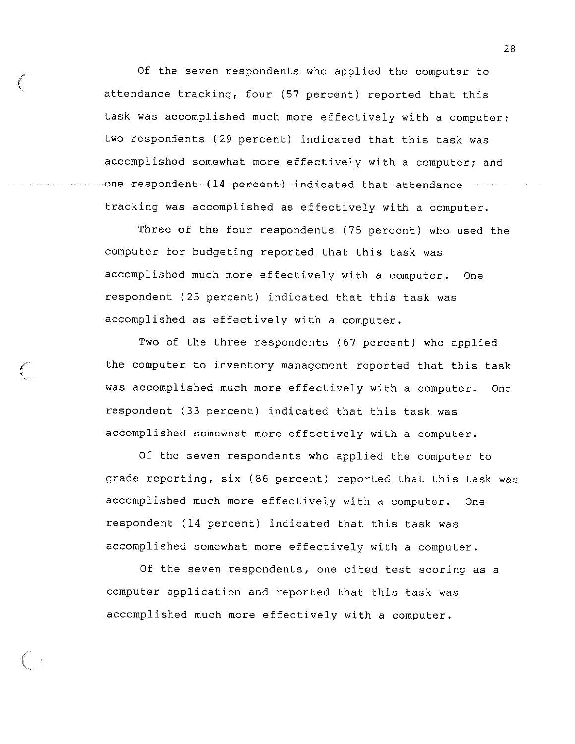Of the seven respondents who applied the computer to attendance tracking, four (57 percent) reported that this task was accomplished much more effectively with a computer; two respondents (29 percent) indicated that this task was accomplished somewhat more effectively with a computer; and one respondent (14 percent) indicated that attendance tracking was accomplished as effectively with a computer.

Three of the four respondents (75 percent) who used the computer for budgeting reported that this task was accomplished much more effectively with a computer. One respondent (25 percent) indicated that this task was accomplished as effectively with a computer.

Two of the three respondents (67 percent) who applied the computer to inventory management reported that this task was accomplished much more effectively with a computer. One respondent (33 percent) indicated that this task was accomplished somewhat more effectively with a computer.

Of the seven respondents who applied the computer to grade reporting, six (86 percent) reported that this task was accomplished much more effectively with a computer. One respondent (14 percent) indicated that this task was accomplished somewhat more effectively with a computer.

Of the seven respondents, one cited test scoring as a computer application and reported that this task was accomplished much more effectively with a computer.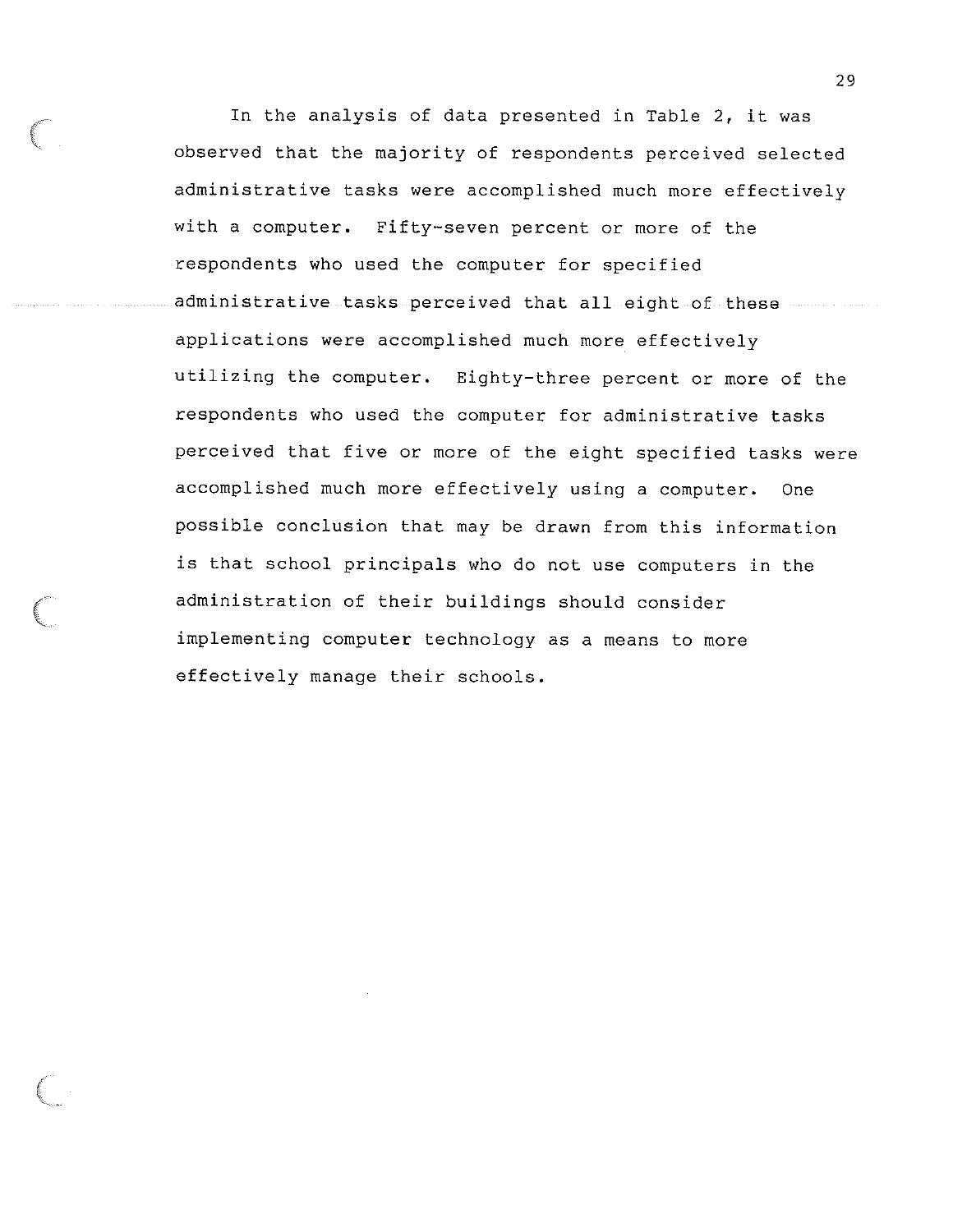In the analysis of data presented in Table 2, it was observed that the majority of respondents perceived selected administrative tasks were accomplished much more effectively with a computer. Fifty-seven percent or more of the respondents who used the computer for specified administrative tasks perceived that all eight of these applications were accomplished much more effectively utilizing the computer. Eighty-three percent or more of the respondents who used the computer for administrative tasks perceived that five or more of the eight specified tasks were accomplished much more effectively using a computer. One possible conclusion that may be drawn from this information is that school principals who do not use computers in the administration of their buildings should consider implementing computer technology as a means to more effectively manage their schools.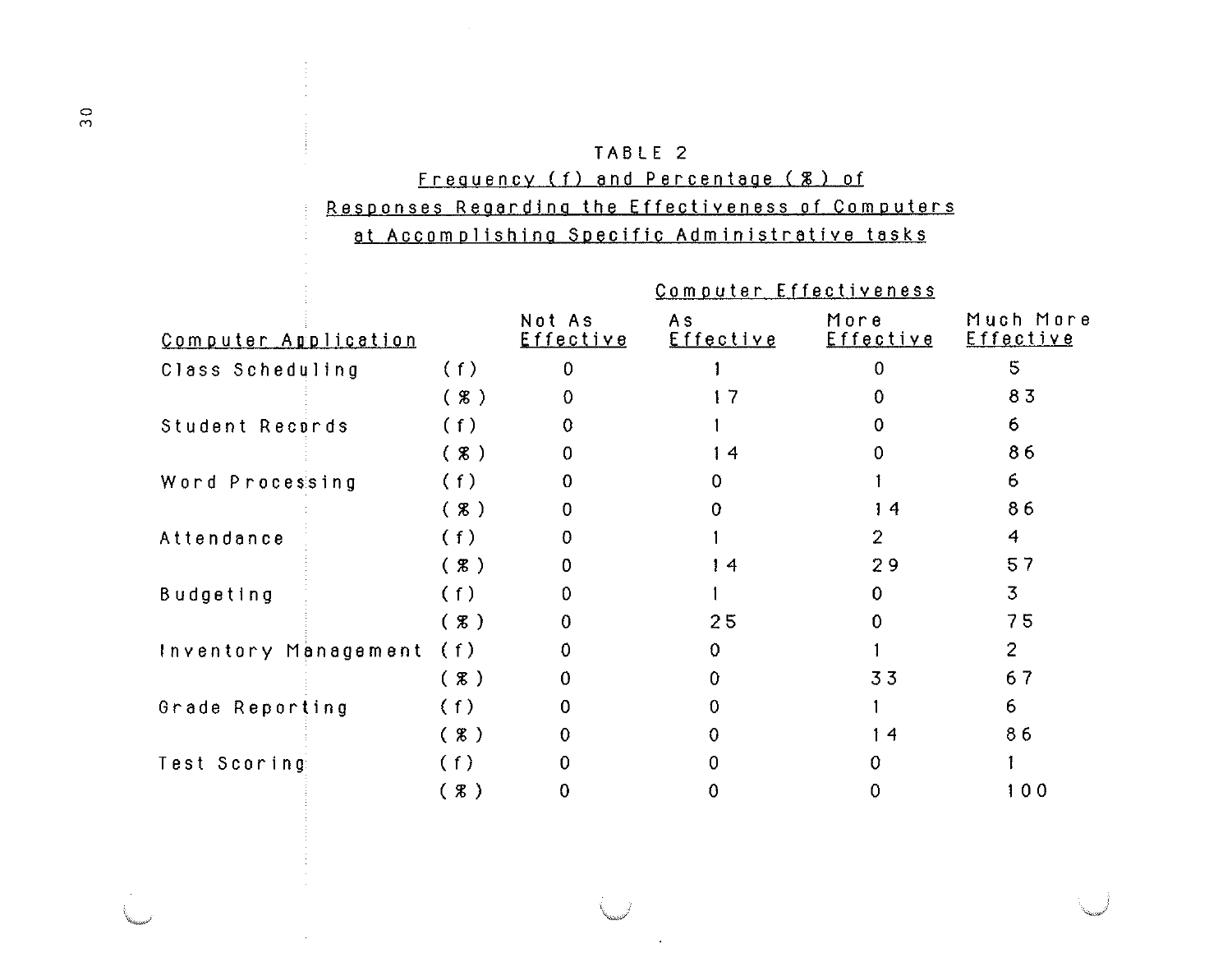TABLE 2

Frequency (f) and Percentage (%) of Responses Regarding the Effectiveness of Computers at Accomplishing Specific Administrative tasks

| Computer Application | | Computer Effectiveness | | | |
|---|---|---|---|---|---|
| | | Not As Effective | As Effective | More Effective | Much More Effective |
| Class Scheduling | (f) | 0 | 1 | 0 | 5 |
| | (%) | 0 | 17 | 0 | 83 |
| Student Records | (f) | 0 | 1 | 0 | 6 |
| | (%) | 0 | 14 | 0 | 86 |
| Word Processing | (f) | 0 | 0 | 1 | 6 |
| | (%) | 0 | 0 | 14 | 86 |
| Attendance | (f) | 0 | 1 | 2 | 4 |
| | (%) | 0 | 14 | 29 | 57 |
| Budgeting | (f) | 0 | 1 | 0 | 3 |
| | (%) | 0 | 25 | 0 | 75 |
| Inventory Management | (f) | 0 | 0 | 1 | 2 |
| | (%) | 0 | 0 | 33 | 67 |
| Grade Reporting | (f) | 0 | 0 | 1 | 6 |
| | (%) | 0 | 0 | 14 | 86 |
| Test Scoring | (f) | 0 | 0 | 0 | 1 |
| | (%) | 0 | 0 | 0 | 100 |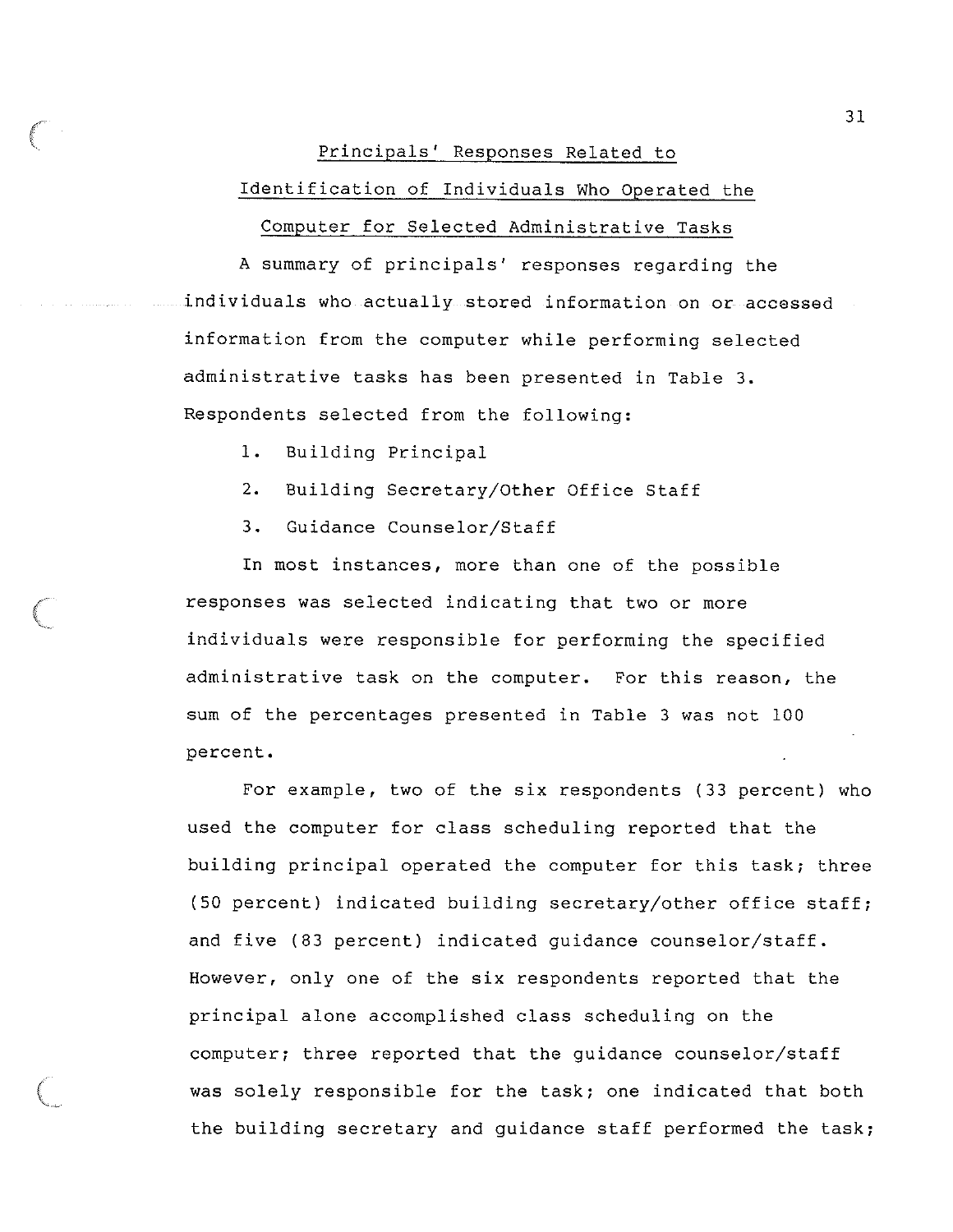## Principals' Responses Related to Identification of Individuals Who Operated the Computer for Selected Administrative Tasks

A summary of principals' responses regarding the individuals who actually stored information on or accessed information from the computer while performing selected administrative tasks has been presented in Table 3. Respondents selected from the following:

1. Building Principal
2. Building Secretary/Other Office Staff
3. Guidance Counselor/Staff

In most instances, more than one of the possible responses was selected indicating that two or more individuals were responsible for performing the specified administrative task on the computer. For this reason, the sum of the percentages presented in Table 3 was not 100 percent.

For example, two of the six respondents (33 percent) who used the computer for class scheduling reported that the building principal operated the computer for this task; three (50 percent) indicated building secretary/other office staff; and five (83 percent) indicated guidance counselor/staff. However, only one of the six respondents reported that the principal alone accomplished class scheduling on the computer; three reported that the guidance counselor/staff was solely responsible for the task; one indicated that both the building secretary and guidance staff performed the task;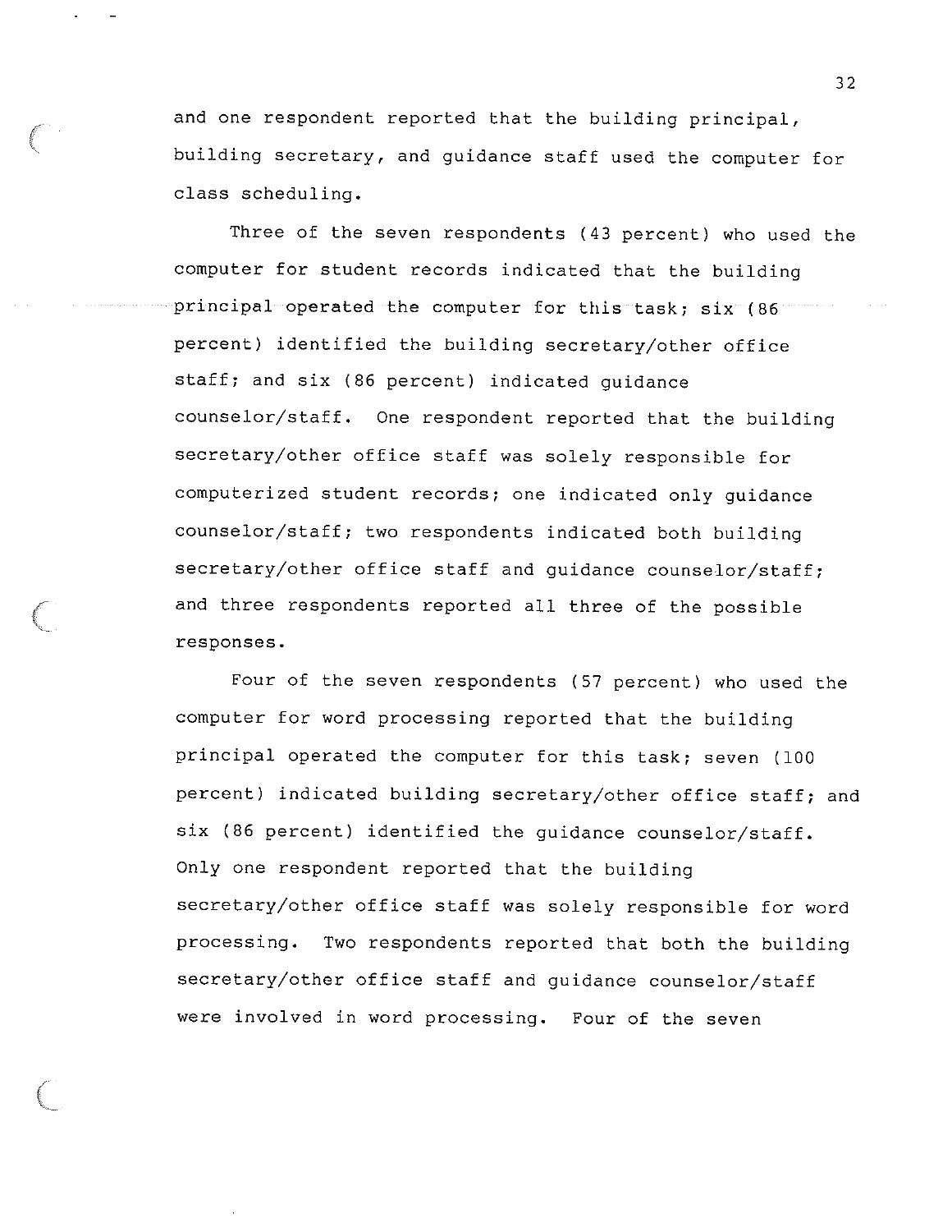and one respondent reported that the building principal, building secretary, and guidance staff used the computer for class scheduling.

Three of the seven respondents (43 percent) who used the computer for student records indicated that the building principal operated the computer for this task; six (86 percent) identified the building secretary/other office staff; and six (86 percent) indicated guidance counselor/staff. One respondent reported that the building secretary/other office staff was solely responsible for computerized student records; one indicated only guidance counselor/staff; two respondents indicated both building secretary/other office staff and guidance counselor/staff; and three respondents reported all three of the possible responses.

Four of the seven respondents (57 percent) who used the computer for word processing reported that the building principal operated the computer for this task; seven (100 percent) indicated building secretary/other office staff; and six (86 percent) identified the guidance counselor/staff. Only one respondent reported that the building secretary/other office staff was solely responsible for word processing. Two respondents reported that both the building secretary/other office staff and guidance counselor/staff were involved in word processing. Four of the seven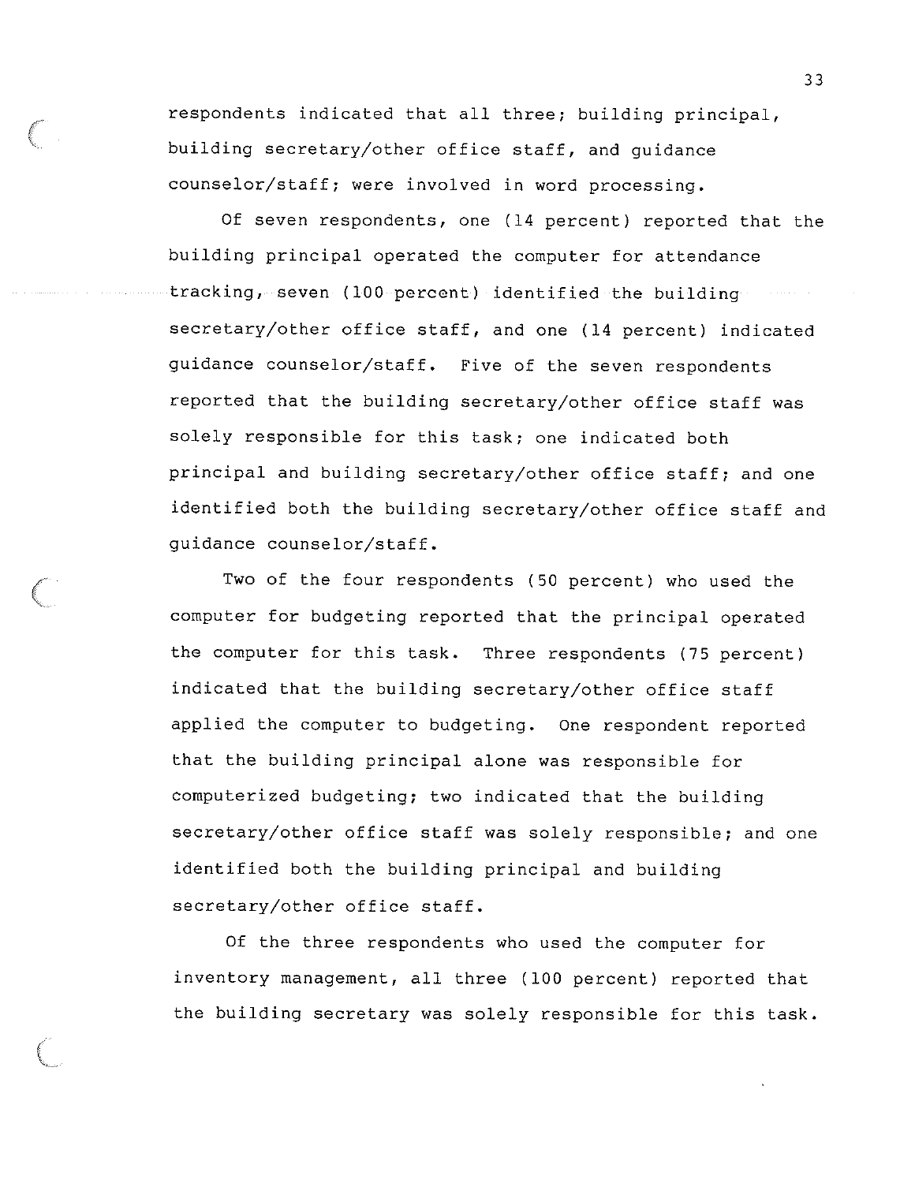respondents indicated that all three; building principal, building secretary/other office staff, and guidance counselor/staff; were involved in word processing.

Of seven respondents, one (14 percent) reported that the building principal operated the computer for attendance tracking, seven (100 percent) identified the building secretary/other office staff, and one (14 percent) indicated guidance counselor/staff. Five of the seven respondents reported that the building secretary/other office staff was solely responsible for this task; one indicated both principal and building secretary/other office staff; and one identified both the building secretary/other office staff and guidance counselor/staff.

Two of the four respondents (50 percent) who used the computer for budgeting reported that the principal operated the computer for this task. Three respondents (75 percent) indicated that the building secretary/other office staff applied the computer to budgeting. One respondent reported that the building principal alone was responsible for computerized budgeting; two indicated that the building secretary/other office staff was solely responsible; and one identified both the building principal and building secretary/other office staff.

Of the three respondents who used the computer for inventory management, all three (100 percent) reported that the building secretary was solely responsible for this task.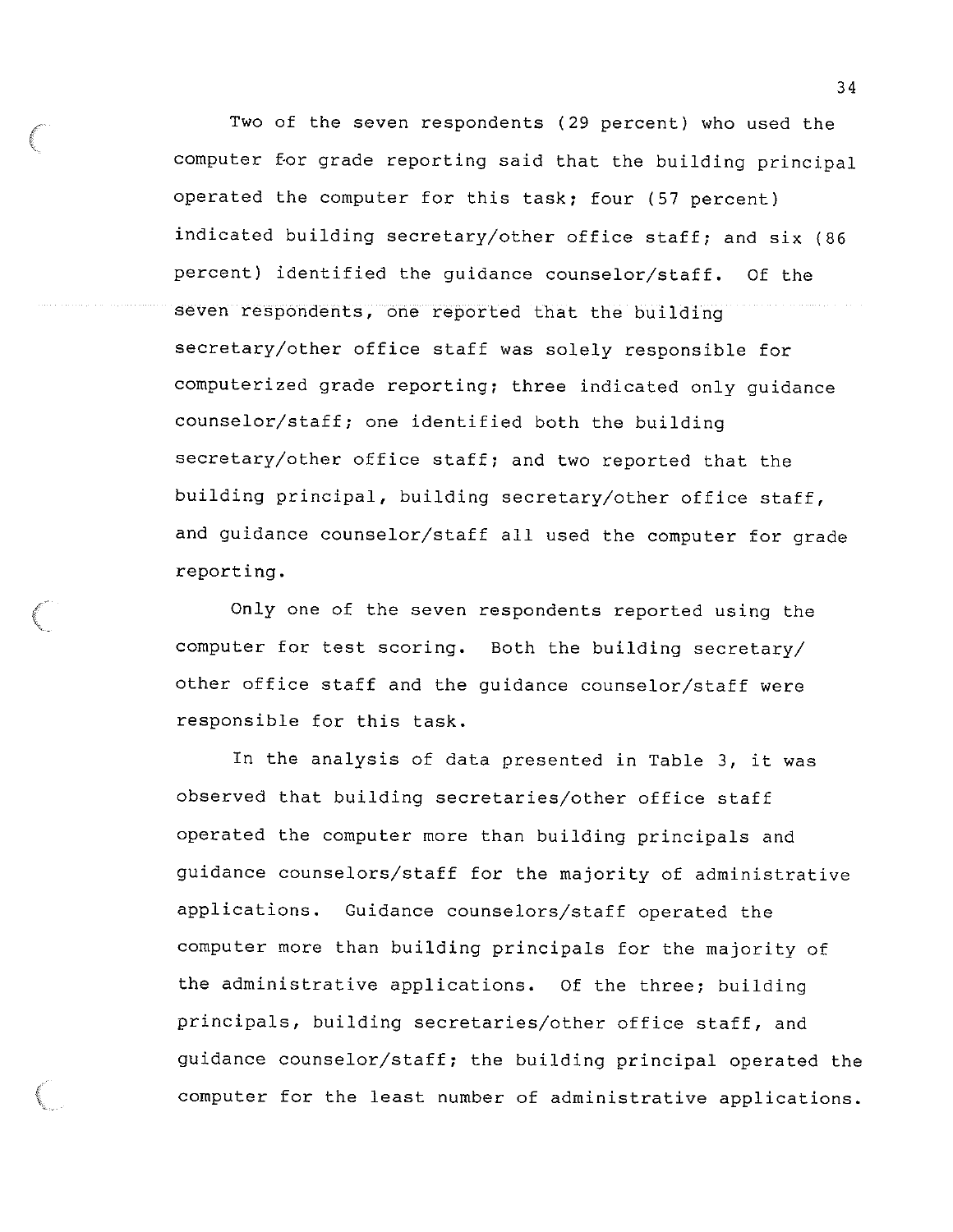Two of the seven respondents (29 percent) who used the computer for grade reporting said that the building principal operated the computer for this task; four (57 percent) indicated building secretary/other office staff; and six (86 percent) identified the guidance counselor/staff. Of the seven respondents, one reported that the building secretary/other office staff was solely responsible for computerized grade reporting; three indicated only guidance counselor/staff; one identified both the building secretary/other office staff; and two reported that the building principal, building secretary/other office staff, and guidance counselor/staff all used the computer for grade reporting.

Only one of the seven respondents reported using the computer for test scoring. Both the building secretary/ other office staff and the guidance counselor/staff were responsible for this task.

In the analysis of data presented in Table 3, it was observed that building secretaries/other office staff operated the computer more than building principals and guidance counselors/staff for the majority of administrative applications. Guidance counselors/staff operated the computer more than building principals for the majority of the administrative applications. Of the three; building principals, building secretaries/other office staff, and guidance counselor/staff; the building principal operated the computer for the least number of administrative applications.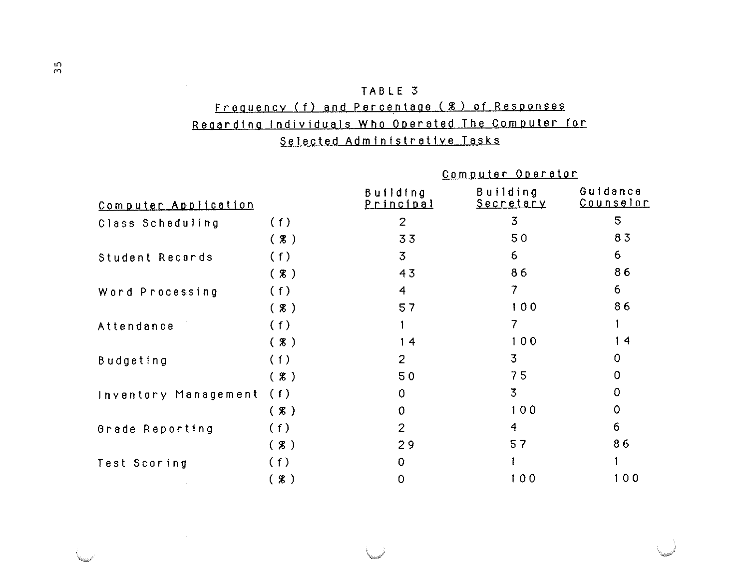TABLE 3

Frequency (f) and Percentage (%) of Responses Regarding Individuals Who Operated The Computer for Selected Administrative Tasks

| Computer Application | | Computer Operator | | |
|---|---|---|---|---|
| | | Building Principal | Building Secretary | Guidance Counselor |
| Class Scheduling | (f) | 2 | 3 | 5 |
| | (%) | 33 | 50 | 83 |
| Student Records | (f) | 3 | 6 | 6 |
| | (%) | 43 | 86 | 86 |
| Word Processing | (f) | 4 | 7 | 6 |
| | (%) | 57 | 100 | 86 |
| Attendance | (f) | 1 | 7 | 1 |
| | (%) | 14 | 100 | 14 |
| Budgeting | (f) | 2 | 3 | 0 |
| | (%) | 50 | 75 | 0 |
| Inventory Management | (f) | 0 | 3 | 0 |
| | (%) | 0 | 100 | 0 |
| Grade Reporting | (f) | 2 | 4 | 6 |
| | (%) | 29 | 57 | 86 |
| Test Scoring | (f) | 0 | 1 | 1 |
| | (%) | 0 | 100 | 100 |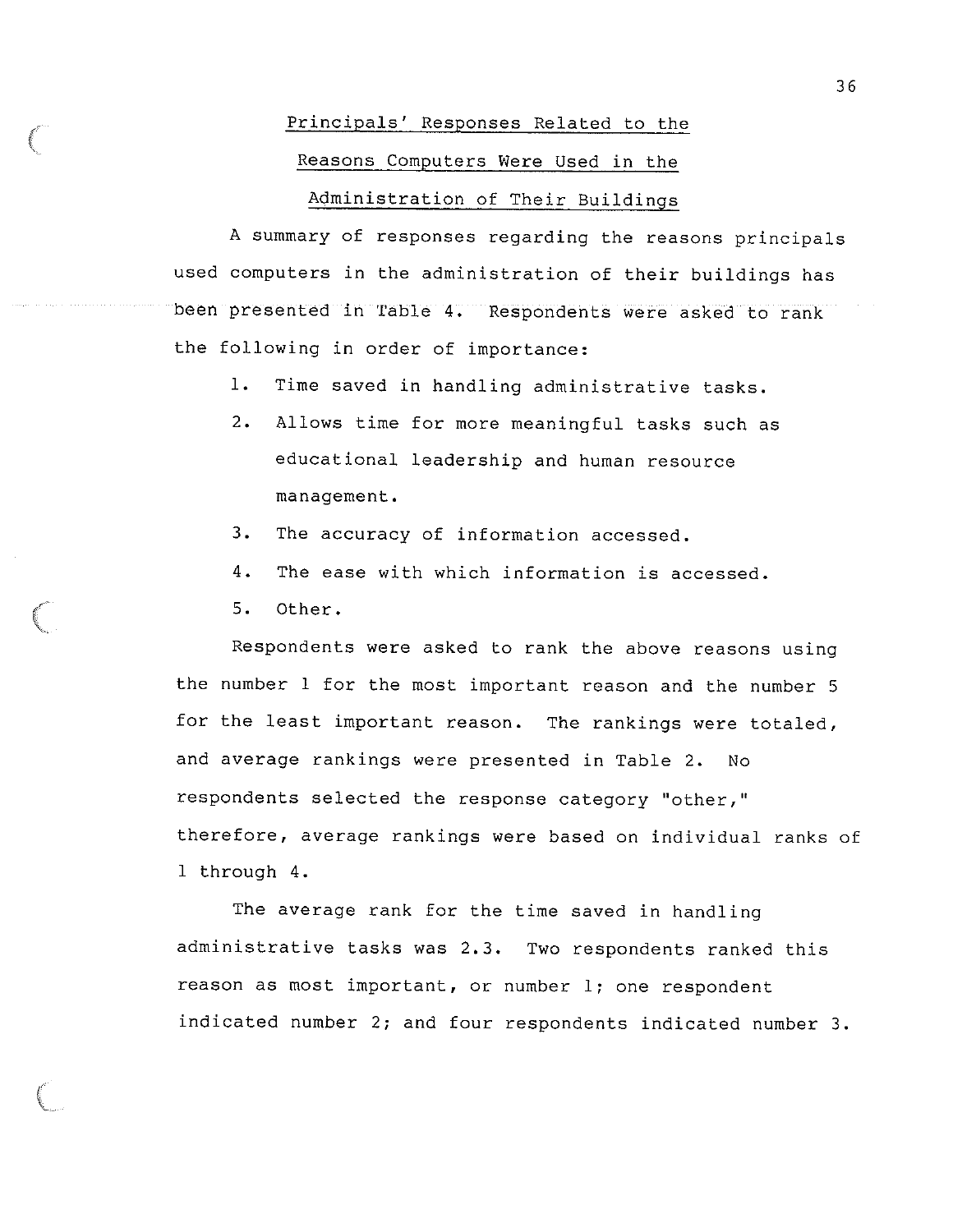## Principals' Responses Related to the Reasons Computers Were Used in the Administration of Their Buildings

A summary of responses regarding the reasons principals used computers in the administration of their buildings has been presented in Table 4. Respondents were asked to rank the following in order of importance:

1. Time saved in handling administrative tasks.
2. Allows time for more meaningful tasks such as educational leadership and human resource management.
3. The accuracy of information accessed.
4. The ease with which information is accessed.
5. Other.

Respondents were asked to rank the above reasons using the number 1 for the most important reason and the number 5 for the least important reason. The rankings were totaled, and average rankings were presented in Table 2. No respondents selected the response category "other," therefore, average rankings were based on individual ranks of 1 through 4.

The average rank for the time saved in handling administrative tasks was 2.3. Two respondents ranked this reason as most important, or number 1; one respondent indicated number 2; and four respondents indicated number 3.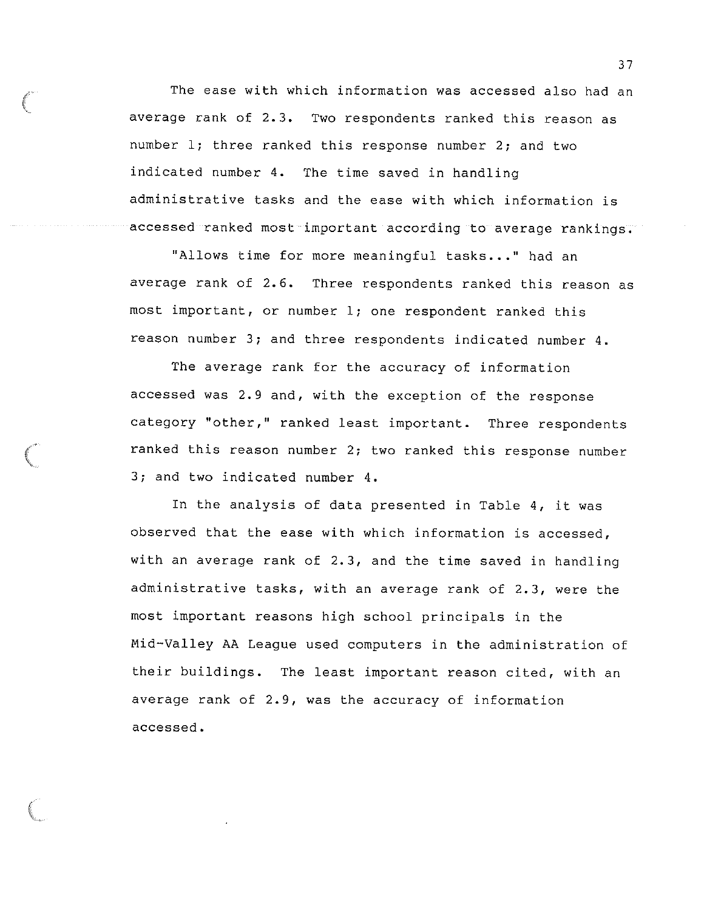The ease with which information was accessed also had an average rank of 2.3. Two respondents ranked this reason as number 1; three ranked this response number 2; and two indicated number 4. The time saved in handling administrative tasks and the ease with which information is accessed ranked most important according to average rankings.

"Allows time for more meaningful tasks..." had an average rank of 2.6. Three respondents ranked this reason as most important, or number 1; one respondent ranked this reason number 3; and three respondents indicated number 4.

The average rank for the accuracy of information accessed was 2.9 and, with the exception of the response category "other," ranked least important. Three respondents ranked this reason number 2; two ranked this response number 3; and two indicated number 4.

In the analysis of data presented in Table 4, it was observed that the ease with which information is accessed, with an average rank of 2.3, and the time saved in handling administrative tasks, with an average rank of 2.3, were the most important reasons high school principals in the Mid-Valley AA League used computers in the administration of their buildings. The least important reason cited, with an average rank of 2.9, was the accuracy of information accessed.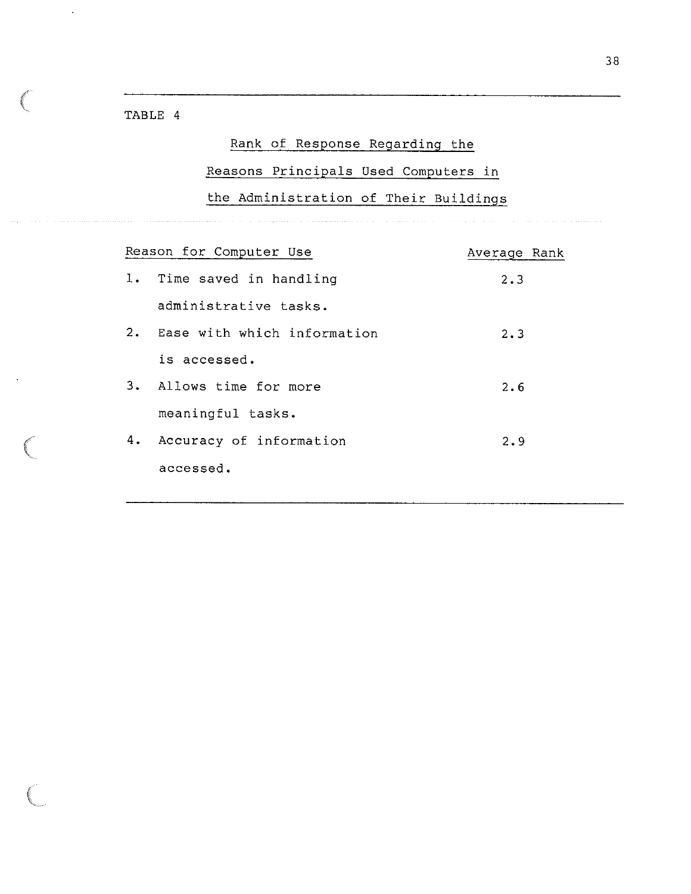TABLE 4

Rank of Response Regarding the Reasons Principals Used Computers in the Administration of Their Buildings

| Reason for Computer Use | Average Rank |
|---|---|
| 1. Time saved in handling administrative tasks. | 2.3 |
| 2. Ease with which information is accessed. | 2.3 |
| 3. Allows time for more meaningful tasks. | 2.6 |
| 4. Accuracy of information accessed. | 2.9 |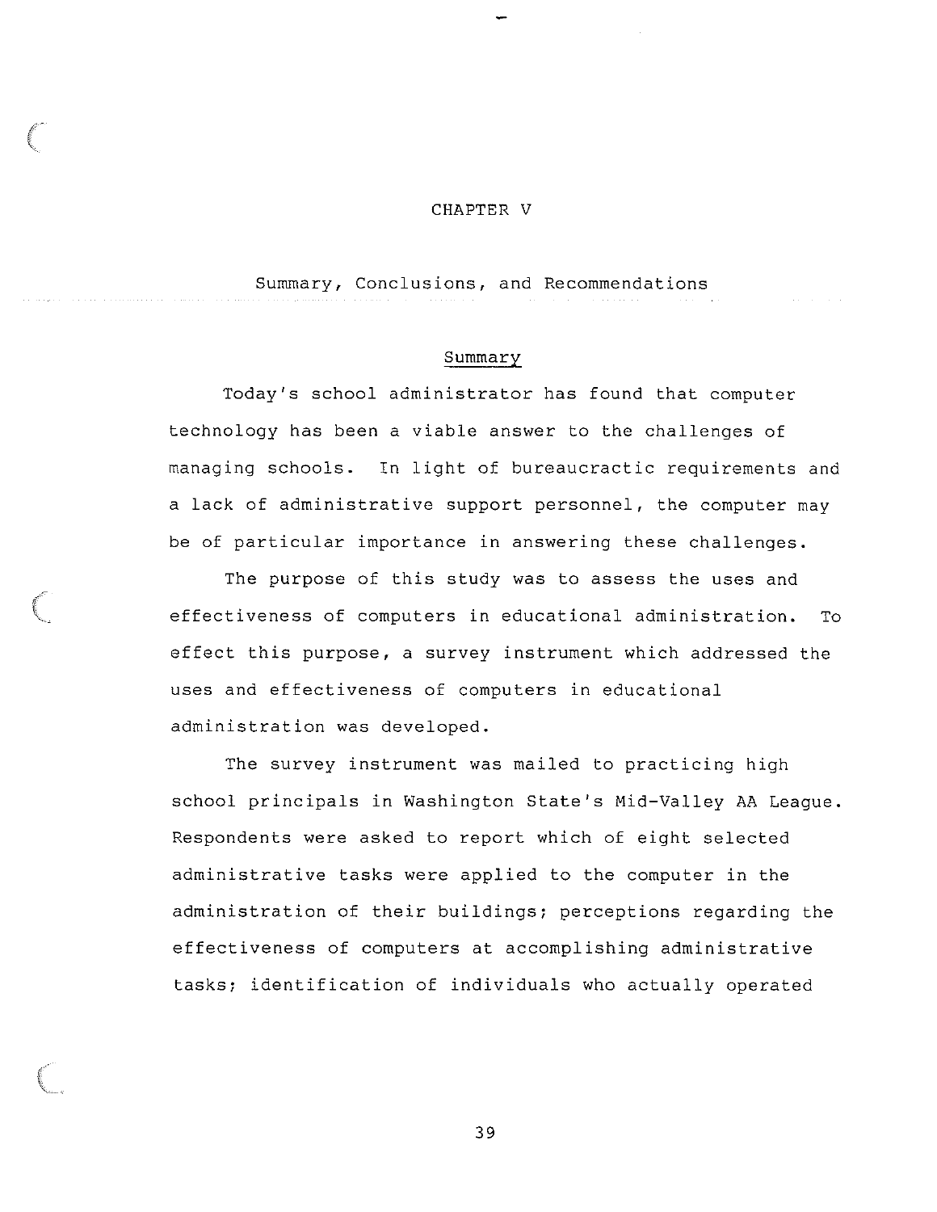# CHAPTER V

## Summary, Conclusions, and Recommendations

### Summary

Today's school administrator has found that computer technology has been a viable answer to the challenges of managing schools. In light of bureaucractic requirements and a lack of administrative support personnel, the computer may be of particular importance in answering these challenges.

The purpose of this study was to assess the uses and effectiveness of computers in educational administration. To effect this purpose, a survey instrument which addressed the uses and effectiveness of computers in educational administration was developed.

The survey instrument was mailed to practicing high school principals in Washington State's Mid-Valley AA League. Respondents were asked to report which of eight selected administrative tasks were applied to the computer in the administration of their buildings; perceptions regarding the effectiveness of computers at accomplishing administrative tasks; identification of individuals who actually operated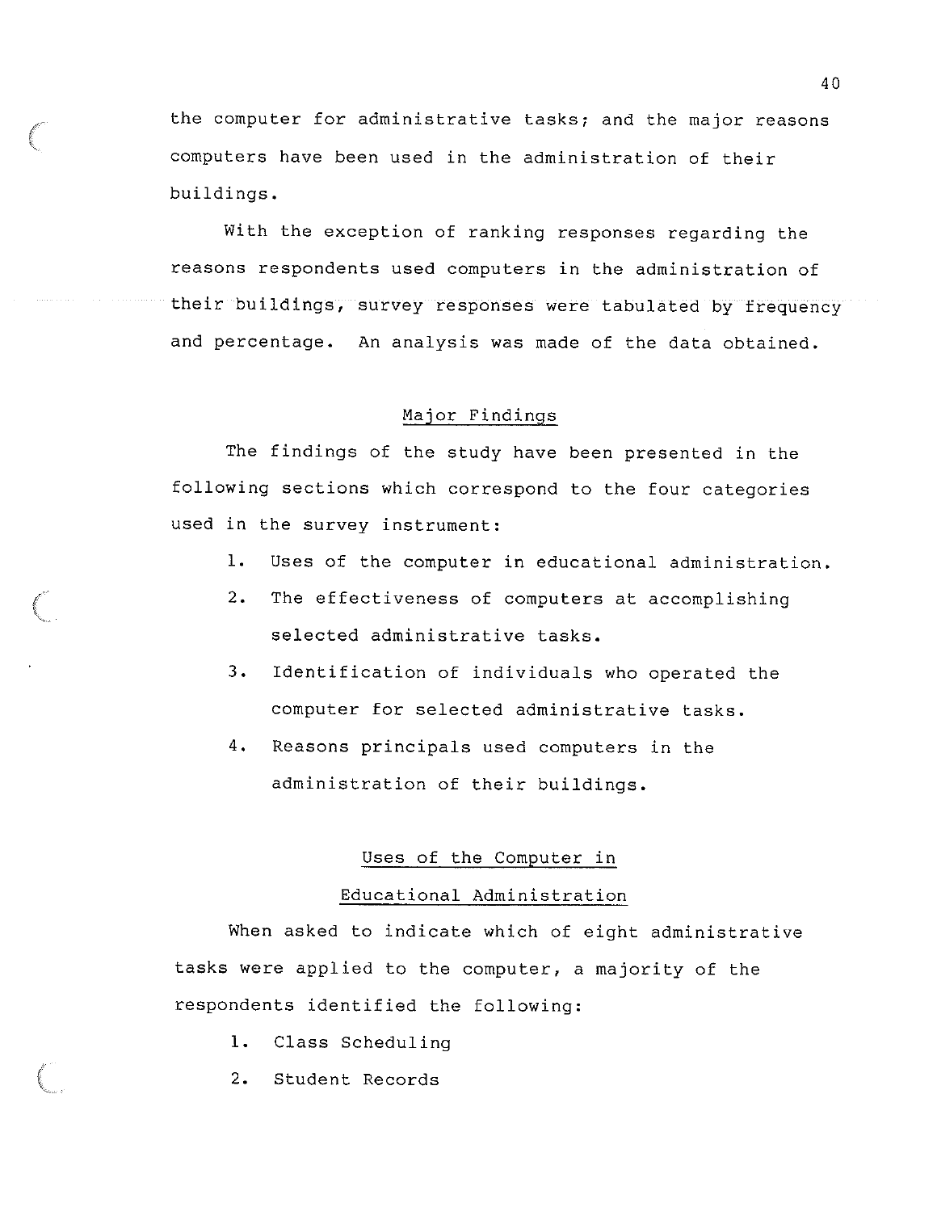the computer for administrative tasks; and the major reasons computers have been used in the administration of their buildings.

With the exception of ranking responses regarding the reasons respondents used computers in the administration of their buildings, survey responses were tabulated by frequency and percentage. An analysis was made of the data obtained.

## Major Findings

The findings of the study have been presented in the following sections which correspond to the four categories used in the survey instrument:

1. Uses of the computer in educational administration.
2. The effectiveness of computers at accomplishing selected administrative tasks.
3. Identification of individuals who operated the computer for selected administrative tasks.
4. Reasons principals used computers in the administration of their buildings.

### Uses of the Computer in Educational Administration

When asked to indicate which of eight administrative tasks were applied to the computer, a majority of the respondents identified the following:

1. Class Scheduling
2. Student Records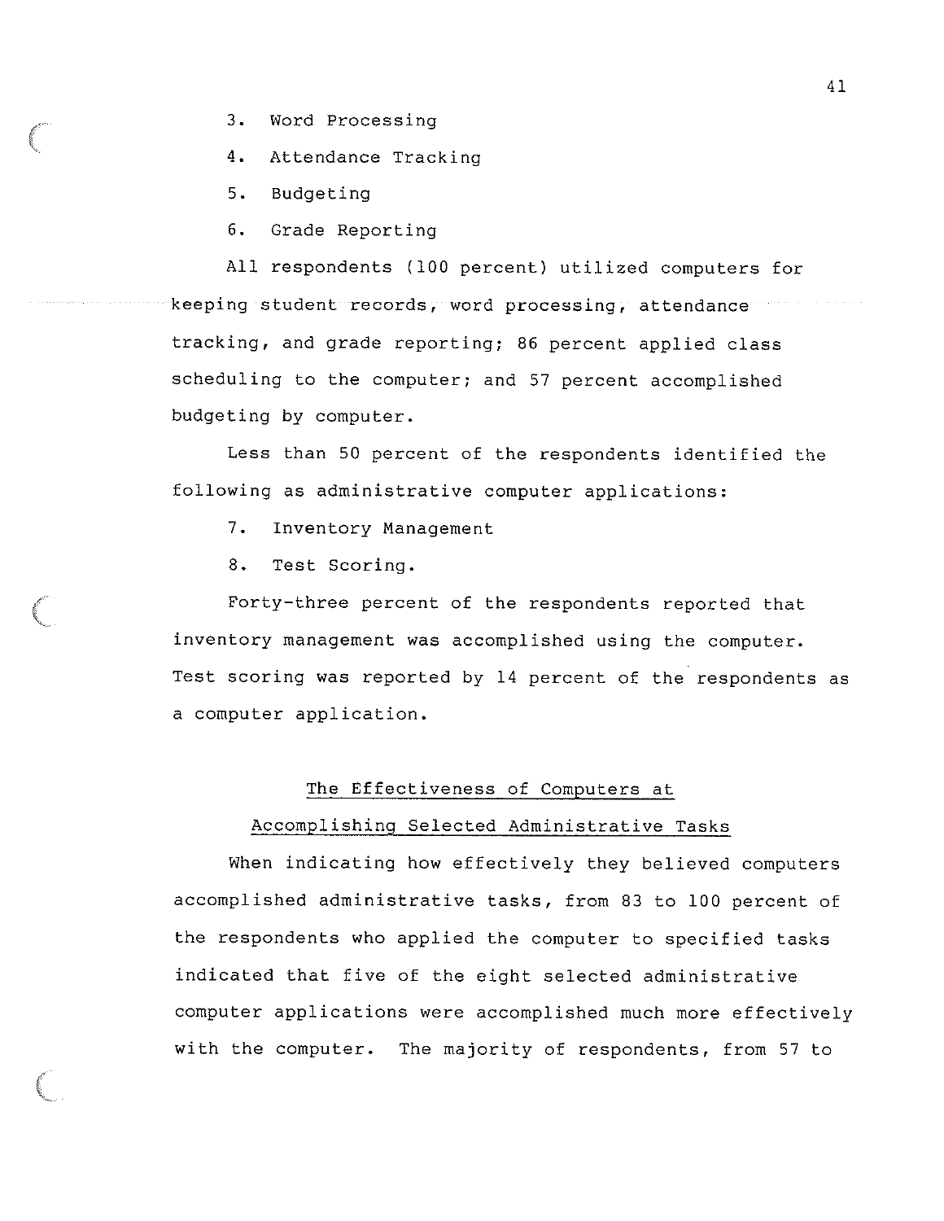3. Word Processing

4. Attendance Tracking

5. Budgeting

6. Grade Reporting

All respondents (100 percent) utilized computers for keeping student records, word processing, attendance tracking, and grade reporting; 86 percent applied class scheduling to the computer; and 57 percent accomplished budgeting by computer.

Less than 50 percent of the respondents identified the following as administrative computer applications:

7. Inventory Management

8. Test Scoring.

Forty-three percent of the respondents reported that inventory management was accomplished using the computer. Test scoring was reported by 14 percent of the respondents as a computer application.

## The Effectiveness of Computers at Accomplishing Selected Administrative Tasks

When indicating how effectively they believed computers accomplished administrative tasks, from 83 to 100 percent of the respondents who applied the computer to specified tasks indicated that five of the eight selected administrative computer applications were accomplished much more effectively with the computer. The majority of respondents, from 57 to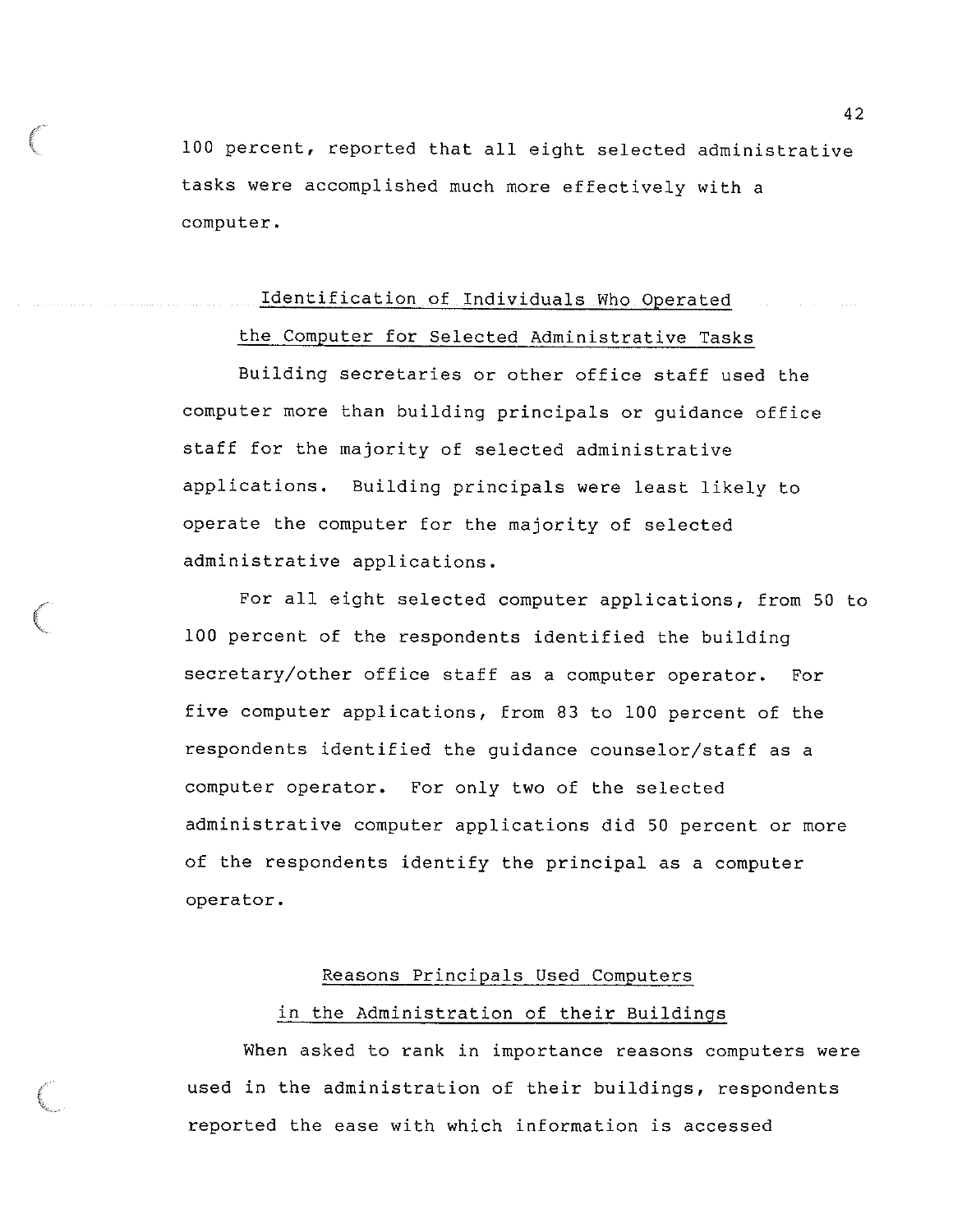100 percent, reported that all eight selected administrative tasks were accomplished much more effectively with a computer.

## Identification of Individuals Who Operated the Computer for Selected Administrative Tasks

Building secretaries or other office staff used the computer more than building principals or guidance office staff for the majority of selected administrative applications. Building principals were least likely to operate the computer for the majority of selected administrative applications.

For all eight selected computer applications, from 50 to 100 percent of the respondents identified the building secretary/other office staff as a computer operator. For five computer applications, from 83 to 100 percent of the respondents identified the guidance counselor/staff as a computer operator. For only two of the selected administrative computer applications did 50 percent or more of the respondents identify the principal as a computer operator.

## Reasons Principals Used Computers in the Administration of their Buildings

When asked to rank in importance reasons computers were used in the administration of their buildings, respondents reported the ease with which information is accessed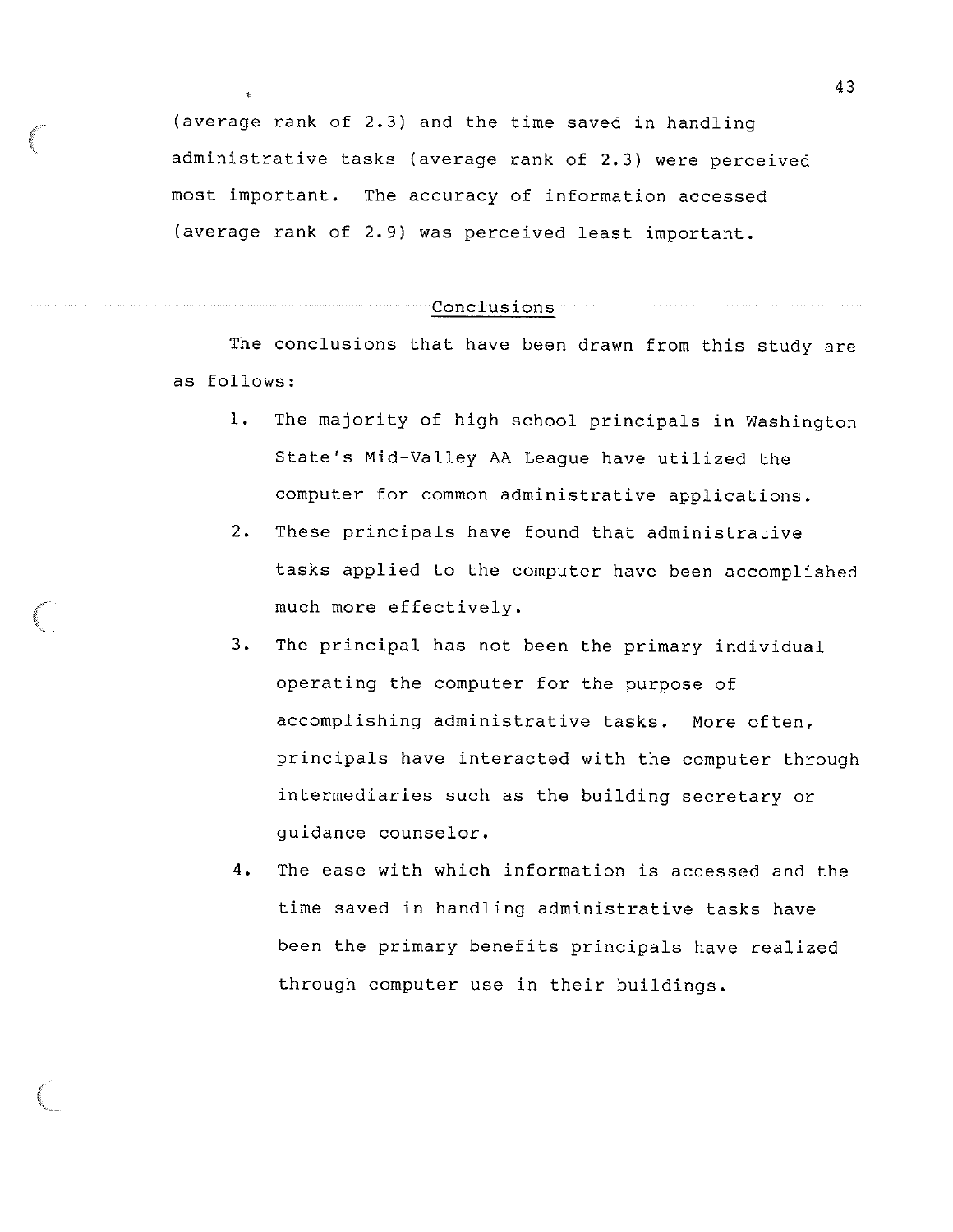(average rank of 2.3) and the time saved in handling administrative tasks (average rank of 2.3) were perceived most important. The accuracy of information accessed (average rank of 2.9) was perceived least important.

## Conclusions

The conclusions that have been drawn from this study are as follows:

1. The majority of high school principals in Washington State's Mid-Valley AA League have utilized the computer for common administrative applications.
2. These principals have found that administrative tasks applied to the computer have been accomplished much more effectively.
3. The principal has not been the primary individual operating the computer for the purpose of accomplishing administrative tasks. More often, principals have interacted with the computer through intermediaries such as the building secretary or guidance counselor.
4. The ease with which information is accessed and the time saved in handling administrative tasks have been the primary benefits principals have realized through computer use in their buildings.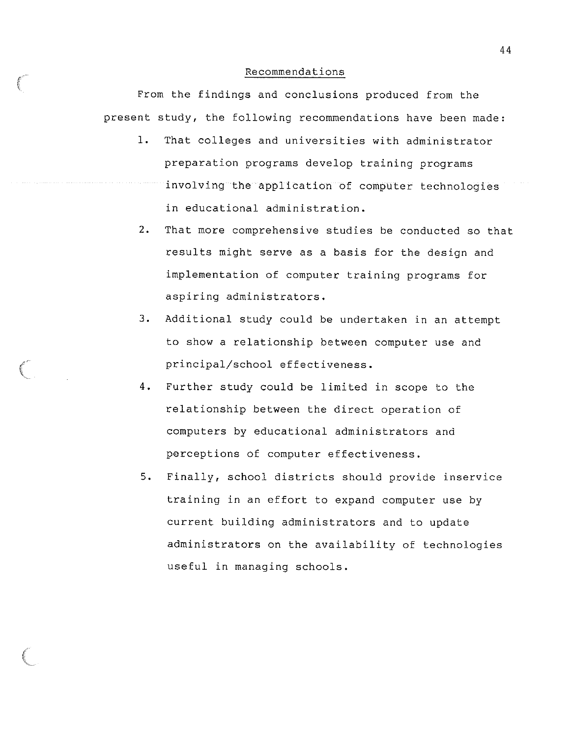## Recommendations

From the findings and conclusions produced from the present study, the following recommendations have been made:

1. That colleges and universities with administrator preparation programs develop training programs involving the application of computer technologies in educational administration.
2. That more comprehensive studies be conducted so that results might serve as a basis for the design and implementation of computer training programs for aspiring administrators.
3. Additional study could be undertaken in an attempt to show a relationship between computer use and principal/school effectiveness.
4. Further study could be limited in scope to the relationship between the direct operation of computers by educational administrators and perceptions of computer effectiveness.
5. Finally, school districts should provide inservice training in an effort to expand computer use by current building administrators and to update administrators on the availability of technologies useful in managing schools.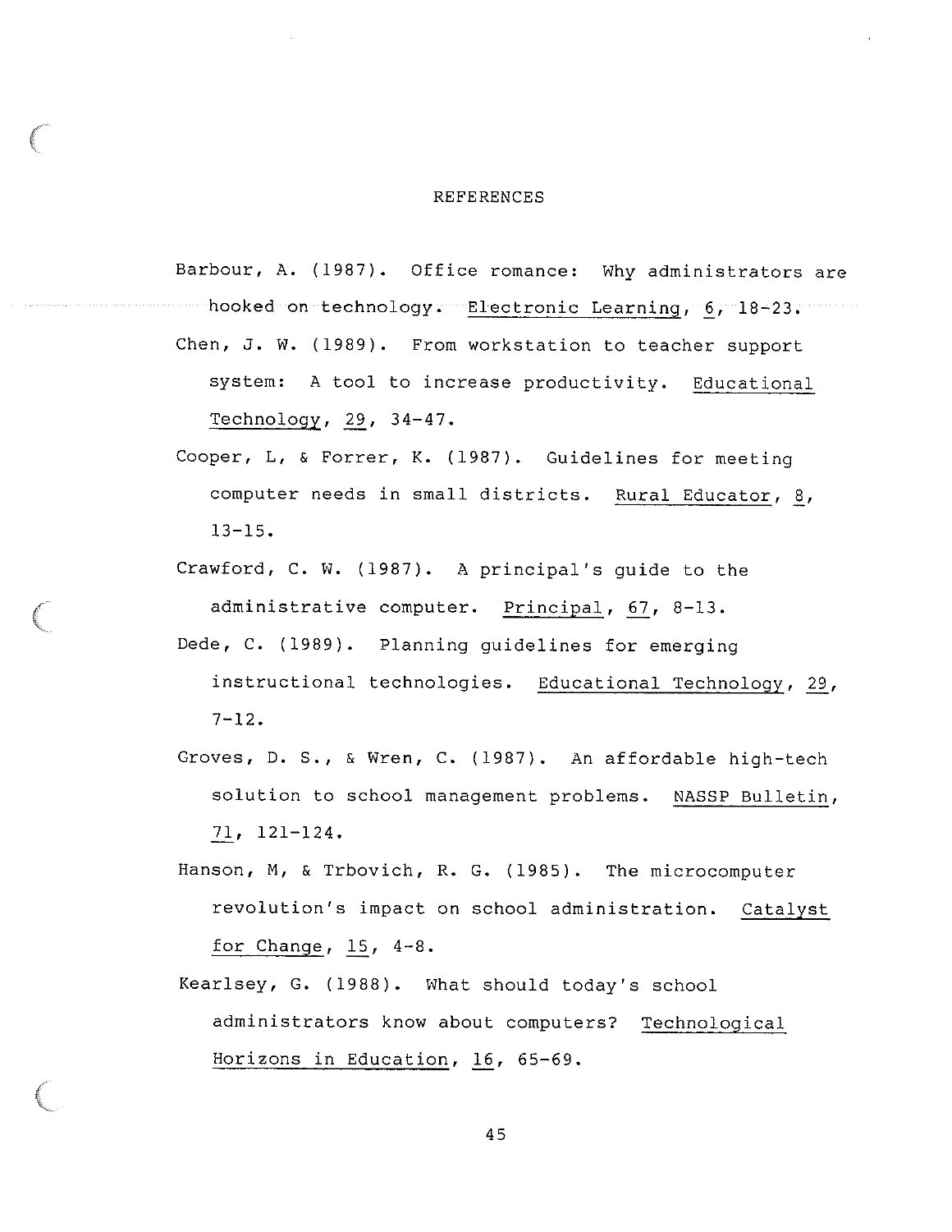# REFERENCES

Barbour, A. (1987). Office romance: Why administrators are hooked on technology. Electronic Learning, 6, 18-23.

Chen, J. W. (1989). From workstation to teacher support system: A tool to increase productivity. Educational Technology, 29, 34-47.

Cooper, L, & Forrer, K. (1987). Guidelines for meeting computer needs in small districts. Rural Educator, 8, 13-15.

Crawford, C. W. (1987). A principal's guide to the administrative computer. Principal, 67, 8-13.

Dede, C. (1989). Planning guidelines for emerging instructional technologies. Educational Technology, 29, 7-12.

Groves, D. S., & Wren, C. (1987). An affordable high-tech solution to school management problems. NASSP Bulletin, 71, 121-124.

Hanson, M, & Trbovich, R. G. (1985). The microcomputer revolution's impact on school administration. Catalyst for Change, 15, 4-8.

Kearlsey, G. (1988). What should today's school administrators know about computers? Technological Horizons in Education, 16, 65-69.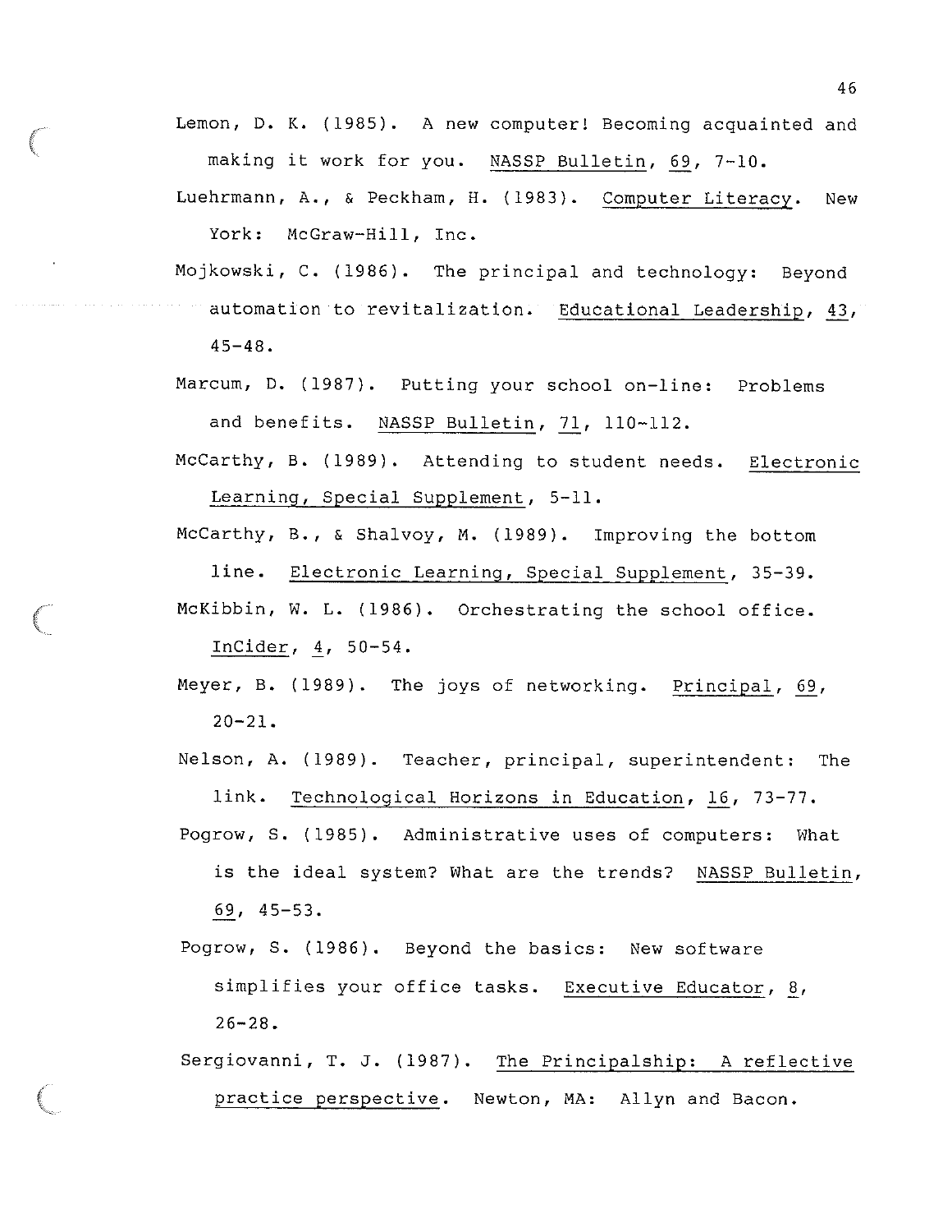Lemon, D. K. (1985). A new computer! Becoming acquainted and making it work for you. NASSP Bulletin, 69, 7-10.

Luehrmann, A., & Peckham, H. (1983). Computer Literacy. New York: McGraw-Hill, Inc.

Mojkowski, C. (1986). The principal and technology: Beyond automation to revitalization. Educational Leadership, 43, 45-48.

Marcum, D. (1987). Putting your school on-line: Problems and benefits. NASSP Bulletin, 71, 110-112.

McCarthy, B. (1989). Attending to student needs. Electronic Learning, Special Supplement, 5-11.

McCarthy, B., & Shalvoy, M. (1989). Improving the bottom line. Electronic Learning, Special Supplement, 35-39.

McKibbin, W. L. (1986). Orchestrating the school office. InCider, 4, 50-54.

Meyer, B. (1989). The joys of networking. Principal, 69, 20-21.

Nelson, A. (1989). Teacher, principal, superintendent: The link. Technological Horizons in Education, 16, 73-77.

Pogrow, S. (1985). Administrative uses of computers: What is the ideal system? What are the trends? NASSP Bulletin, 69, 45-53.

Pogrow, S. (1986). Beyond the basics: New software simplifies your office tasks. Executive Educator, 8, 26-28.

Sergiovanni, T. J. (1987). The Principalship: A reflective practice perspective. Newton, MA: Allyn and Bacon.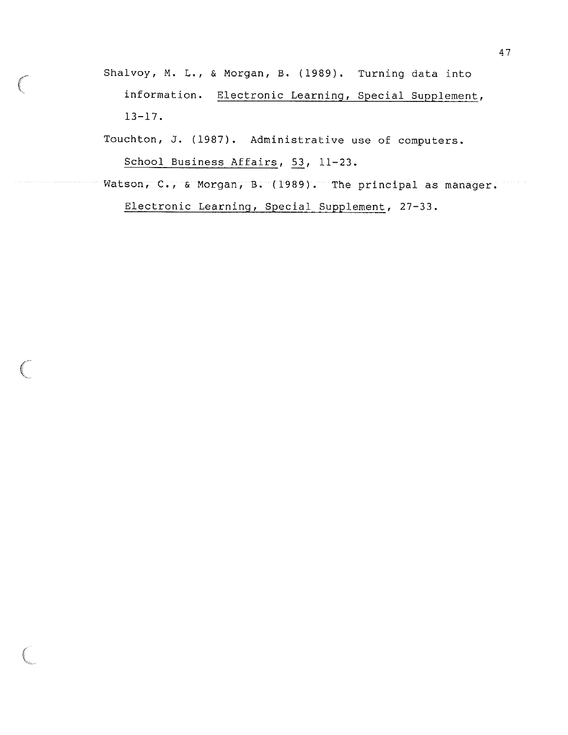Shalvoy, M. L., & Morgan, B. (1989). Turning data into information. Electronic Learning, Special Supplement, 13-17.

Touchton, J. (1987). Administrative use of computers. School Business Affairs, 53, 11-23.

Watson, C., & Morgan, B. (1989). The principal as manager. Electronic Learning, Special Supplement, 27-33.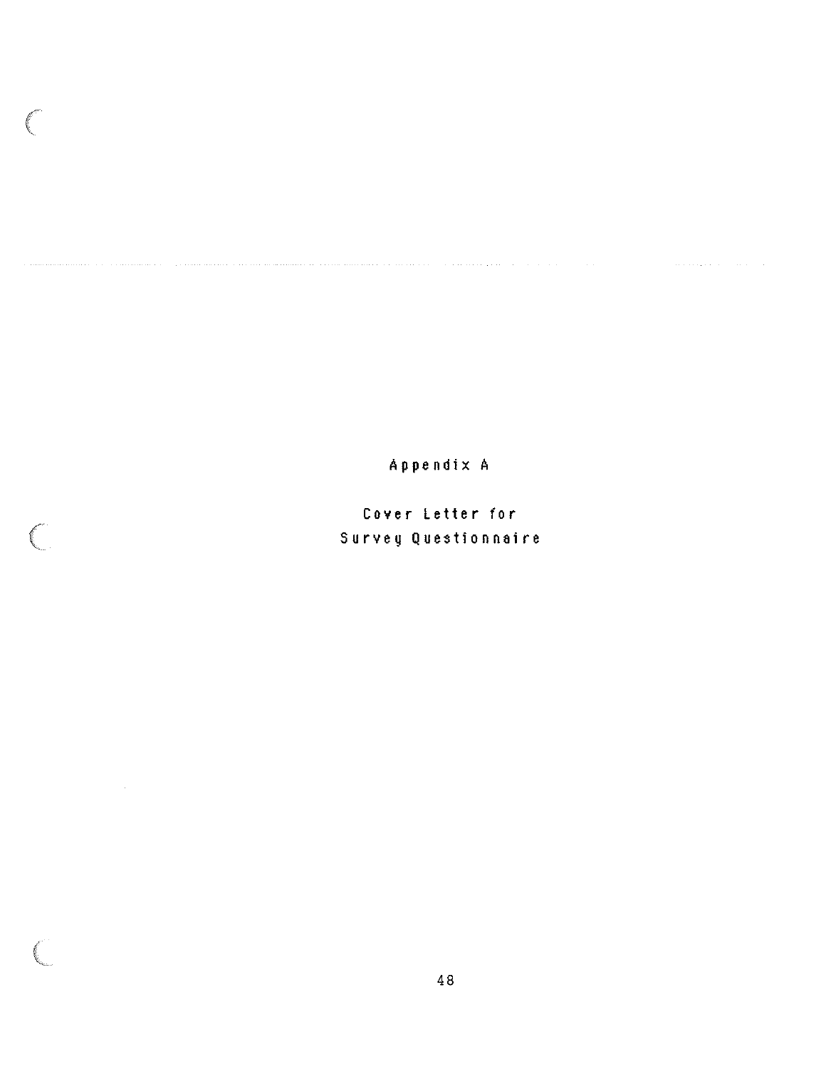# Appendix A

## Cover Letter for Survey Questionnaire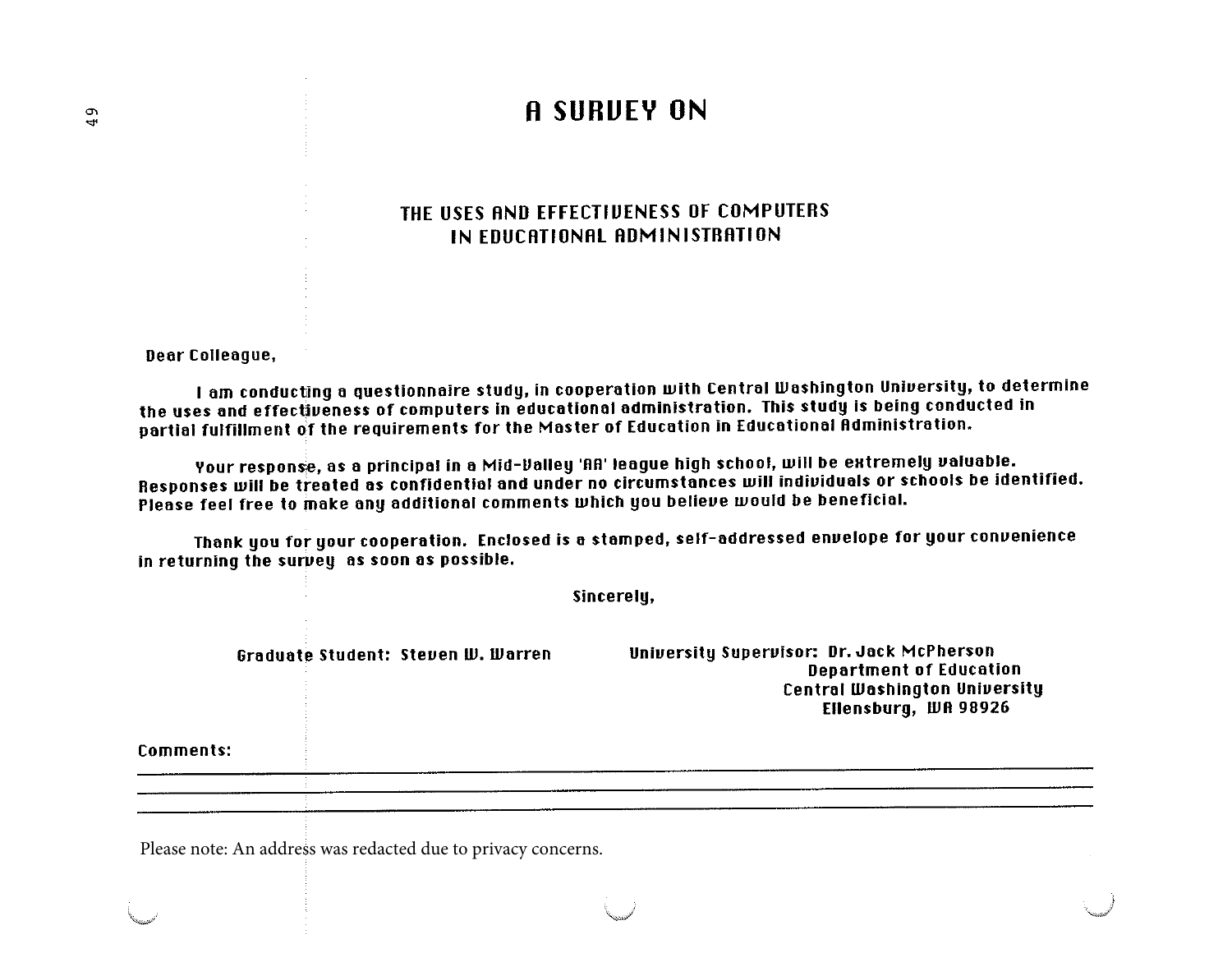# A SURVEY ON

## THE USES AND EFFECTIVENESS OF COMPUTERS IN EDUCATIONAL ADMINISTRATION

Dear Colleague,

I am conducting a questionnaire study, in cooperation with Central Washington University, to determine the uses and effectiveness of computers in educational administration. This study is being conducted in partial fulfillment of the requirements for the Master of Education in Educational Administration.

Your response, as a principal in a Mid-Valley 'AA' league high school, will be extremely valuable. Responses will be treated as confidential and under no circumstances will individuals or schools be identified. Please feel free to make any additional comments which you believe would be beneficial.

Thank you for your cooperation. Enclosed is a stamped, self-addressed envelope for your convenience in returning the survey as soon as possible.

Sincerely,

Graduate Student: Steven W. Warren

University Supervisor: Dr. Jack McPherson
Department of Education
Central Washington University
Ellensburg, WA 98926

Comments:

_______________________________________________

_______________________________________________

_______________________________________________

Please note: An address was redacted due to privacy concerns.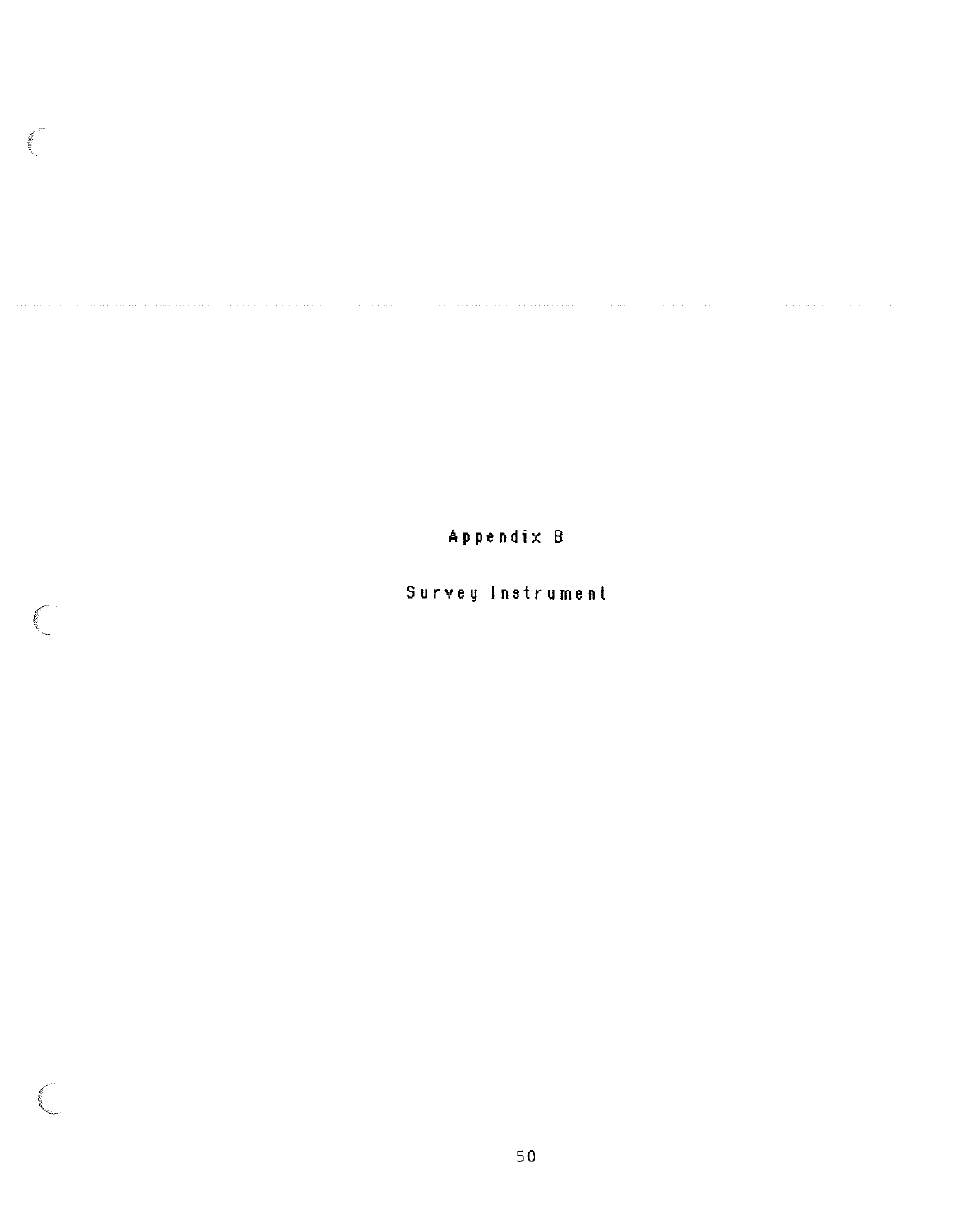# Appendix B

## Survey Instrument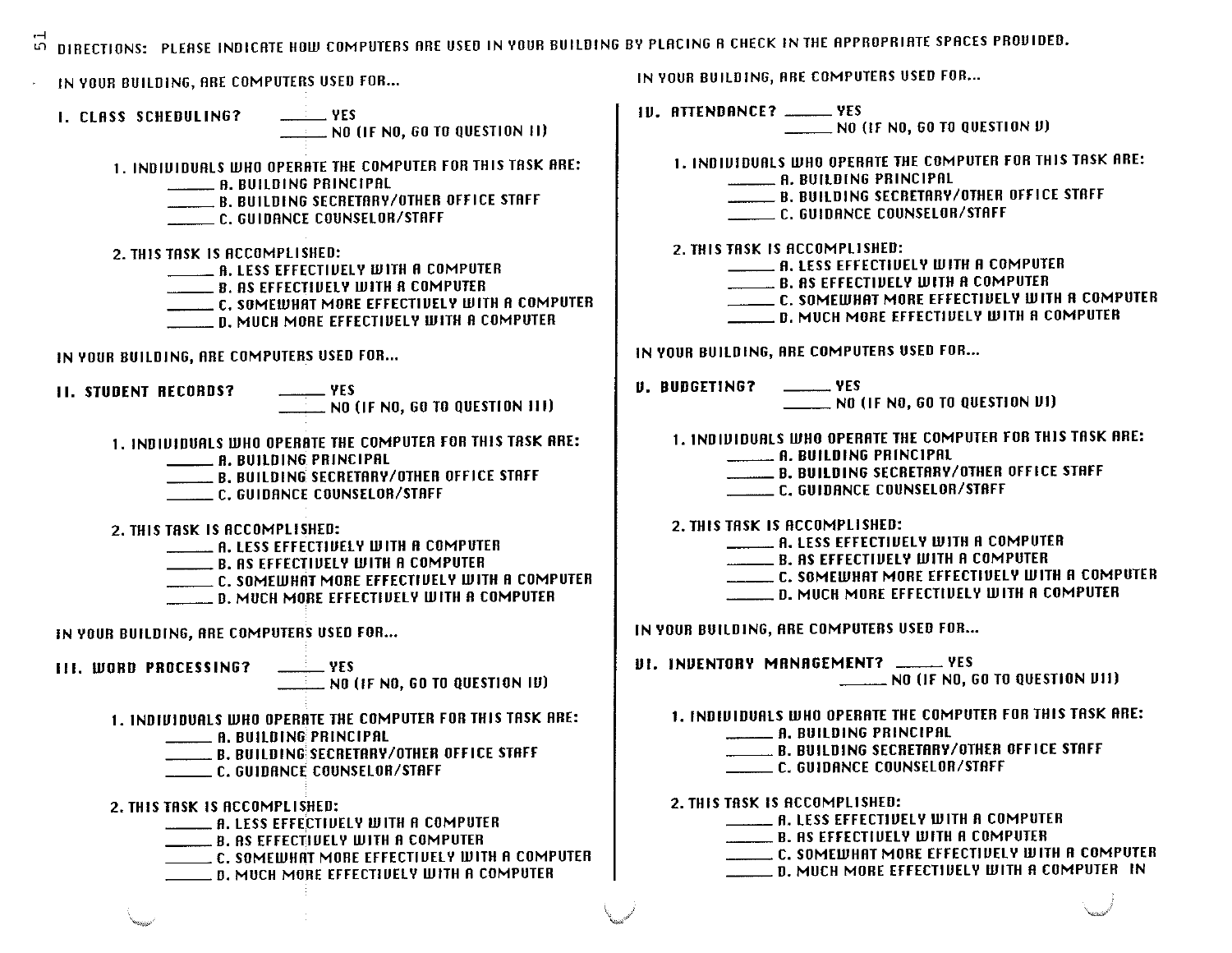DIRECTIONS: PLEASE INDICATE HOW COMPUTERS ARE USED IN YOUR BUILDING BY PLACING A CHECK IN THE APPROPRIATE SPACES PROVIDED.

IN YOUR BUILDING, ARE COMPUTERS USED FOR...

**I. CLASS SCHEDULING?** \_\_\_\_\_ YES
\_\_\_\_\_ NO (IF NO, GO TO QUESTION II)

1. INDIVIDUALS WHO OPERATE THE COMPUTER FOR THIS TASK ARE:
   - \_\_\_\_\_ A. BUILDING PRINCIPAL
   - \_\_\_\_\_ B. BUILDING SECRETARY/OTHER OFFICE STAFF
   - \_\_\_\_\_ C. GUIDANCE COUNSELOR/STAFF

2. THIS TASK IS ACCOMPLISHED:
   - \_\_\_\_\_ A. LESS EFFECTIVELY WITH A COMPUTER
   - \_\_\_\_\_ B. AS EFFECTIVELY WITH A COMPUTER
   - \_\_\_\_\_ C. SOMEWHAT MORE EFFECTIVELY WITH A COMPUTER
   - \_\_\_\_\_ D. MUCH MORE EFFECTIVELY WITH A COMPUTER

IN YOUR BUILDING, ARE COMPUTERS USED FOR...

**II. STUDENT RECORDS?** \_\_\_\_\_ YES
\_\_\_\_\_ NO (IF NO, GO TO QUESTION III)

1. INDIVIDUALS WHO OPERATE THE COMPUTER FOR THIS TASK ARE:
   - \_\_\_\_\_ A. BUILDING PRINCIPAL
   - \_\_\_\_\_ B. BUILDING SECRETARY/OTHER OFFICE STAFF
   - \_\_\_\_\_ C. GUIDANCE COUNSELOR/STAFF

2. THIS TASK IS ACCOMPLISHED:
   - \_\_\_\_\_ A. LESS EFFECTIVELY WITH A COMPUTER
   - \_\_\_\_\_ B. AS EFFECTIVELY WITH A COMPUTER
   - \_\_\_\_\_ C. SOMEWHAT MORE EFFECTIVELY WITH A COMPUTER
   - \_\_\_\_\_ D. MUCH MORE EFFECTIVELY WITH A COMPUTER

IN YOUR BUILDING, ARE COMPUTERS USED FOR...

**III. WORD PROCESSING?** \_\_\_\_\_ YES
\_\_\_\_\_ NO (IF NO, GO TO QUESTION IV)

1. INDIVIDUALS WHO OPERATE THE COMPUTER FOR THIS TASK ARE:
   - \_\_\_\_\_ A. BUILDING PRINCIPAL
   - \_\_\_\_\_ B. BUILDING SECRETARY/OTHER OFFICE STAFF
   - \_\_\_\_\_ C. GUIDANCE COUNSELOR/STAFF

2. THIS TASK IS ACCOMPLISHED:
   - \_\_\_\_\_ A. LESS EFFECTIVELY WITH A COMPUTER
   - \_\_\_\_\_ B. AS EFFECTIVELY WITH A COMPUTER
   - \_\_\_\_\_ C. SOMEWHAT MORE EFFECTIVELY WITH A COMPUTER
   - \_\_\_\_\_ D. MUCH MORE EFFECTIVELY WITH A COMPUTER

IN YOUR BUILDING, ARE COMPUTERS USED FOR...

**IV. ATTENDANCE?** \_\_\_\_\_ YES
\_\_\_\_\_ NO (IF NO, GO TO QUESTION V)

1. INDIVIDUALS WHO OPERATE THE COMPUTER FOR THIS TASK ARE:
   - \_\_\_\_\_ A. BUILDING PRINCIPAL
   - \_\_\_\_\_ B. BUILDING SECRETARY/OTHER OFFICE STAFF
   - \_\_\_\_\_ C. GUIDANCE COUNSELOR/STAFF

2. THIS TASK IS ACCOMPLISHED:
   - \_\_\_\_\_ A. LESS EFFECTIVELY WITH A COMPUTER
   - \_\_\_\_\_ B. AS EFFECTIVELY WITH A COMPUTER
   - \_\_\_\_\_ C. SOMEWHAT MORE EFFECTIVELY WITH A COMPUTER
   - \_\_\_\_\_ D. MUCH MORE EFFECTIVELY WITH A COMPUTER

IN YOUR BUILDING, ARE COMPUTERS USED FOR...

**V. BUDGETING?** \_\_\_\_\_ YES
\_\_\_\_\_ NO (IF NO, GO TO QUESTION VI)

1. INDIVIDUALS WHO OPERATE THE COMPUTER FOR THIS TASK ARE:
   - \_\_\_\_\_ A. BUILDING PRINCIPAL
   - \_\_\_\_\_ B. BUILDING SECRETARY/OTHER OFFICE STAFF
   - \_\_\_\_\_ C. GUIDANCE COUNSELOR/STAFF

2. THIS TASK IS ACCOMPLISHED:
   - \_\_\_\_\_ A. LESS EFFECTIVELY WITH A COMPUTER
   - \_\_\_\_\_ B. AS EFFECTIVELY WITH A COMPUTER
   - \_\_\_\_\_ C. SOMEWHAT MORE EFFECTIVELY WITH A COMPUTER
   - \_\_\_\_\_ D. MUCH MORE EFFECTIVELY WITH A COMPUTER

IN YOUR BUILDING, ARE COMPUTERS USED FOR...

**VI. INVENTORY MANAGEMENT?** \_\_\_\_\_ YES
\_\_\_\_\_ NO (IF NO, GO TO QUESTION VII)

1. INDIVIDUALS WHO OPERATE THE COMPUTER FOR THIS TASK ARE:
   - \_\_\_\_\_ A. BUILDING PRINCIPAL
   - \_\_\_\_\_ B. BUILDING SECRETARY/OTHER OFFICE STAFF
   - \_\_\_\_\_ C. GUIDANCE COUNSELOR/STAFF

2. THIS TASK IS ACCOMPLISHED:
   - \_\_\_\_\_ A. LESS EFFECTIVELY WITH A COMPUTER
   - \_\_\_\_\_ B. AS EFFECTIVELY WITH A COMPUTER
   - \_\_\_\_\_ C. SOMEWHAT MORE EFFECTIVELY WITH A COMPUTER
   - \_\_\_\_\_ D. MUCH MORE EFFECTIVELY WITH A COMPUTER IN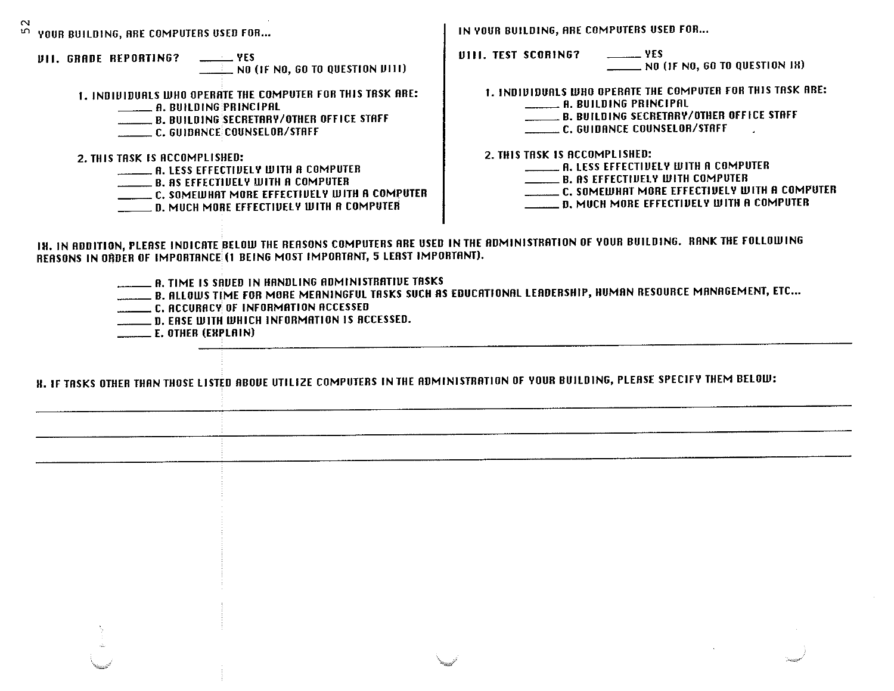YOUR BUILDING, ARE COMPUTERS USED FOR...

VII. GRADE REPORTING? ______ YES
______ NO (IF NO, GO TO QUESTION VIII)

1. INDIVIDUALS WHO OPERATE THE COMPUTER FOR THIS TASK ARE:
   - ______ A. BUILDING PRINCIPAL
   - ______ B. BUILDING SECRETARY/OTHER OFFICE STAFF
   - ______ C. GUIDANCE COUNSELOR/STAFF

2. THIS TASK IS ACCOMPLISHED:
   - ______ A. LESS EFFECTIVELY WITH A COMPUTER
   - ______ B. AS EFFECTIVELY WITH A COMPUTER
   - ______ C. SOMEWHAT MORE EFFECTIVELY WITH A COMPUTER
   - ______ D. MUCH MORE EFFECTIVELY WITH A COMPUTER

IN YOUR BUILDING, ARE COMPUTERS USED FOR...

VIII. TEST SCORING? ______ YES
______ NO (IF NO, GO TO QUESTION IX)

1. INDIVIDUALS WHO OPERATE THE COMPUTER FOR THIS TASK ARE:
   - ______ A. BUILDING PRINCIPAL
   - ______ B. BUILDING SECRETARY/OTHER OFFICE STAFF
   - ______ C. GUIDANCE COUNSELOR/STAFF

2. THIS TASK IS ACCOMPLISHED:
   - ______ A. LESS EFFECTIVELY WITH A COMPUTER
   - ______ B. AS EFFECTIVELY WITH COMPUTER
   - ______ C. SOMEWHAT MORE EFFECTIVELY WITH A COMPUTER
   - ______ D. MUCH MORE EFFECTIVELY WITH A COMPUTER

IX. IN ADDITION, PLEASE INDICATE BELOW THE REASONS COMPUTERS ARE USED IN THE ADMINISTRATION OF YOUR BUILDING. RANK THE FOLLOWING REASONS IN ORDER OF IMPORTANCE (1 BEING MOST IMPORTANT, 5 LEAST IMPORTANT).

- ______ A. TIME IS SAVED IN HANDLING ADMINISTRATIVE TASKS
- ______ B. ALLOWS TIME FOR MORE MEANINGFUL TASKS SUCH AS EDUCATIONAL LEADERSHIP, HUMAN RESOURCE MANAGEMENT, ETC...
- ______ C. ACCURACY OF INFORMATION ACCESSED
- ______ D. EASE WITH WHICH INFORMATION IS ACCESSED.
- ______ E. OTHER (EXPLAIN) ________________________________________

X. IF TASKS OTHER THAN THOSE LISTED ABOVE UTILIZE COMPUTERS IN THE ADMINISTRATION OF YOUR BUILDING, PLEASE SPECIFY THEM BELOW:

________________________________________________________________

________________________________________________________________

________________________________________________________________